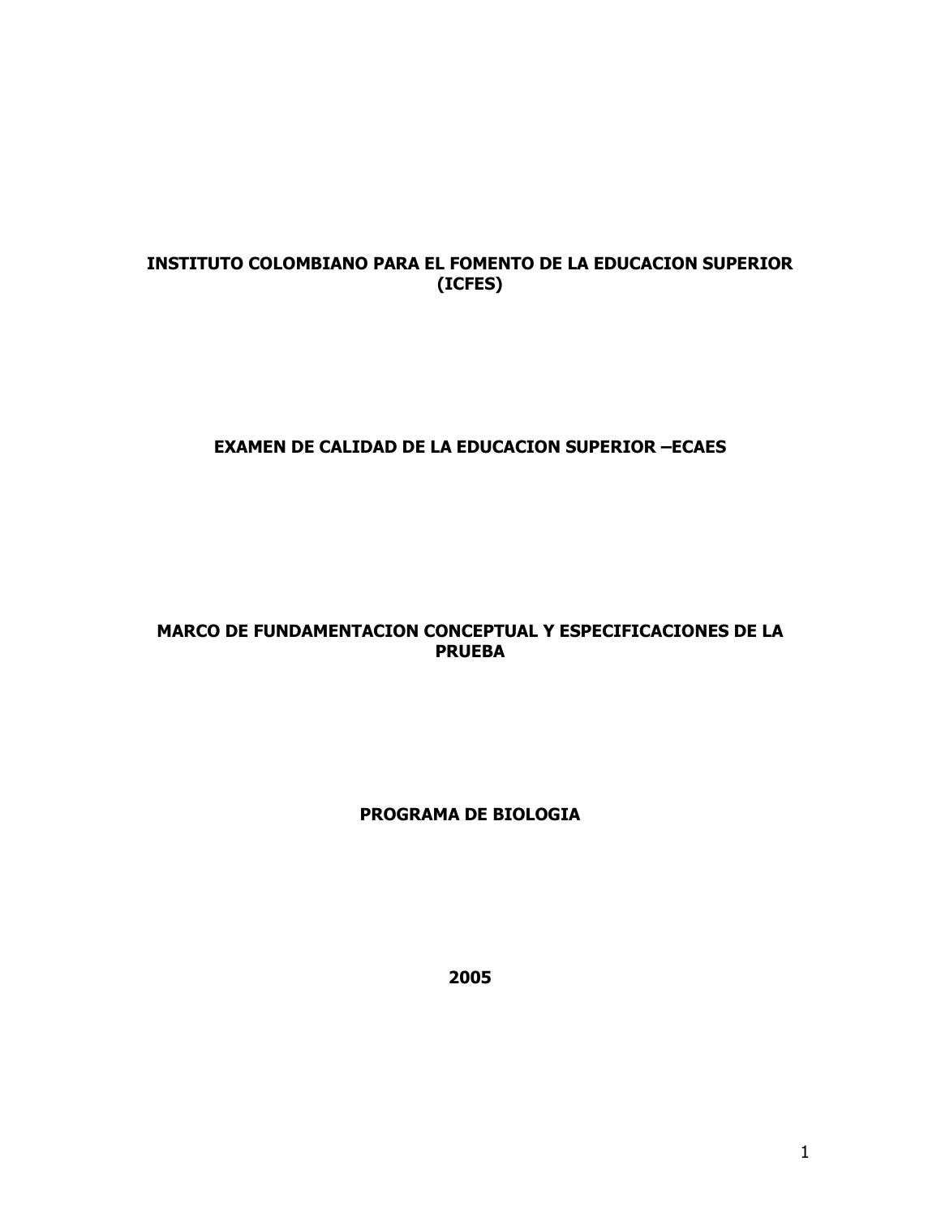**INSTITUTO COLOMBIANO PARA EL FOMENTO DE LA EDUCACION SUPERIOR (ICFES)**

**EXAMEN DE CALIDAD DE LA EDUCACION SUPERIOR –ECAES**

**MARCO DE FUNDAMENTACION CONCEPTUAL Y ESPECIFICACIONES DE LA PRUEBA**

**PROGRAMA DE BIOLOGIA**

**2005**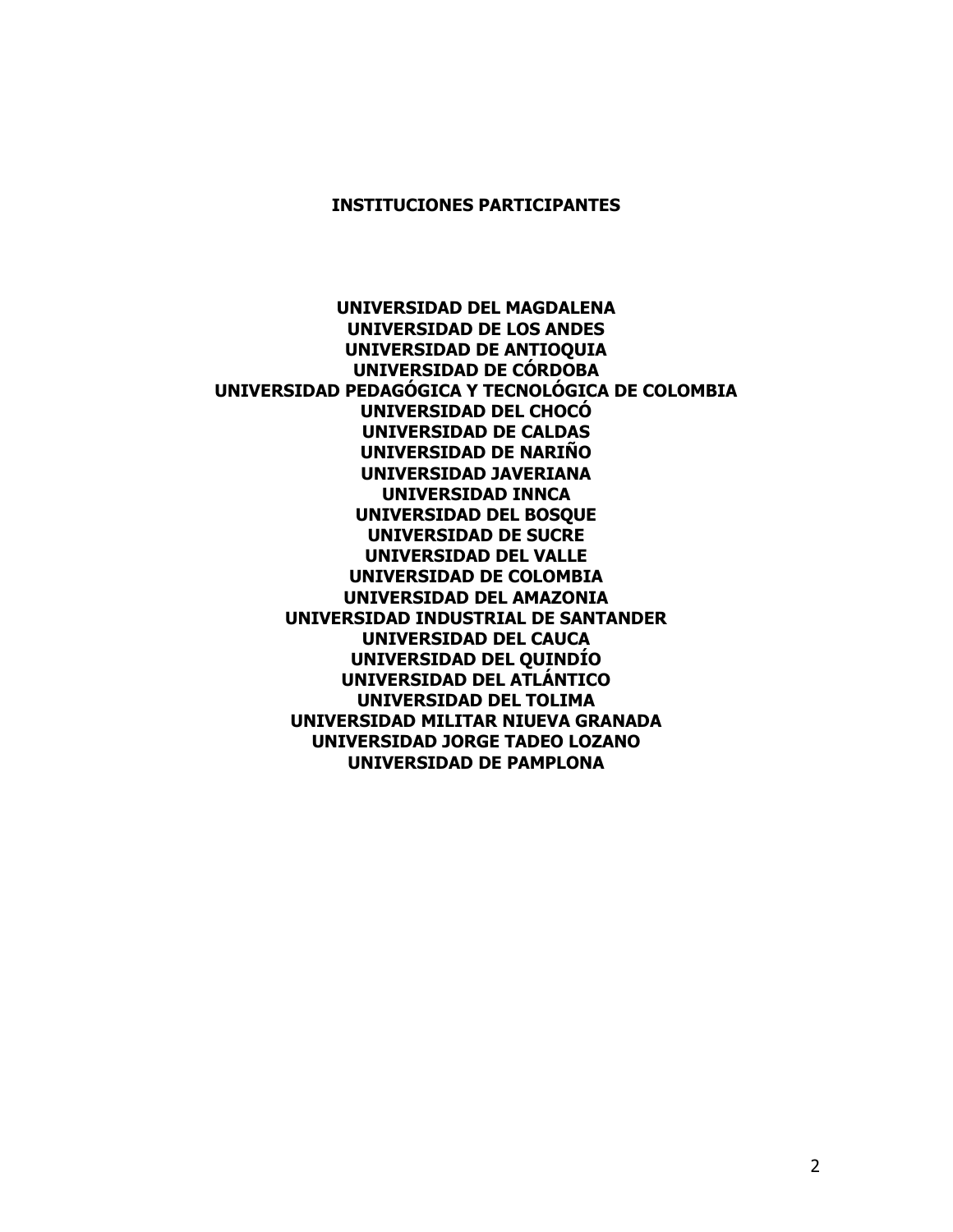## INSTITUCIONES PARTICIPANTES

**UNIVERSIDAD DEL MAGDALENA**
**UNIVERSIDAD DE LOS ANDES**
**UNIVERSIDAD DE ANTIOQUIA**
**UNIVERSIDAD DE CÓRDOBA**
**UNIVERSIDAD PEDAGÓGICA Y TECNOLÓGICA DE COLOMBIA**
**UNIVERSIDAD DEL CHOCÓ**
**UNIVERSIDAD DE CALDAS**
**UNIVERSIDAD DE NARIÑO**
**UNIVERSIDAD JAVERIANA**
**UNIVERSIDAD INNCA**
**UNIVERSIDAD DEL BOSQUE**
**UNIVERSIDAD DE SUCRE**
**UNIVERSIDAD DEL VALLE**
**UNIVERSIDAD DE COLOMBIA**
**UNIVERSIDAD DEL AMAZONIA**
**UNIVERSIDAD INDUSTRIAL DE SANTANDER**
**UNIVERSIDAD DEL CAUCA**
**UNIVERSIDAD DEL QUINDÍO**
**UNIVERSIDAD DEL ATLÁNTICO**
**UNIVERSIDAD DEL TOLIMA**
**UNIVERSIDAD MILITAR NIUEVA GRANADA**
**UNIVERSIDAD JORGE TADEO LOZANO**
**UNIVERSIDAD DE PAMPLONA**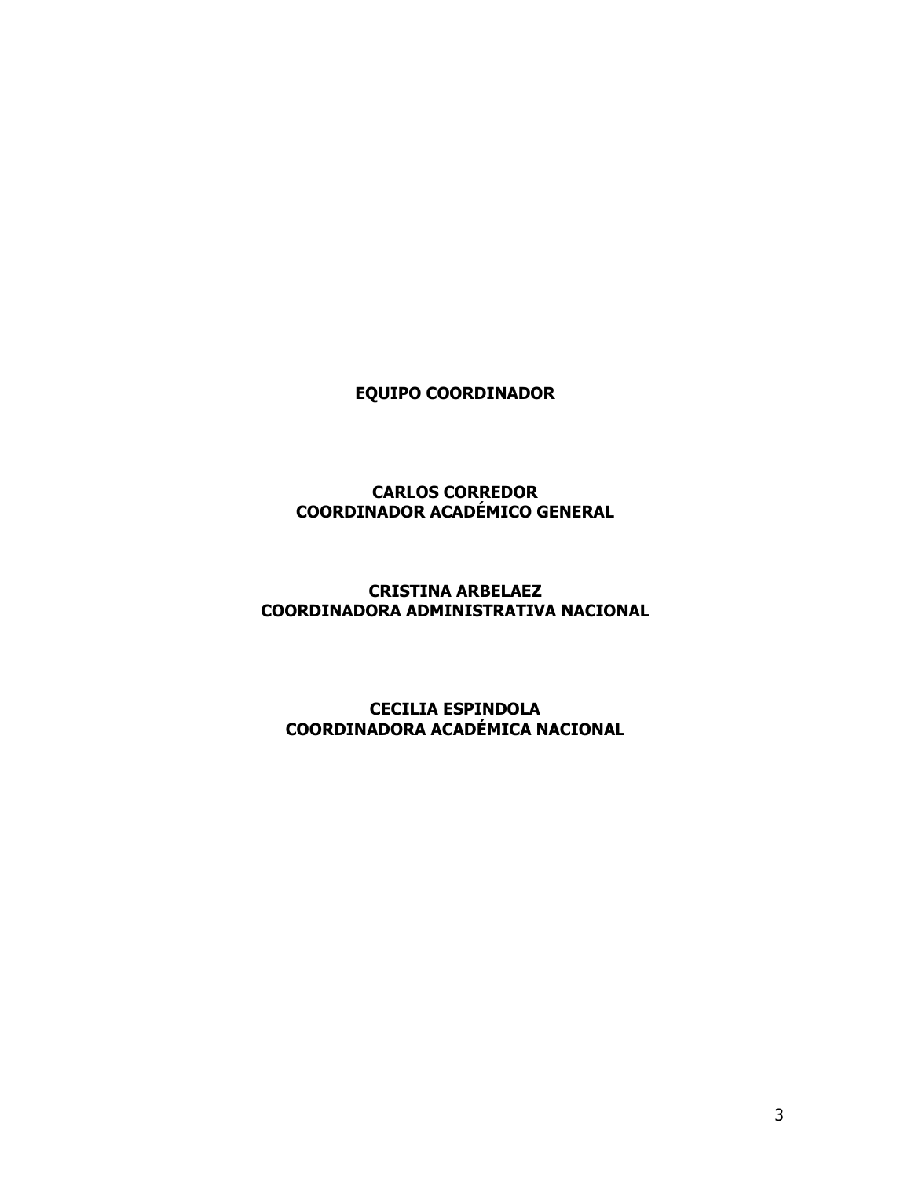**EQUIPO COORDINADOR**

**CARLOS CORREDOR**
**COORDINADOR ACADÉMICO GENERAL**

**CRISTINA ARBELAEZ**
**COORDINADORA ADMINISTRATIVA NACIONAL**

**CECILIA ESPINDOLA**
**COORDINADORA ACADÉMICA NACIONAL**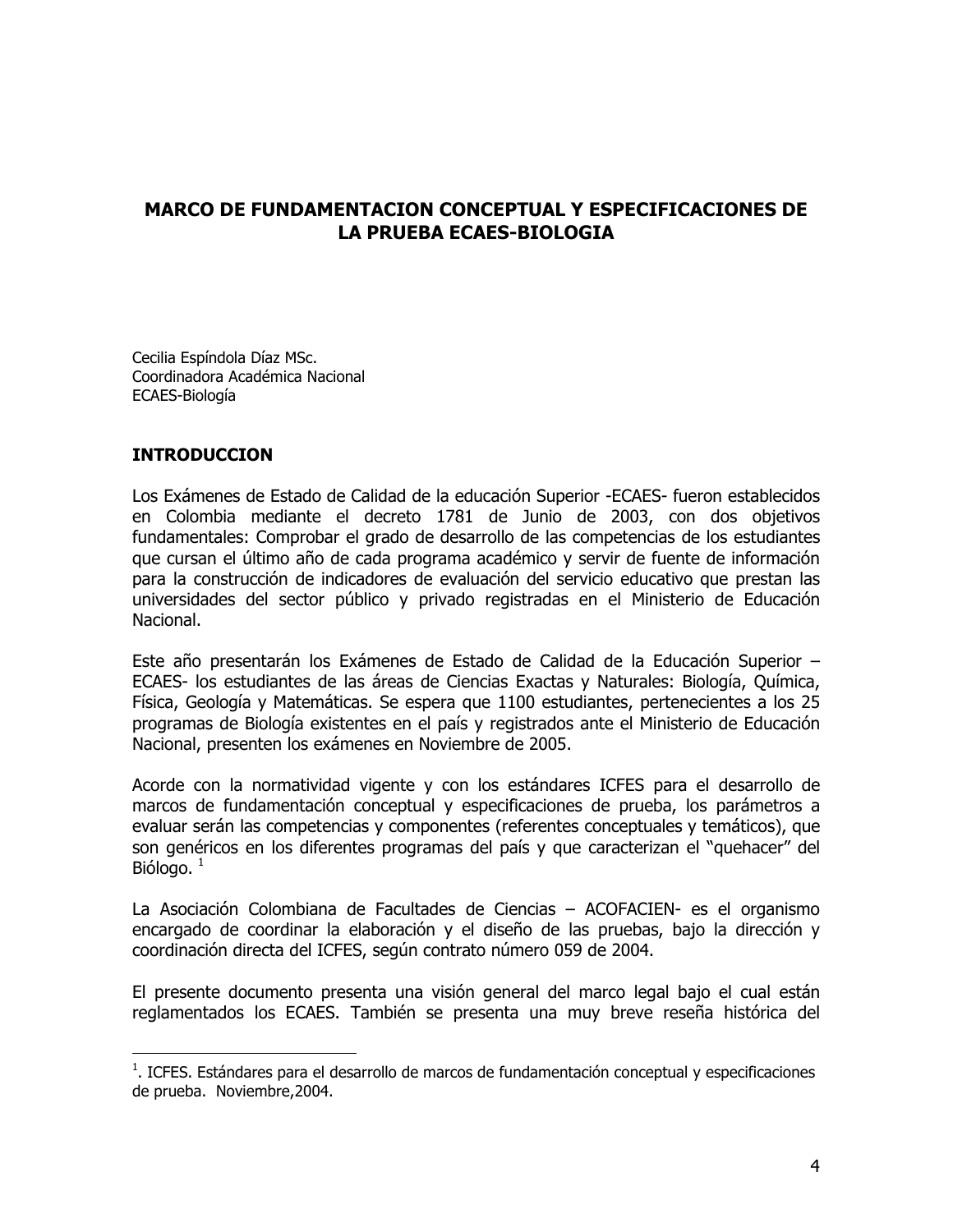# MARCO DE FUNDAMENTACION CONCEPTUAL Y ESPECIFICACIONES DE LA PRUEBA ECAES-BIOLOGIA

Cecilia Espíndola Díaz MSc.
Coordinadora Académica Nacional
ECAES-Biología

## INTRODUCCION

Los Exámenes de Estado de Calidad de la educación Superior -ECAES- fueron establecidos en Colombia mediante el decreto 1781 de Junio de 2003, con dos objetivos fundamentales: Comprobar el grado de desarrollo de las competencias de los estudiantes que cursan el último año de cada programa académico y servir de fuente de información para la construcción de indicadores de evaluación del servicio educativo que prestan las universidades del sector público y privado registradas en el Ministerio de Educación Nacional.

Este año presentarán los Exámenes de Estado de Calidad de la Educación Superior –ECAES- los estudiantes de las áreas de Ciencias Exactas y Naturales: Biología, Química, Física, Geología y Matemáticas. Se espera que 1100 estudiantes, pertenecientes a los 25 programas de Biología existentes en el país y registrados ante el Ministerio de Educación Nacional, presenten los exámenes en Noviembre de 2005.

Acorde con la normatividad vigente y con los estándares ICFES para el desarrollo de marcos de fundamentación conceptual y especificaciones de prueba, los parámetros a evaluar serán las competencias y componentes (referentes conceptuales y temáticos), que son genéricos en los diferentes programas del país y que caracterizan el "quehacer" del Biólogo. [1]

La Asociación Colombiana de Facultades de Ciencias – ACOFACIEN- es el organismo encargado de coordinar la elaboración y el diseño de las pruebas, bajo la dirección y coordinación directa del ICFES, según contrato número 059 de 2004.

El presente documento presenta una visión general del marco legal bajo el cual están reglamentados los ECAES. También se presenta una muy breve reseña histórica del

---

[1]. ICFES. Estándares para el desarrollo de marcos de fundamentación conceptual y especificaciones de prueba. Noviembre,2004.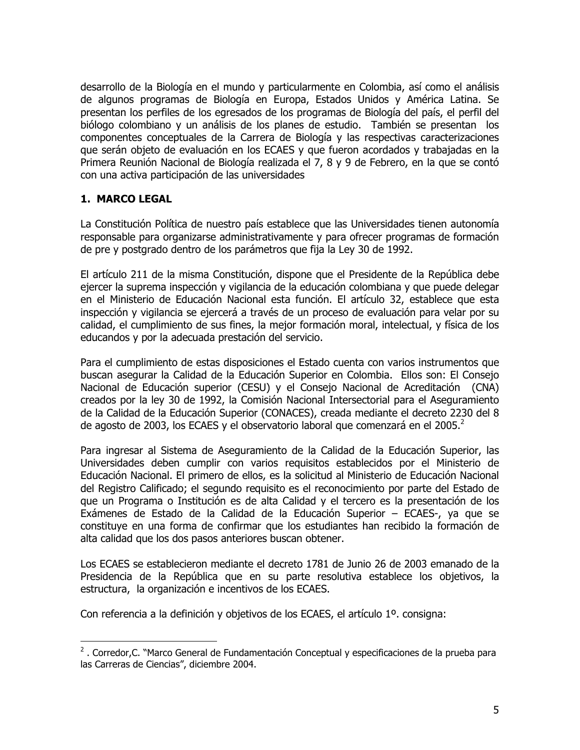desarrollo de la Biología en el mundo y particularmente en Colombia, así como el análisis de algunos programas de Biología en Europa, Estados Unidos y América Latina. Se presentan los perfiles de los egresados de los programas de Biología del país, el perfil del biólogo colombiano y un análisis de los planes de estudio. También se presentan los componentes conceptuales de la Carrera de Biología y las respectivas caracterizaciones que serán objeto de evaluación en los ECAES y que fueron acordados y trabajadas en la Primera Reunión Nacional de Biología realizada el 7, 8 y 9 de Febrero, en la que se contó con una activa participación de las universidades

## 1. MARCO LEGAL

La Constitución Política de nuestro país establece que las Universidades tienen autonomía responsable para organizarse administrativamente y para ofrecer programas de formación de pre y postgrado dentro de los parámetros que fija la Ley 30 de 1992.

El artículo 211 de la misma Constitución, dispone que el Presidente de la República debe ejercer la suprema inspección y vigilancia de la educación colombiana y que puede delegar en el Ministerio de Educación Nacional esta función. El artículo 32, establece que esta inspección y vigilancia se ejercerá a través de un proceso de evaluación para velar por su calidad, el cumplimiento de sus fines, la mejor formación moral, intelectual, y física de los educandos y por la adecuada prestación del servicio.

Para el cumplimiento de estas disposiciones el Estado cuenta con varios instrumentos que buscan asegurar la Calidad de la Educación Superior en Colombia. Ellos son: El Consejo Nacional de Educación superior (CESU) y el Consejo Nacional de Acreditación (CNA) creados por la ley 30 de 1992, la Comisión Nacional Intersectorial para el Aseguramiento de la Calidad de la Educación Superior (CONACES), creada mediante el decreto 2230 del 8 de agosto de 2003, los ECAES y el observatorio laboral que comenzará en el 2005.[2]

Para ingresar al Sistema de Aseguramiento de la Calidad de la Educación Superior, las Universidades deben cumplir con varios requisitos establecidos por el Ministerio de Educación Nacional. El primero de ellos, es la solicitud al Ministerio de Educación Nacional del Registro Calificado; el segundo requisito es el reconocimiento por parte del Estado de que un Programa o Institución es de alta Calidad y el tercero es la presentación de los Exámenes de Estado de la Calidad de la Educación Superior – ECAES-, ya que se constituye en una forma de confirmar que los estudiantes han recibido la formación de alta calidad que los dos pasos anteriores buscan obtener.

Los ECAES se establecieron mediante el decreto 1781 de Junio 26 de 2003 emanado de la Presidencia de la República que en su parte resolutiva establece los objetivos, la estructura, la organización e incentivos de los ECAES.

Con referencia a la definición y objetivos de los ECAES, el artículo 1º. consigna:

---

[2] . Corredor,C. "Marco General de Fundamentación Conceptual y especificaciones de la prueba para las Carreras de Ciencias", diciembre 2004.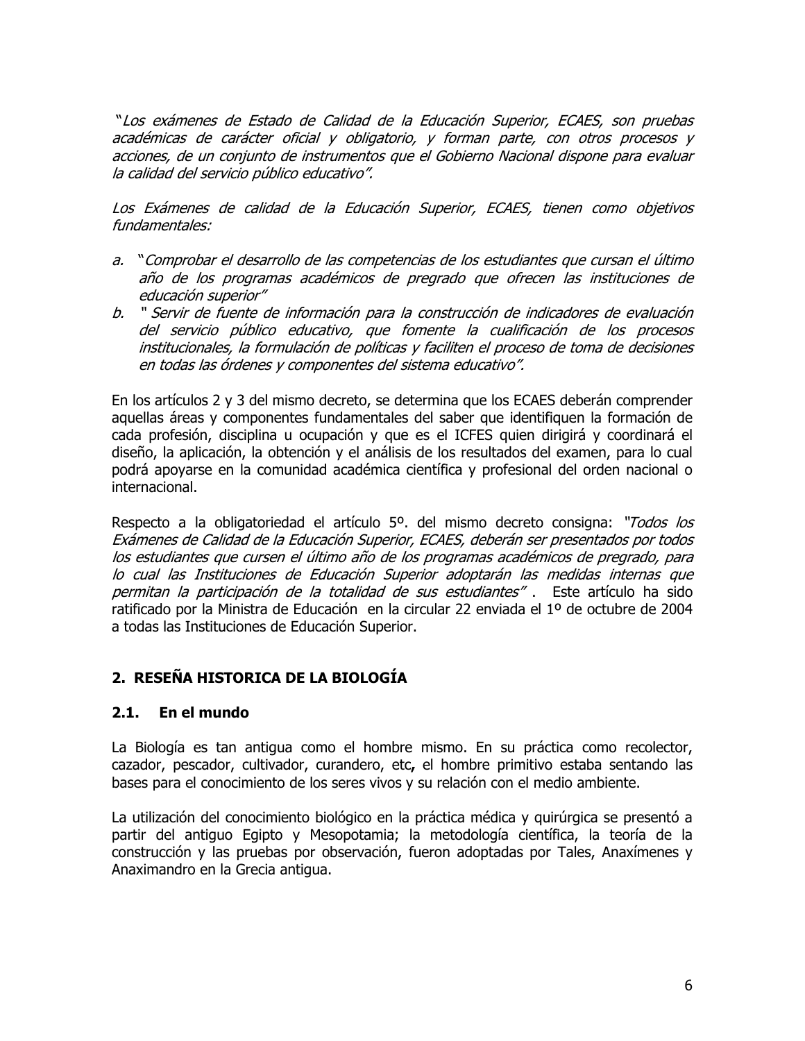*"Los exámenes de Estado de Calidad de la Educación Superior, ECAES, son pruebas académicas de carácter oficial y obligatorio, y forman parte, con otros procesos y acciones, de un conjunto de instrumentos que el Gobierno Nacional dispone para evaluar la calidad del servicio público educativo".*

*Los Exámenes de calidad de la Educación Superior, ECAES, tienen como objetivos fundamentales:*

*a. "Comprobar el desarrollo de las competencias de los estudiantes que cursan el último año de los programas académicos de pregrado que ofrecen las instituciones de educación superior"*
*b. " Servir de fuente de información para la construcción de indicadores de evaluación del servicio público educativo, que fomente la cualificación de los procesos institucionales, la formulación de políticas y faciliten el proceso de toma de decisiones en todas las órdenes y componentes del sistema educativo".*

En los artículos 2 y 3 del mismo decreto, se determina que los ECAES deberán comprender aquellas áreas y componentes fundamentales del saber que identifiquen la formación de cada profesión, disciplina u ocupación y que es el ICFES quien dirigirá y coordinará el diseño, la aplicación, la obtención y el análisis de los resultados del examen, para lo cual podrá apoyarse en la comunidad académica científica y profesional del orden nacional o internacional.

Respecto a la obligatoriedad el artículo 5º. del mismo decreto consigna: *"Todos los Exámenes de Calidad de la Educación Superior, ECAES, deberán ser presentados por todos los estudiantes que cursen el último año de los programas académicos de pregrado, para lo cual las Instituciones de Educación Superior adoptarán las medidas internas que permitan la participación de la totalidad de sus estudiantes"* . Este artículo ha sido ratificado por la Ministra de Educación en la circular 22 enviada el 1º de octubre de 2004 a todas las Instituciones de Educación Superior.

## 2. RESEÑA HISTORICA DE LA BIOLOGÍA

### 2.1. En el mundo

La Biología es tan antigua como el hombre mismo. En su práctica como recolector, cazador, pescador, cultivador, curandero, etc**,** el hombre primitivo estaba sentando las bases para el conocimiento de los seres vivos y su relación con el medio ambiente.

La utilización del conocimiento biológico en la práctica médica y quirúrgica se presentó a partir del antiguo Egipto y Mesopotamia; la metodología científica, la teoría de la construcción y las pruebas por observación, fueron adoptadas por Tales, Anaxímenes y Anaximandro en la Grecia antigua.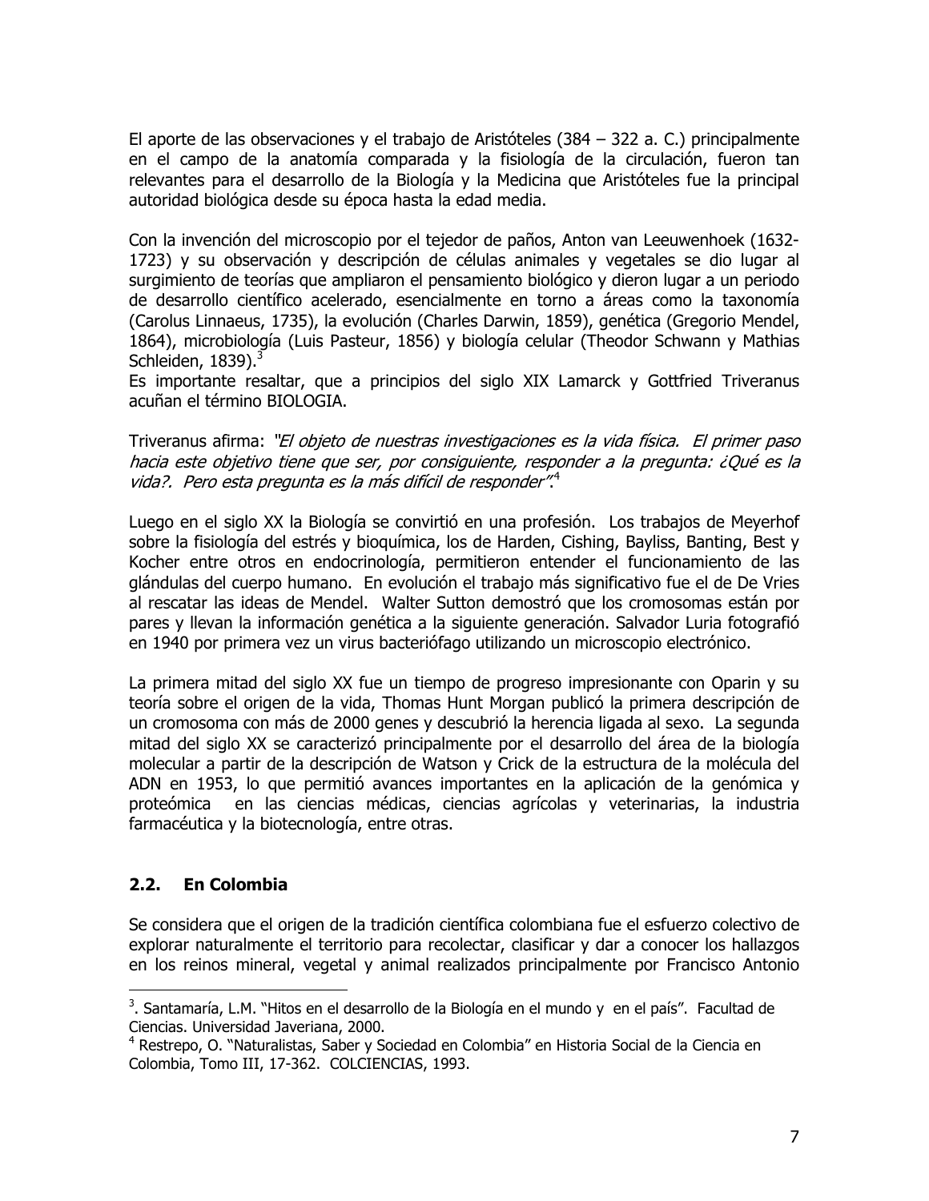El aporte de las observaciones y el trabajo de Aristóteles (384 – 322 a. C.) principalmente en el campo de la anatomía comparada y la fisiología de la circulación, fueron tan relevantes para el desarrollo de la Biología y la Medicina que Aristóteles fue la principal autoridad biológica desde su época hasta la edad media.

Con la invención del microscopio por el tejedor de paños, Anton van Leeuwenhoek (1632-1723) y su observación y descripción de células animales y vegetales se dio lugar al surgimiento de teorías que ampliaron el pensamiento biológico y dieron lugar a un periodo de desarrollo científico acelerado, esencialmente en torno a áreas como la taxonomía (Carolus Linnaeus, 1735), la evolución (Charles Darwin, 1859), genética (Gregorio Mendel, 1864), microbiología (Luis Pasteur, 1856) y biología celular (Theodor Schwann y Mathias Schleiden, 1839).[3]
Es importante resaltar, que a principios del siglo XIX Lamarck y Gottfried Triveranus acuñan el término BIOLOGIA.

Triveranus afirma: *"El objeto de nuestras investigaciones es la vida física. El primer paso hacia este objetivo tiene que ser, por consiguiente, responder a la pregunta: ¿Qué es la vida?. Pero esta pregunta es la más difícil de responder"*.[4]

Luego en el siglo XX la Biología se convirtió en una profesión. Los trabajos de Meyerhof sobre la fisiología del estrés y bioquímica, los de Harden, Cishing, Bayliss, Banting, Best y Kocher entre otros en endocrinología, permitieron entender el funcionamiento de las glándulas del cuerpo humano. En evolución el trabajo más significativo fue el de De Vries al rescatar las ideas de Mendel. Walter Sutton demostró que los cromosomas están por pares y llevan la información genética a la siguiente generación. Salvador Luria fotografió en 1940 por primera vez un virus bacteriófago utilizando un microscopio electrónico.

La primera mitad del siglo XX fue un tiempo de progreso impresionante con Oparin y su teoría sobre el origen de la vida, Thomas Hunt Morgan publicó la primera descripción de un cromosoma con más de 2000 genes y descubrió la herencia ligada al sexo. La segunda mitad del siglo XX se caracterizó principalmente por el desarrollo del área de la biología molecular a partir de la descripción de Watson y Crick de la estructura de la molécula del ADN en 1953, lo que permitió avances importantes en la aplicación de la genómica y proteómica en las ciencias médicas, ciencias agrícolas y veterinarias, la industria farmacéutica y la biotecnología, entre otras.

## 2.2. En Colombia

Se considera que el origen de la tradición científica colombiana fue el esfuerzo colectivo de explorar naturalmente el territorio para recolectar, clasificar y dar a conocer los hallazgos en los reinos mineral, vegetal y animal realizados principalmente por Francisco Antonio

---

[3]. Santamaría, L.M. "Hitos en el desarrollo de la Biología en el mundo y en el país". Facultad de Ciencias. Universidad Javeriana, 2000.

[4] Restrepo, O. "Naturalistas, Saber y Sociedad en Colombia" en Historia Social de la Ciencia en Colombia, Tomo III, 17-362. COLCIENCIAS, 1993.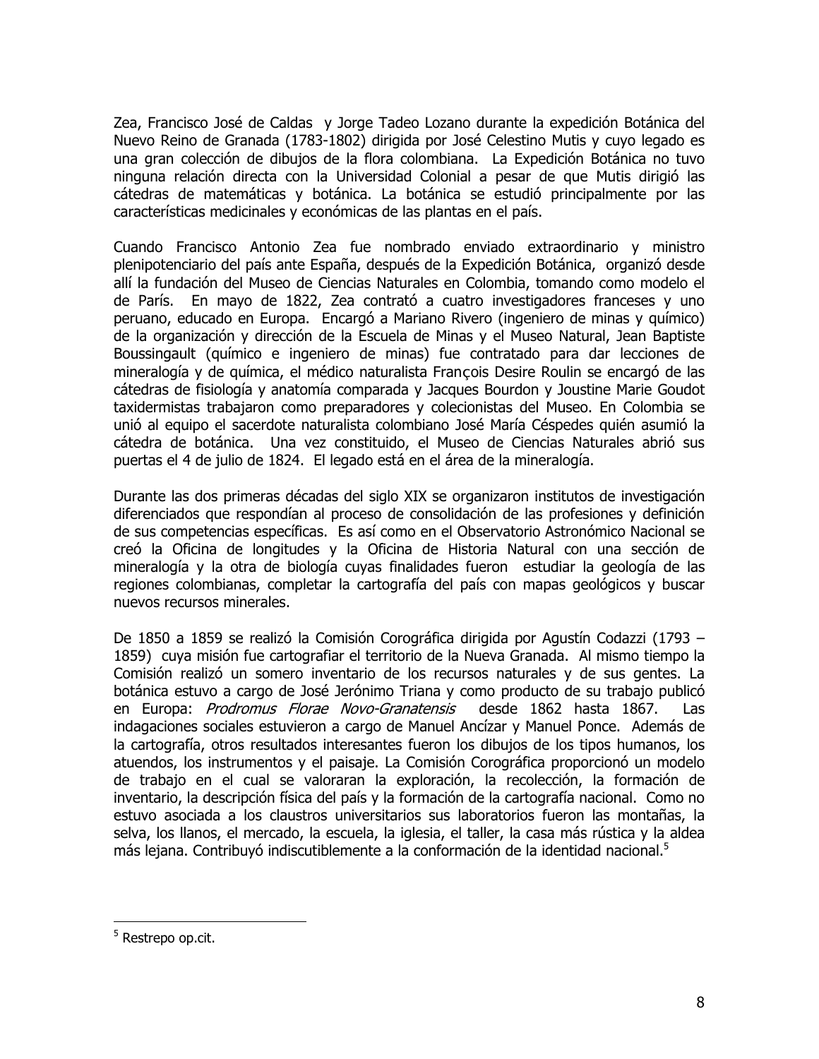Zea, Francisco José de Caldas y Jorge Tadeo Lozano durante la expedición Botánica del Nuevo Reino de Granada (1783-1802) dirigida por José Celestino Mutis y cuyo legado es una gran colección de dibujos de la flora colombiana. La Expedición Botánica no tuvo ninguna relación directa con la Universidad Colonial a pesar de que Mutis dirigió las cátedras de matemáticas y botánica. La botánica se estudió principalmente por las características medicinales y económicas de las plantas en el país.

Cuando Francisco Antonio Zea fue nombrado enviado extraordinario y ministro plenipotenciario del país ante España, después de la Expedición Botánica, organizó desde allí la fundación del Museo de Ciencias Naturales en Colombia, tomando como modelo el de París. En mayo de 1822, Zea contrató a cuatro investigadores franceses y uno peruano, educado en Europa. Encargó a Mariano Rivero (ingeniero de minas y químico) de la organización y dirección de la Escuela de Minas y el Museo Natural, Jean Baptiste Boussingault (químico e ingeniero de minas) fue contratado para dar lecciones de mineralogía y de química, el médico naturalista François Desire Roulin se encargó de las cátedras de fisiología y anatomía comparada y Jacques Bourdon y Joustine Marie Goudot taxidermistas trabajaron como preparadores y colecionistas del Museo. En Colombia se unió al equipo el sacerdote naturalista colombiano José María Céspedes quién asumió la cátedra de botánica. Una vez constituido, el Museo de Ciencias Naturales abrió sus puertas el 4 de julio de 1824. El legado está en el área de la mineralogía.

Durante las dos primeras décadas del siglo XIX se organizaron institutos de investigación diferenciados que respondían al proceso de consolidación de las profesiones y definición de sus competencias específicas. Es así como en el Observatorio Astronómico Nacional se creó la Oficina de longitudes y la Oficina de Historia Natural con una sección de mineralogía y la otra de biología cuyas finalidades fueron estudiar la geología de las regiones colombianas, completar la cartografía del país con mapas geológicos y buscar nuevos recursos minerales.

De 1850 a 1859 se realizó la Comisión Corográfica dirigida por Agustín Codazzi (1793 – 1859) cuya misión fue cartografiar el territorio de la Nueva Granada. Al mismo tiempo la Comisión realizó un somero inventario de los recursos naturales y de sus gentes. La botánica estuvo a cargo de José Jerónimo Triana y como producto de su trabajo publicó en Europa: *Prodromus Florae Novo-Granatensis* desde 1862 hasta 1867. Las indagaciones sociales estuvieron a cargo de Manuel Ancízar y Manuel Ponce. Además de la cartografía, otros resultados interesantes fueron los dibujos de los tipos humanos, los atuendos, los instrumentos y el paisaje. La Comisión Corográfica proporcionó un modelo de trabajo en el cual se valoraran la exploración, la recolección, la formación de inventario, la descripción física del país y la formación de la cartografía nacional. Como no estuvo asociada a los claustros universitarios sus laboratorios fueron las montañas, la selva, los llanos, el mercado, la escuela, la iglesia, el taller, la casa más rústica y la aldea más lejana. Contribuyó indiscutiblemente a la conformación de la identidad nacional.[5]

---

[5] Restrepo op.cit.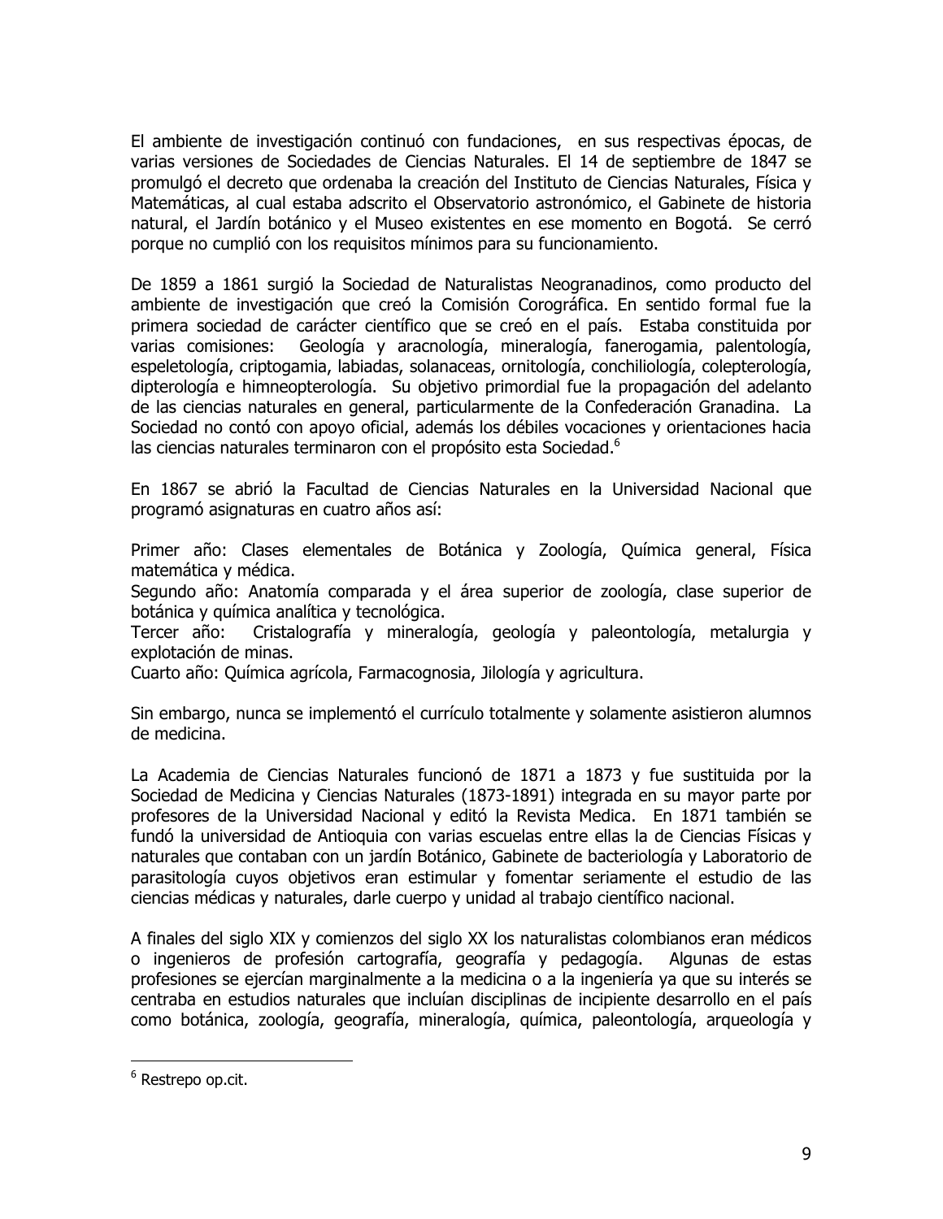El ambiente de investigación continuó con fundaciones, en sus respectivas épocas, de varias versiones de Sociedades de Ciencias Naturales. El 14 de septiembre de 1847 se promulgó el decreto que ordenaba la creación del Instituto de Ciencias Naturales, Física y Matemáticas, al cual estaba adscrito el Observatorio astronómico, el Gabinete de historia natural, el Jardín botánico y el Museo existentes en ese momento en Bogotá. Se cerró porque no cumplió con los requisitos mínimos para su funcionamiento.

De 1859 a 1861 surgió la Sociedad de Naturalistas Neogranadinos, como producto del ambiente de investigación que creó la Comisión Corográfica. En sentido formal fue la primera sociedad de carácter científico que se creó en el país. Estaba constituida por varias comisiones: Geología y aracnología, mineralogía, fanerogamia, palentología, espeletología, criptogamia, labiadas, solanaceas, ornitología, conchiliología, colepterología, dipterología e himneopterología. Su objetivo primordial fue la propagación del adelanto de las ciencias naturales en general, particularmente de la Confederación Granadina. La Sociedad no contó con apoyo oficial, además los débiles vocaciones y orientaciones hacia las ciencias naturales terminaron con el propósito esta Sociedad.[6]

En 1867 se abrió la Facultad de Ciencias Naturales en la Universidad Nacional que programó asignaturas en cuatro años así:

Primer año: Clases elementales de Botánica y Zoología, Química general, Física matemática y médica.
Segundo año: Anatomía comparada y el área superior de zoología, clase superior de botánica y química analítica y tecnológica.
Tercer año: Cristalografía y mineralogía, geología y paleontología, metalurgia y explotación de minas.
Cuarto año: Química agrícola, Farmacognosia, Jilología y agricultura.

Sin embargo, nunca se implementó el currículo totalmente y solamente asistieron alumnos de medicina.

La Academia de Ciencias Naturales funcionó de 1871 a 1873 y fue sustituida por la Sociedad de Medicina y Ciencias Naturales (1873-1891) integrada en su mayor parte por profesores de la Universidad Nacional y editó la Revista Medica. En 1871 también se fundó la universidad de Antioquia con varias escuelas entre ellas la de Ciencias Físicas y naturales que contaban con un jardín Botánico, Gabinete de bacteriología y Laboratorio de parasitología cuyos objetivos eran estimular y fomentar seriamente el estudio de las ciencias médicas y naturales, darle cuerpo y unidad al trabajo científico nacional.

A finales del siglo XIX y comienzos del siglo XX los naturalistas colombianos eran médicos o ingenieros de profesión cartografía, geografía y pedagogía. Algunas de estas profesiones se ejercían marginalmente a la medicina o a la ingeniería ya que su interés se centraba en estudios naturales que incluían disciplinas de incipiente desarrollo en el país como botánica, zoología, geografía, mineralogía, química, paleontología, arqueología y

---

[6] Restrepo op.cit.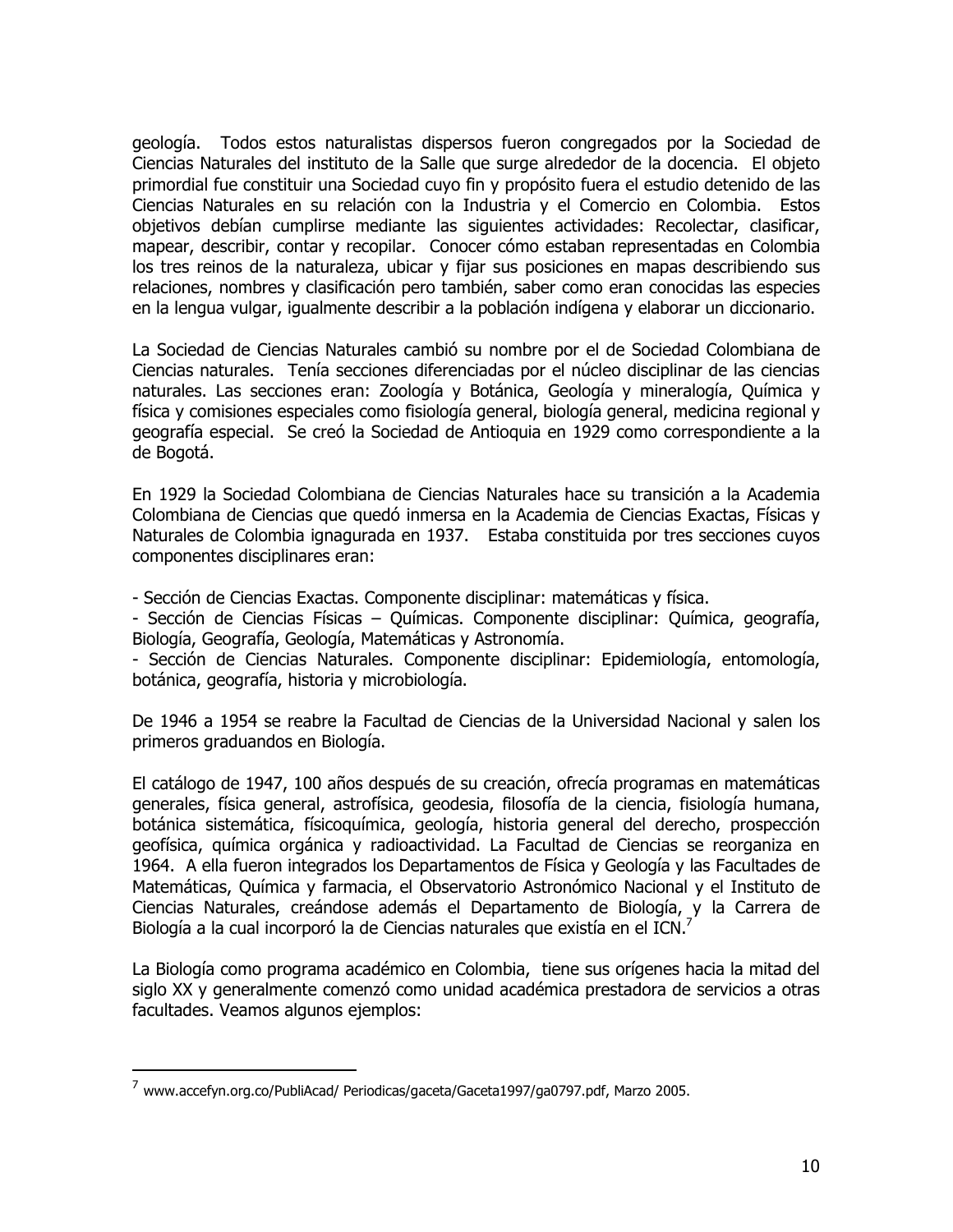geología. Todos estos naturalistas dispersos fueron congregados por la Sociedad de Ciencias Naturales del instituto de la Salle que surge alrededor de la docencia. El objeto primordial fue constituir una Sociedad cuyo fin y propósito fuera el estudio detenido de las Ciencias Naturales en su relación con la Industria y el Comercio en Colombia. Estos objetivos debían cumplirse mediante las siguientes actividades: Recolectar, clasificar, mapear, describir, contar y recopilar. Conocer cómo estaban representadas en Colombia los tres reinos de la naturaleza, ubicar y fijar sus posiciones en mapas describiendo sus relaciones, nombres y clasificación pero también, saber como eran conocidas las especies en la lengua vulgar, igualmente describir a la población indígena y elaborar un diccionario.

La Sociedad de Ciencias Naturales cambió su nombre por el de Sociedad Colombiana de Ciencias naturales. Tenía secciones diferenciadas por el núcleo disciplinar de las ciencias naturales. Las secciones eran: Zoología y Botánica, Geología y mineralogía, Química y física y comisiones especiales como fisiología general, biología general, medicina regional y geografía especial. Se creó la Sociedad de Antioquia en 1929 como correspondiente a la de Bogotá.

En 1929 la Sociedad Colombiana de Ciencias Naturales hace su transición a la Academia Colombiana de Ciencias que quedó inmersa en la Academia de Ciencias Exactas, Físicas y Naturales de Colombia ignagurada en 1937. Estaba constituida por tres secciones cuyos componentes disciplinares eran:

- Sección de Ciencias Exactas. Componente disciplinar: matemáticas y física.
- Sección de Ciencias Físicas – Químicas. Componente disciplinar: Química, geografía, Biología, Geografía, Geología, Matemáticas y Astronomía.
- Sección de Ciencias Naturales. Componente disciplinar: Epidemiología, entomología, botánica, geografía, historia y microbiología.

De 1946 a 1954 se reabre la Facultad de Ciencias de la Universidad Nacional y salen los primeros graduandos en Biología.

El catálogo de 1947, 100 años después de su creación, ofrecía programas en matemáticas generales, física general, astrofísica, geodesia, filosofía de la ciencia, fisiología humana, botánica sistemática, físicoquímica, geología, historia general del derecho, prospección geofísica, química orgánica y radioactividad. La Facultad de Ciencias se reorganiza en 1964. A ella fueron integrados los Departamentos de Física y Geología y las Facultades de Matemáticas, Química y farmacia, el Observatorio Astronómico Nacional y el Instituto de Ciencias Naturales, creándose además el Departamento de Biología, y la Carrera de Biología a la cual incorporó la de Ciencias naturales que existía en el ICN.[7]

La Biología como programa académico en Colombia, tiene sus orígenes hacia la mitad del siglo XX y generalmente comenzó como unidad académica prestadora de servicios a otras facultades. Veamos algunos ejemplos:

[7] www.accefyn.org.co/PubliAcad/ Periodicas/gaceta/Gaceta1997/ga0797.pdf, Marzo 2005.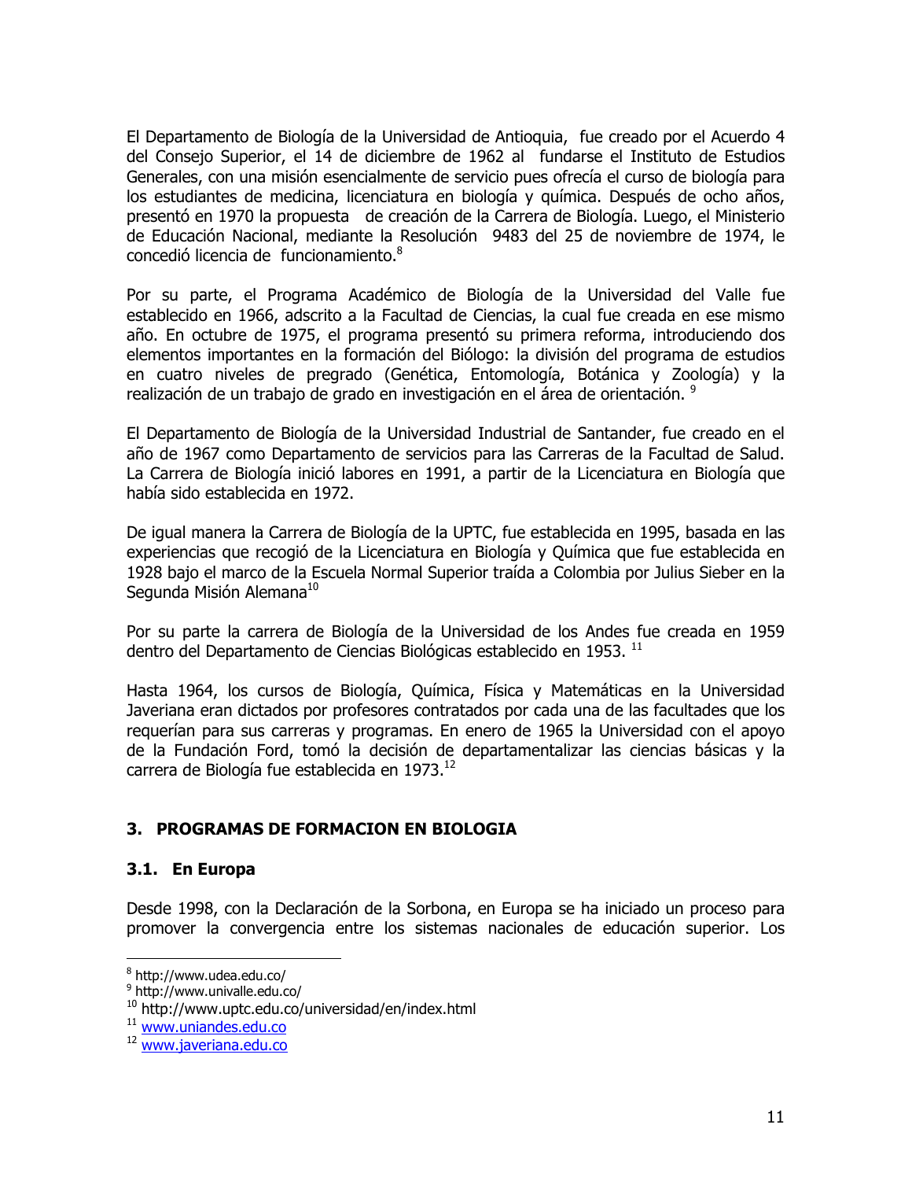El Departamento de Biología de la Universidad de Antioquia, fue creado por el Acuerdo 4 del Consejo Superior, el 14 de diciembre de 1962 al fundarse el Instituto de Estudios Generales, con una misión esencialmente de servicio pues ofrecía el curso de biología para los estudiantes de medicina, licenciatura en biología y química. Después de ocho años, presentó en 1970 la propuesta de creación de la Carrera de Biología. Luego, el Ministerio de Educación Nacional, mediante la Resolución 9483 del 25 de noviembre de 1974, le concedió licencia de funcionamiento.[8]

Por su parte, el Programa Académico de Biología de la Universidad del Valle fue establecido en 1966, adscrito a la Facultad de Ciencias, la cual fue creada en ese mismo año. En octubre de 1975, el programa presentó su primera reforma, introduciendo dos elementos importantes en la formación del Biólogo: la división del programa de estudios en cuatro niveles de pregrado (Genética, Entomología, Botánica y Zoología) y la realización de un trabajo de grado en investigación en el área de orientación. [9]

El Departamento de Biología de la Universidad Industrial de Santander, fue creado en el año de 1967 como Departamento de servicios para las Carreras de la Facultad de Salud. La Carrera de Biología inició labores en 1991, a partir de la Licenciatura en Biología que había sido establecida en 1972.

De igual manera la Carrera de Biología de la UPTC, fue establecida en 1995, basada en las experiencias que recogió de la Licenciatura en Biología y Química que fue establecida en 1928 bajo el marco de la Escuela Normal Superior traída a Colombia por Julius Sieber en la Segunda Misión Alemana[10]

Por su parte la carrera de Biología de la Universidad de los Andes fue creada en 1959 dentro del Departamento de Ciencias Biológicas establecido en 1953. [11]

Hasta 1964, los cursos de Biología, Química, Física y Matemáticas en la Universidad Javeriana eran dictados por profesores contratados por cada una de las facultades que los requerían para sus carreras y programas. En enero de 1965 la Universidad con el apoyo de la Fundación Ford, tomó la decisión de departamentalizar las ciencias básicas y la carrera de Biología fue establecida en 1973.[12]

## 3. PROGRAMAS DE FORMACION EN BIOLOGIA

### 3.1. En Europa

Desde 1998, con la Declaración de la Sorbona, en Europa se ha iniciado un proceso para promover la convergencia entre los sistemas nacionales de educación superior. Los

---

[8] http://www.udea.edu.co/
[9] http://www.univalle.edu.co/
[10] http://www.uptc.edu.co/universidad/en/index.html
[11] www.uniandes.edu.co
[12] www.javeriana.edu.co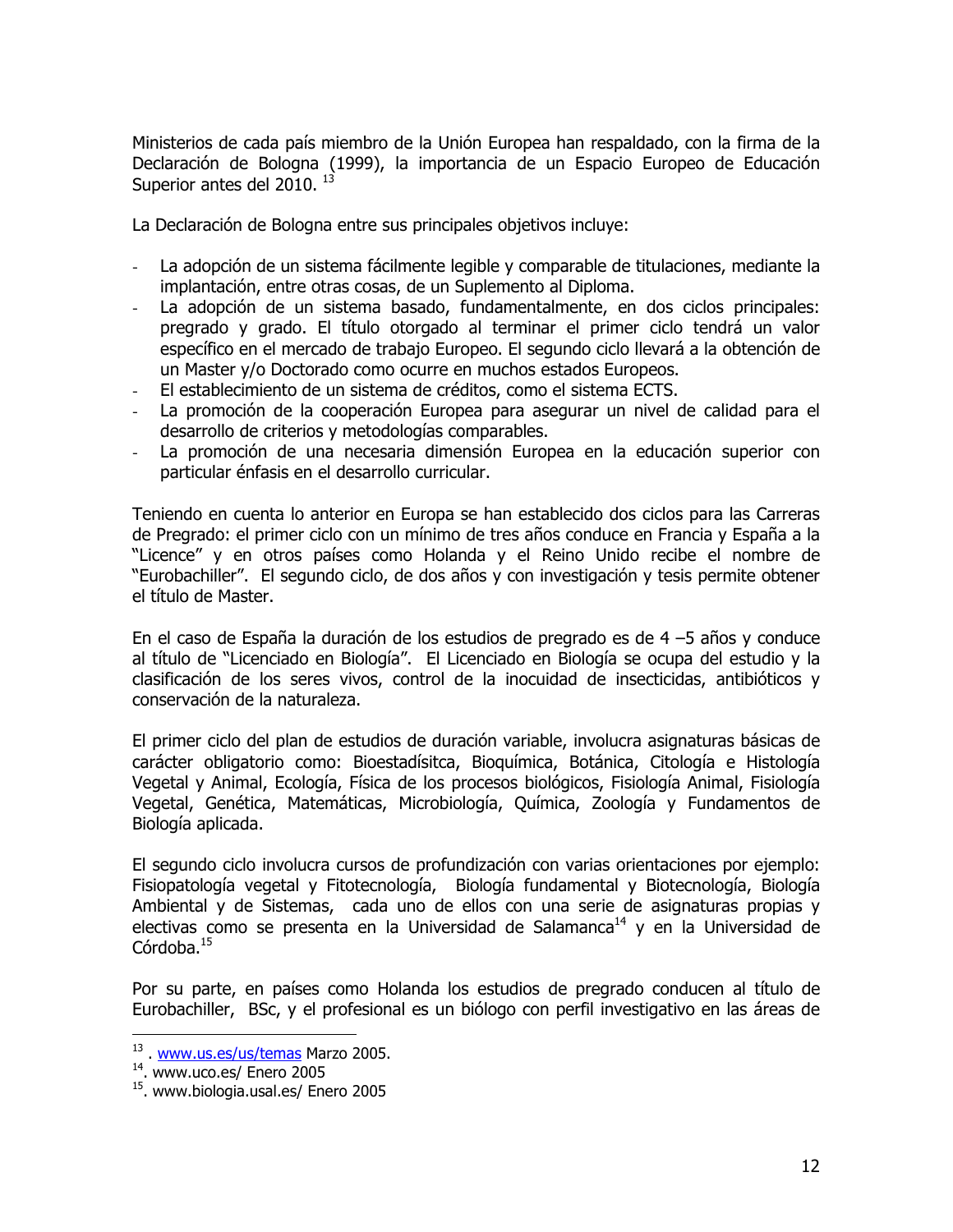Ministerios de cada país miembro de la Unión Europea han respaldado, con la firma de la Declaración de Bologna (1999), la importancia de un Espacio Europeo de Educación Superior antes del 2010. [13]

La Declaración de Bologna entre sus principales objetivos incluye:

- La adopción de un sistema fácilmente legible y comparable de titulaciones, mediante la implantación, entre otras cosas, de un Suplemento al Diploma.
- La adopción de un sistema basado, fundamentalmente, en dos ciclos principales: pregrado y grado. El título otorgado al terminar el primer ciclo tendrá un valor específico en el mercado de trabajo Europeo. El segundo ciclo llevará a la obtención de un Master y/o Doctorado como ocurre en muchos estados Europeos.
- El establecimiento de un sistema de créditos, como el sistema ECTS.
- La promoción de la cooperación Europea para asegurar un nivel de calidad para el desarrollo de criterios y metodologías comparables.
- La promoción de una necesaria dimensión Europea en la educación superior con particular énfasis en el desarrollo curricular.

Teniendo en cuenta lo anterior en Europa se han establecido dos ciclos para las Carreras de Pregrado: el primer ciclo con un mínimo de tres años conduce en Francia y España a la "Licence" y en otros países como Holanda y el Reino Unido recibe el nombre de "Eurobachiller". El segundo ciclo, de dos años y con investigación y tesis permite obtener el título de Master.

En el caso de España la duración de los estudios de pregrado es de 4 –5 años y conduce al título de "Licenciado en Biología". El Licenciado en Biología se ocupa del estudio y la clasificación de los seres vivos, control de la inocuidad de insecticidas, antibióticos y conservación de la naturaleza.

El primer ciclo del plan de estudios de duración variable, involucra asignaturas básicas de carácter obligatorio como: Bioestadísitca, Bioquímica, Botánica, Citología e Histología Vegetal y Animal, Ecología, Física de los procesos biológicos, Fisiología Animal, Fisiología Vegetal, Genética, Matemáticas, Microbiología, Química, Zoología y Fundamentos de Biología aplicada.

El segundo ciclo involucra cursos de profundización con varias orientaciones por ejemplo: Fisiopatología vegetal y Fitotecnología, Biología fundamental y Biotecnología, Biología Ambiental y de Sistemas, cada uno de ellos con una serie de asignaturas propias y electivas como se presenta en la Universidad de Salamanca[14] y en la Universidad de Córdoba.[15]

Por su parte, en países como Holanda los estudios de pregrado conducen al título de Eurobachiller, BSc, y el profesional es un biólogo con perfil investigativo en las áreas de

---

[13] . www.us.es/us/temas Marzo 2005.

[14]. www.uco.es/ Enero 2005

[15]. www.biologia.usal.es/ Enero 2005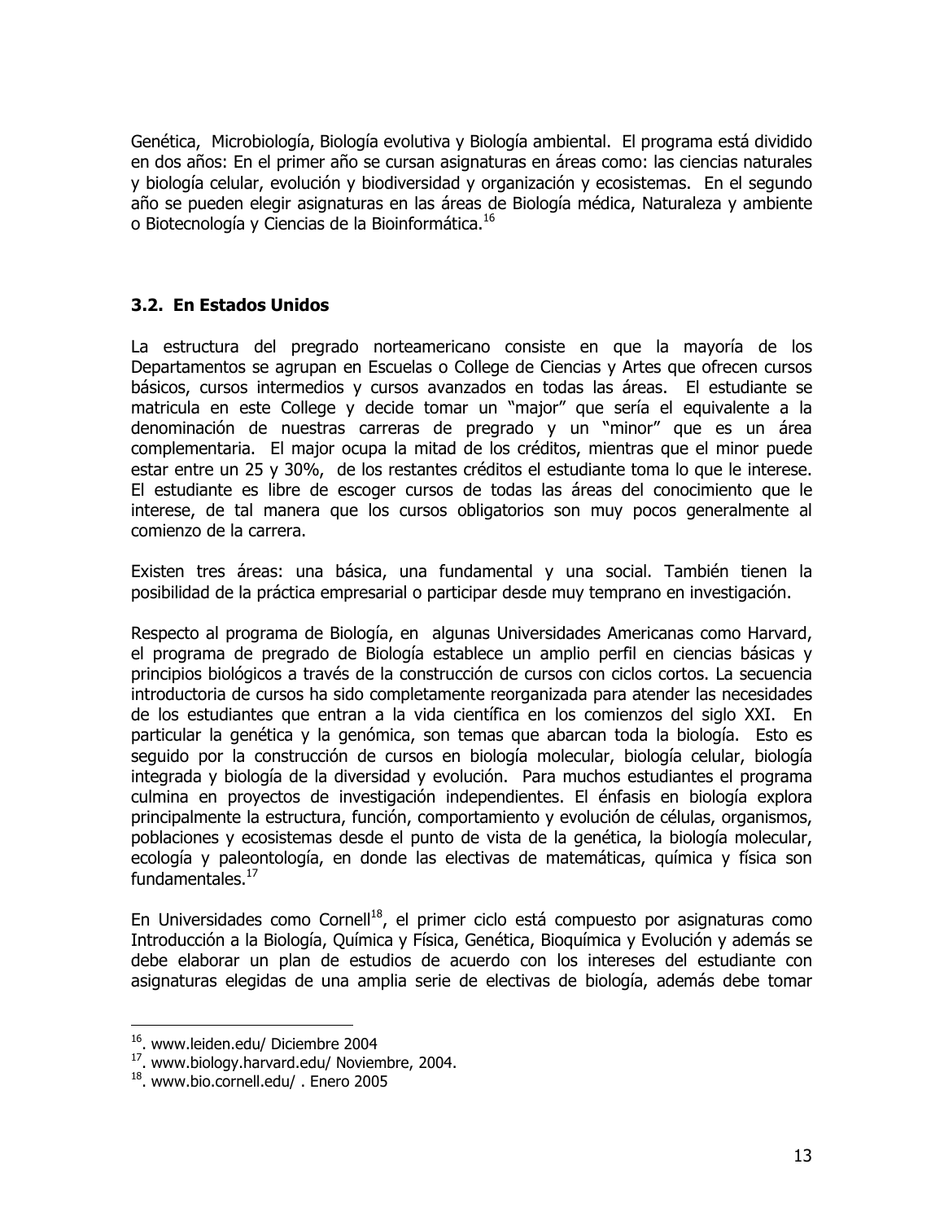Genética, Microbiología, Biología evolutiva y Biología ambiental. El programa está dividido en dos años: En el primer año se cursan asignaturas en áreas como: las ciencias naturales y biología celular, evolución y biodiversidad y organización y ecosistemas. En el segundo año se pueden elegir asignaturas en las áreas de Biología médica, Naturaleza y ambiente o Biotecnología y Ciencias de la Bioinformática.[16]

### 3.2. En Estados Unidos

La estructura del pregrado norteamericano consiste en que la mayoría de los Departamentos se agrupan en Escuelas o College de Ciencias y Artes que ofrecen cursos básicos, cursos intermedios y cursos avanzados en todas las áreas. El estudiante se matricula en este College y decide tomar un "major" que sería el equivalente a la denominación de nuestras carreras de pregrado y un "minor" que es un área complementaria. El major ocupa la mitad de los créditos, mientras que el minor puede estar entre un 25 y 30%, de los restantes créditos el estudiante toma lo que le interese. El estudiante es libre de escoger cursos de todas las áreas del conocimiento que le interese, de tal manera que los cursos obligatorios son muy pocos generalmente al comienzo de la carrera.

Existen tres áreas: una básica, una fundamental y una social. También tienen la posibilidad de la práctica empresarial o participar desde muy temprano en investigación.

Respecto al programa de Biología, en algunas Universidades Americanas como Harvard, el programa de pregrado de Biología establece un amplio perfil en ciencias básicas y principios biológicos a través de la construcción de cursos con ciclos cortos. La secuencia introductoria de cursos ha sido completamente reorganizada para atender las necesidades de los estudiantes que entran a la vida científica en los comienzos del siglo XXI. En particular la genética y la genómica, son temas que abarcan toda la biología. Esto es seguido por la construcción de cursos en biología molecular, biología celular, biología integrada y biología de la diversidad y evolución. Para muchos estudiantes el programa culmina en proyectos de investigación independientes. El énfasis en biología explora principalmente la estructura, función, comportamiento y evolución de células, organismos, poblaciones y ecosistemas desde el punto de vista de la genética, la biología molecular, ecología y paleontología, en donde las electivas de matemáticas, química y física son fundamentales.[17]

En Universidades como Cornell[18], el primer ciclo está compuesto por asignaturas como Introducción a la Biología, Química y Física, Genética, Bioquímica y Evolución y además se debe elaborar un plan de estudios de acuerdo con los intereses del estudiante con asignaturas elegidas de una amplia serie de electivas de biología, además debe tomar

---

[16]. www.leiden.edu/ Diciembre 2004

[17]. www.biology.harvard.edu/ Noviembre, 2004.

[18]. www.bio.cornell.edu/ . Enero 2005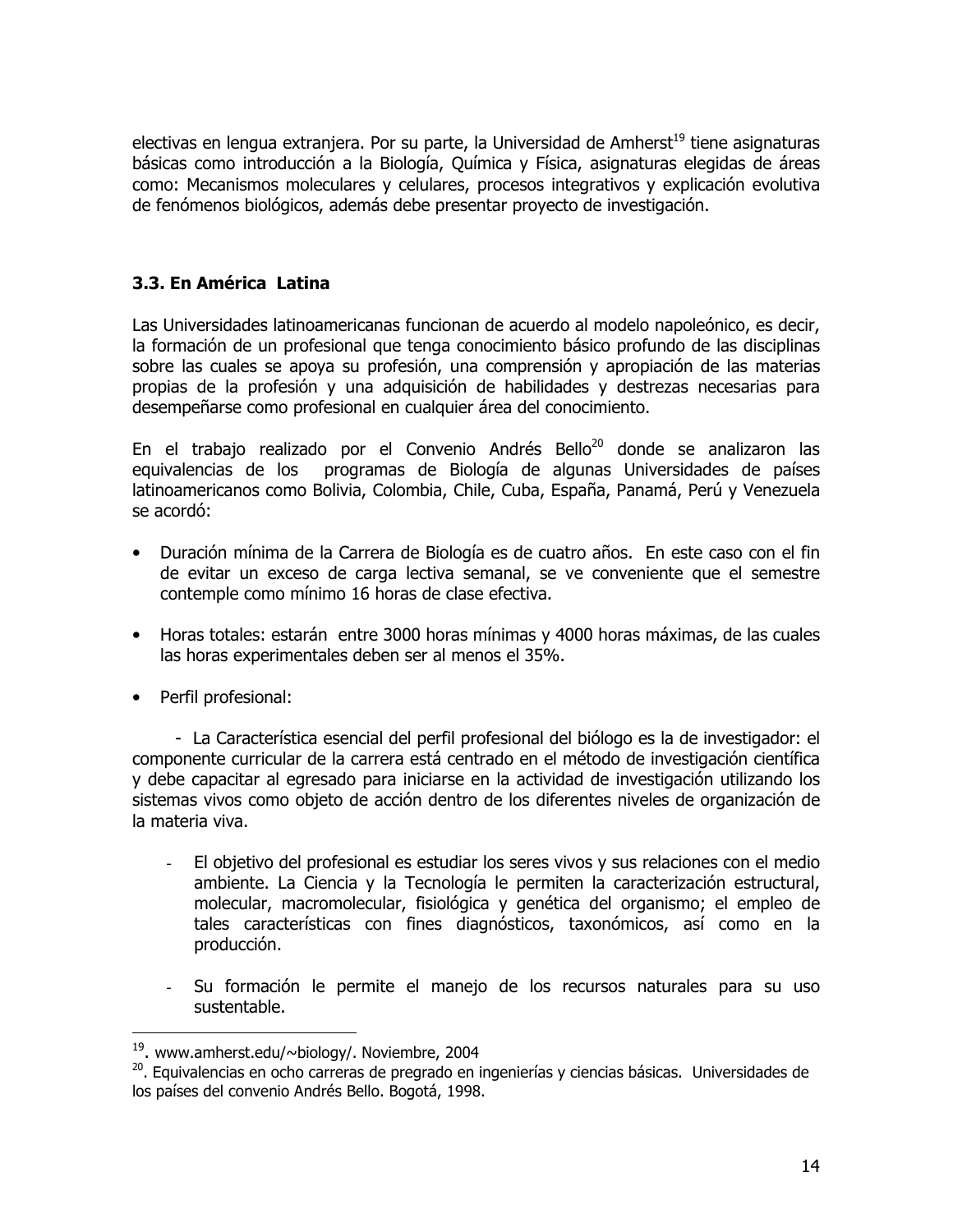electivas en lengua extranjera. Por su parte, la Universidad de Amherst[19] tiene asignaturas básicas como introducción a la Biología, Química y Física, asignaturas elegidas de áreas como: Mecanismos moleculares y celulares, procesos integrativos y explicación evolutiva de fenómenos biológicos, además debe presentar proyecto de investigación.

### 3.3. En América Latina

Las Universidades latinoamericanas funcionan de acuerdo al modelo napoleónico, es decir, la formación de un profesional que tenga conocimiento básico profundo de las disciplinas sobre las cuales se apoya su profesión, una comprensión y apropiación de las materias propias de la profesión y una adquisición de habilidades y destrezas necesarias para desempeñarse como profesional en cualquier área del conocimiento.

En el trabajo realizado por el Convenio Andrés Bello[20] donde se analizaron las equivalencias de los programas de Biología de algunas Universidades de países latinoamericanos como Bolivia, Colombia, Chile, Cuba, España, Panamá, Perú y Venezuela se acordó:

- Duración mínima de la Carrera de Biología es de cuatro años. En este caso con el fin de evitar un exceso de carga lectiva semanal, se ve conveniente que el semestre contemple como mínimo 16 horas de clase efectiva.

- Horas totales: estarán entre 3000 horas mínimas y 4000 horas máximas, de las cuales las horas experimentales deben ser al menos el 35%.

- Perfil profesional:

  - La Característica esencial del perfil profesional del biólogo es la de investigador: el componente curricular de la carrera está centrado en el método de investigación científica y debe capacitar al egresado para iniciarse en la actividad de investigación utilizando los sistemas vivos como objeto de acción dentro de los diferentes niveles de organización de la materia viva.

  - El objetivo del profesional es estudiar los seres vivos y sus relaciones con el medio ambiente. La Ciencia y la Tecnología le permiten la caracterización estructural, molecular, macromolecular, fisiológica y genética del organismo; el empleo de tales características con fines diagnósticos, taxonómicos, así como en la producción.

  - Su formación le permite el manejo de los recursos naturales para su uso sustentable.

---

[19]. www.amherst.edu/~biology/. Noviembre, 2004

[20]. Equivalencias en ocho carreras de pregrado en ingenierías y ciencias básicas. Universidades de los países del convenio Andrés Bello. Bogotá, 1998.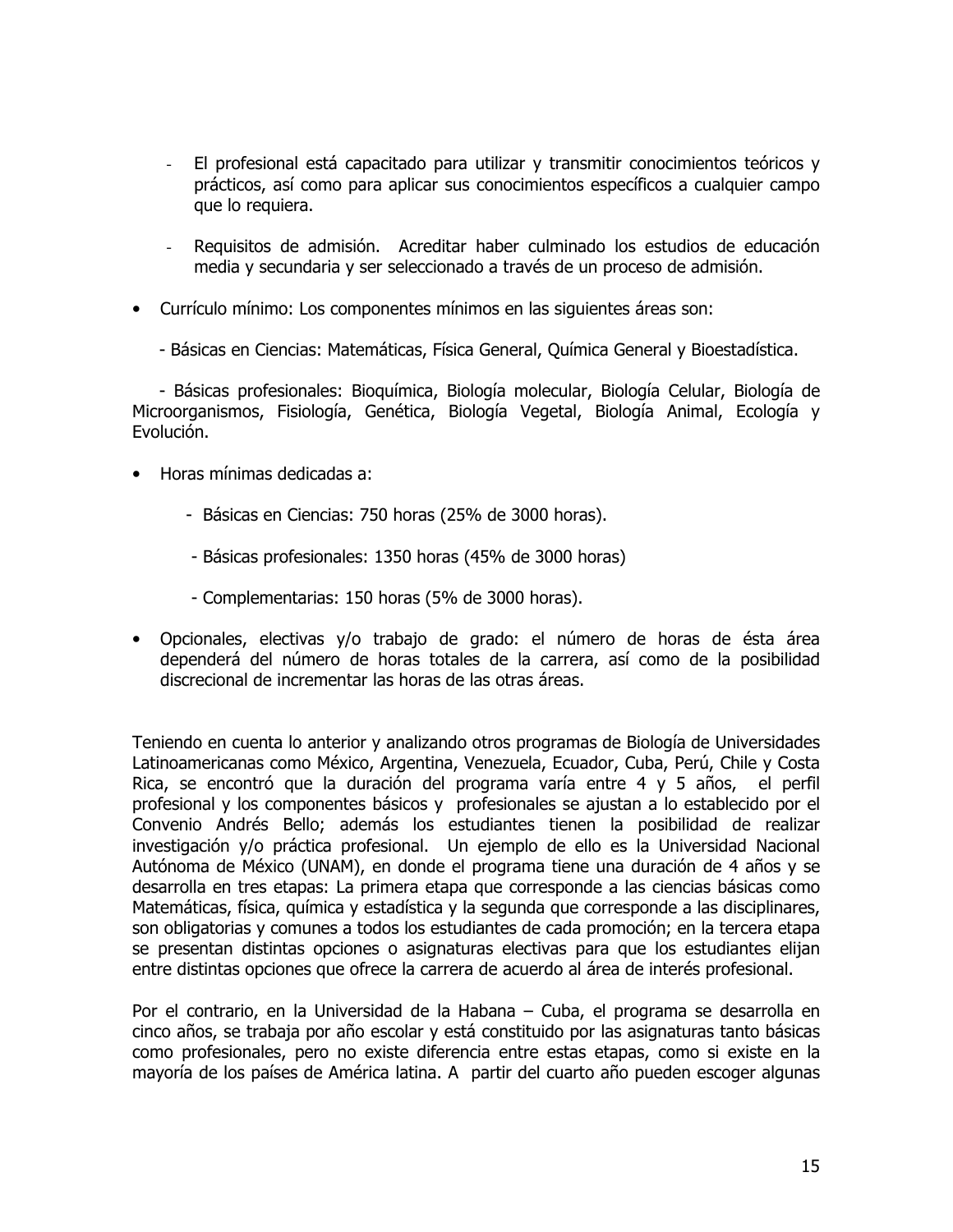- El profesional está capacitado para utilizar y transmitir conocimientos teóricos y prácticos, así como para aplicar sus conocimientos específicos a cualquier campo que lo requiera.

- Requisitos de admisión. Acreditar haber culminado los estudios de educación media y secundaria y ser seleccionado a través de un proceso de admisión.

- Currículo mínimo: Los componentes mínimos en las siguientes áreas son:

  - Básicas en Ciencias: Matemáticas, Física General, Química General y Bioestadística.

  - Básicas profesionales: Bioquímica, Biología molecular, Biología Celular, Biología de Microorganismos, Fisiología, Genética, Biología Vegetal, Biología Animal, Ecología y Evolución.

- Horas mínimas dedicadas a:

  - Básicas en Ciencias: 750 horas (25% de 3000 horas).

  - Básicas profesionales: 1350 horas (45% de 3000 horas)

  - Complementarias: 150 horas (5% de 3000 horas).

- Opcionales, electivas y/o trabajo de grado: el número de horas de ésta área dependerá del número de horas totales de la carrera, así como de la posibilidad discrecional de incrementar las horas de las otras áreas.

Teniendo en cuenta lo anterior y analizando otros programas de Biología de Universidades Latinoamericanas como México, Argentina, Venezuela, Ecuador, Cuba, Perú, Chile y Costa Rica, se encontró que la duración del programa varía entre 4 y 5 años, el perfil profesional y los componentes básicos y profesionales se ajustan a lo establecido por el Convenio Andrés Bello; además los estudiantes tienen la posibilidad de realizar investigación y/o práctica profesional. Un ejemplo de ello es la Universidad Nacional Autónoma de México (UNAM), en donde el programa tiene una duración de 4 años y se desarrolla en tres etapas: La primera etapa que corresponde a las ciencias básicas como Matemáticas, física, química y estadística y la segunda que corresponde a las disciplinares, son obligatorias y comunes a todos los estudiantes de cada promoción; en la tercera etapa se presentan distintas opciones o asignaturas electivas para que los estudiantes elijan entre distintas opciones que ofrece la carrera de acuerdo al área de interés profesional.

Por el contrario, en la Universidad de la Habana – Cuba, el programa se desarrolla en cinco años, se trabaja por año escolar y está constituido por las asignaturas tanto básicas como profesionales, pero no existe diferencia entre estas etapas, como si existe en la mayoría de los países de América latina. A partir del cuarto año pueden escoger algunas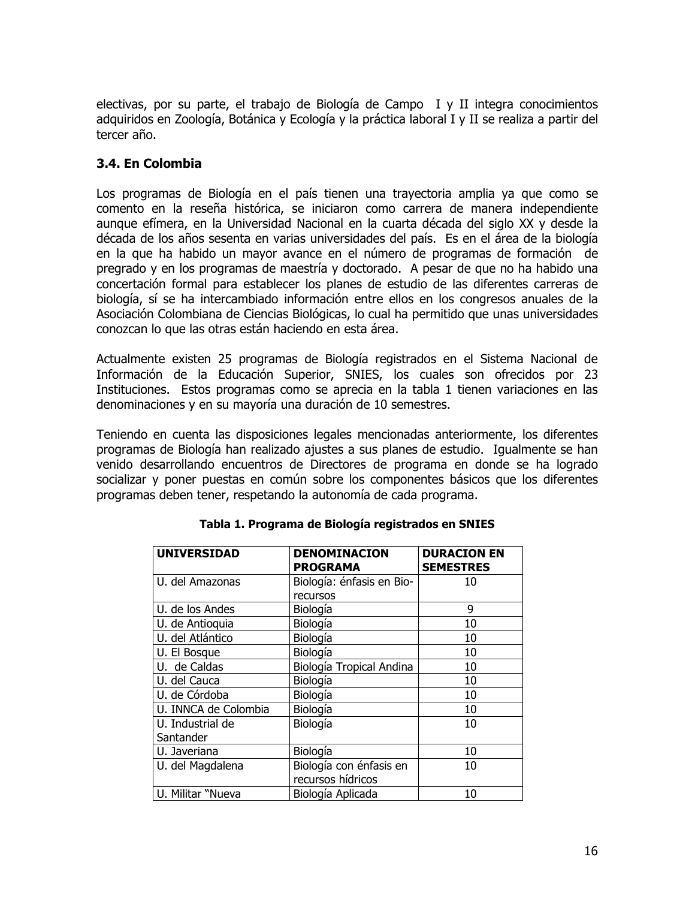electivas, por su parte, el trabajo de Biología de Campo I y II integra conocimientos adquiridos en Zoología, Botánica y Ecología y la práctica laboral I y II se realiza a partir del tercer año.

### 3.4. En Colombia

Los programas de Biología en el país tienen una trayectoria amplia ya que como se comento en la reseña histórica, se iniciaron como carrera de manera independiente aunque efímera, en la Universidad Nacional en la cuarta década del siglo XX y desde la década de los años sesenta en varias universidades del país. Es en el área de la biología en la que ha habido un mayor avance en el número de programas de formación de pregrado y en los programas de maestría y doctorado. A pesar de que no ha habido una concertación formal para establecer los planes de estudio de las diferentes carreras de biología, sí se ha intercambiado información entre ellos en los congresos anuales de la Asociación Colombiana de Ciencias Biológicas, lo cual ha permitido que unas universidades conozcan lo que las otras están haciendo en esta área.

Actualmente existen 25 programas de Biología registrados en el Sistema Nacional de Información de la Educación Superior, SNIES, los cuales son ofrecidos por 23 Instituciones. Estos programas como se aprecia en la tabla 1 tienen variaciones en las denominaciones y en su mayoría una duración de 10 semestres.

Teniendo en cuenta las disposiciones legales mencionadas anteriormente, los diferentes programas de Biología han realizado ajustes a sus planes de estudio. Igualmente se han venido desarrollando encuentros de Directores de programa en donde se ha logrado socializar y poner puestas en común sobre los componentes básicos que los diferentes programas deben tener, respetando la autonomía de cada programa.

**Tabla 1. Programa de Biología registrados en SNIES**

| UNIVERSIDAD | DENOMINACION PROGRAMA | DURACION EN SEMESTRES |
|---|---|---|
| U. del Amazonas | Biología: énfasis en Bio-recursos | 10 |
| U. de los Andes | Biología | 9 |
| U. de Antioquia | Biología | 10 |
| U. del Atlántico | Biología | 10 |
| U. El Bosque | Biología | 10 |
| U. de Caldas | Biología Tropical Andina | 10 |
| U. del Cauca | Biología | 10 |
| U. de Córdoba | Biología | 10 |
| U. INNCA de Colombia | Biología | 10 |
| U. Industrial de Santander | Biología | 10 |
| U. Javeriana | Biología | 10 |
| U. del Magdalena | Biología con énfasis en recursos hídricos | 10 |
| U. Militar "Nueva | Biología Aplicada | 10 |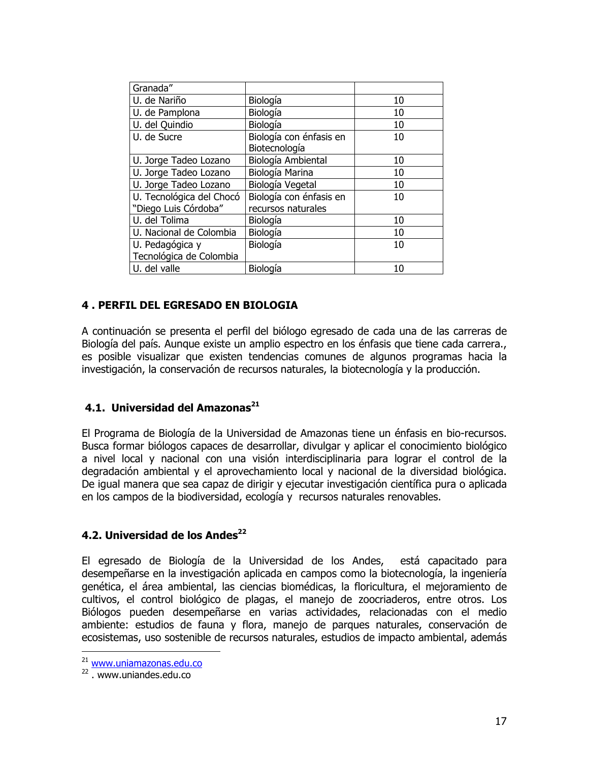| | | |
|---|---|---|
| Granada” | | |
| U. de Nariño | Biología | 10 |
| U. de Pamplona | Biología | 10 |
| U. del Quindio | Biología | 10 |
| U. de Sucre | Biología con énfasis en Biotecnología | 10 |
| U. Jorge Tadeo Lozano | Biología Ambiental | 10 |
| U. Jorge Tadeo Lozano | Biología Marina | 10 |
| U. Jorge Tadeo Lozano | Biología Vegetal | 10 |
| U. Tecnológica del Chocó “Diego Luis Córdoba” | Biología con énfasis en recursos naturales | 10 |
| U. del Tolima | Biología | 10 |
| U. Nacional de Colombia | Biología | 10 |
| U. Pedagógica y Tecnológica de Colombia | Biología | 10 |
| U. del valle | Biología | 10 |

## 4 . PERFIL DEL EGRESADO EN BIOLOGIA

A continuación se presenta el perfil del biólogo egresado de cada una de las carreras de Biología del país. Aunque existe un amplio espectro en los énfasis que tiene cada carrera., es posible visualizar que existen tendencias comunes de algunos programas hacia la investigación, la conservación de recursos naturales, la biotecnología y la producción.

### 4.1. Universidad del Amazonas[21]

El Programa de Biología de la Universidad de Amazonas tiene un énfasis en bio-recursos. Busca formar biólogos capaces de desarrollar, divulgar y aplicar el conocimiento biológico a nivel local y nacional con una visión interdisciplinaria para lograr el control de la degradación ambiental y el aprovechamiento local y nacional de la diversidad biológica. De igual manera que sea capaz de dirigir y ejecutar investigación científica pura o aplicada en los campos de la biodiversidad, ecología y recursos naturales renovables.

### 4.2. Universidad de los Andes[22]

El egresado de Biología de la Universidad de los Andes, está capacitado para desempeñarse en la investigación aplicada en campos como la biotecnología, la ingeniería genética, el área ambiental, las ciencias biomédicas, la floricultura, el mejoramiento de cultivos, el control biológico de plagas, el manejo de zoocriaderos, entre otros. Los Biólogos pueden desempeñarse en varias actividades, relacionadas con el medio ambiente: estudios de fauna y flora, manejo de parques naturales, conservación de ecosistemas, uso sostenible de recursos naturales, estudios de impacto ambiental, además

---

[21] www.uniamazonas.edu.co

[22] . www.uniandes.edu.co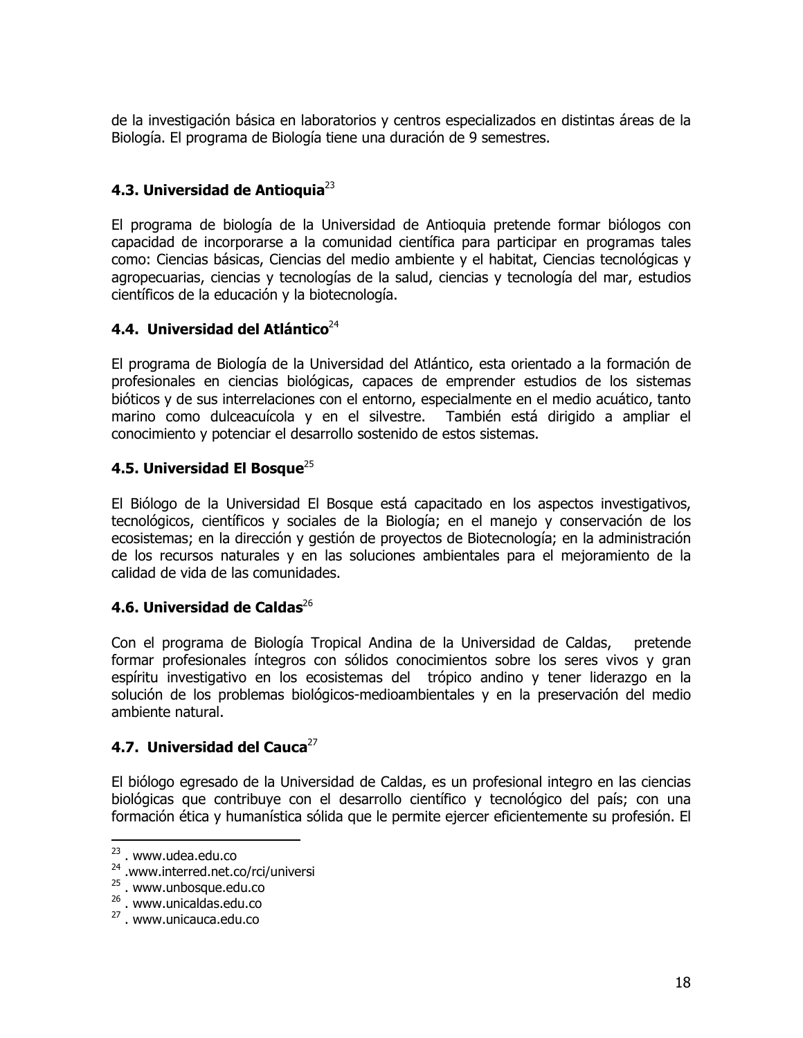de la investigación básica en laboratorios y centros especializados en distintas áreas de la Biología. El programa de Biología tiene una duración de 9 semestres.

### 4.3. Universidad de Antioquia[23]

El programa de biología de la Universidad de Antioquia pretende formar biólogos con capacidad de incorporarse a la comunidad científica para participar en programas tales como: Ciencias básicas, Ciencias del medio ambiente y el habitat, Ciencias tecnológicas y agropecuarias, ciencias y tecnologías de la salud, ciencias y tecnología del mar, estudios científicos de la educación y la biotecnología.

### 4.4. Universidad del Atlántico[24]

El programa de Biología de la Universidad del Atlántico, esta orientado a la formación de profesionales en ciencias biológicas, capaces de emprender estudios de los sistemas bióticos y de sus interrelaciones con el entorno, especialmente en el medio acuático, tanto marino como dulceacuícola y en el silvestre. También está dirigido a ampliar el conocimiento y potenciar el desarrollo sostenido de estos sistemas.

### 4.5. Universidad El Bosque[25]

El Biólogo de la Universidad El Bosque está capacitado en los aspectos investigativos, tecnológicos, científicos y sociales de la Biología; en el manejo y conservación de los ecosistemas; en la dirección y gestión de proyectos de Biotecnología; en la administración de los recursos naturales y en las soluciones ambientales para el mejoramiento de la calidad de vida de las comunidades.

### 4.6. Universidad de Caldas[26]

Con el programa de Biología Tropical Andina de la Universidad de Caldas, pretende formar profesionales íntegros con sólidos conocimientos sobre los seres vivos y gran espíritu investigativo en los ecosistemas del trópico andino y tener liderazgo en la solución de los problemas biológicos-medioambientales y en la preservación del medio ambiente natural.

### 4.7. Universidad del Cauca[27]

El biólogo egresado de la Universidad de Caldas, es un profesional integro en las ciencias biológicas que contribuye con el desarrollo científico y tecnológico del país; con una formación ética y humanística sólida que le permite ejercer eficientemente su profesión. El

---

[23] . www.udea.edu.co
[24] .www.interred.net.co/rci/universi
[25] . www.unbosque.edu.co
[26] . www.unicaldas.edu.co
[27] . www.unicauca.edu.co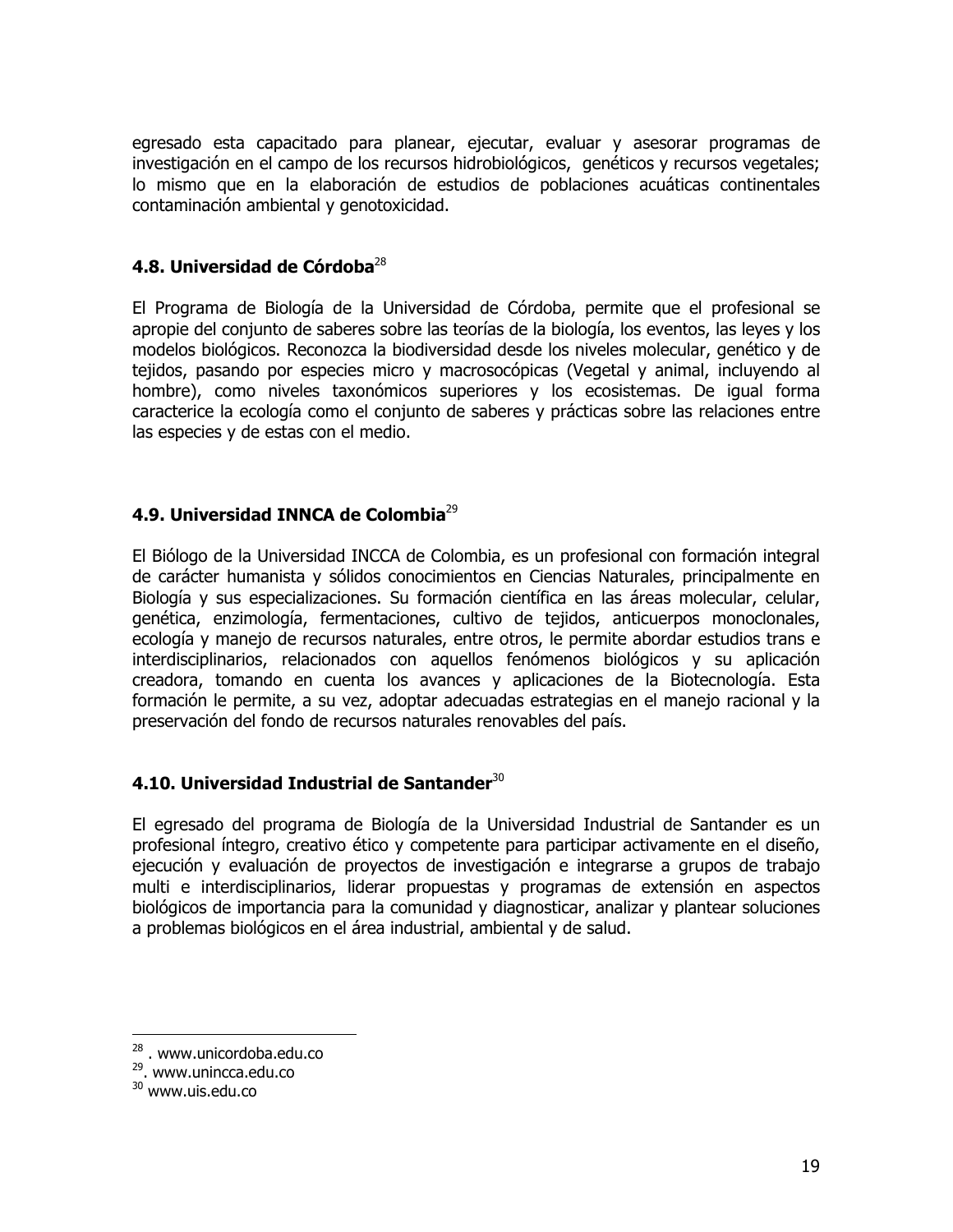egresado esta capacitado para planear, ejecutar, evaluar y asesorar programas de investigación en el campo de los recursos hidrobiológicos, genéticos y recursos vegetales; lo mismo que en la elaboración de estudios de poblaciones acuáticas continentales contaminación ambiental y genotoxicidad.

### 4.8. Universidad de Córdoba[28]

El Programa de Biología de la Universidad de Córdoba, permite que el profesional se apropie del conjunto de saberes sobre las teorías de la biología, los eventos, las leyes y los modelos biológicos. Reconozca la biodiversidad desde los niveles molecular, genético y de tejidos, pasando por especies micro y macrosocópicas (Vegetal y animal, incluyendo al hombre), como niveles taxonómicos superiores y los ecosistemas. De igual forma caracterice la ecología como el conjunto de saberes y prácticas sobre las relaciones entre las especies y de estas con el medio.

### 4.9. Universidad INNCA de Colombia[29]

El Biólogo de la Universidad INCCA de Colombia, es un profesional con formación integral de carácter humanista y sólidos conocimientos en Ciencias Naturales, principalmente en Biología y sus especializaciones. Su formación científica en las áreas molecular, celular, genética, enzimología, fermentaciones, cultivo de tejidos, anticuerpos monoclonales, ecología y manejo de recursos naturales, entre otros, le permite abordar estudios trans e interdisciplinarios, relacionados con aquellos fenómenos biológicos y su aplicación creadora, tomando en cuenta los avances y aplicaciones de la Biotecnología. Esta formación le permite, a su vez, adoptar adecuadas estrategias en el manejo racional y la preservación del fondo de recursos naturales renovables del país.

### 4.10. Universidad Industrial de Santander[30]

El egresado del programa de Biología de la Universidad Industrial de Santander es un profesional íntegro, creativo ético y competente para participar activamente en el diseño, ejecución y evaluación de proyectos de investigación e integrarse a grupos de trabajo multi e interdisciplinarios, liderar propuestas y programas de extensión en aspectos biológicos de importancia para la comunidad y diagnosticar, analizar y plantear soluciones a problemas biológicos en el área industrial, ambiental y de salud.

---

[28] . www.unicordoba.edu.co
[29]. www.unincca.edu.co
[30] www.uis.edu.co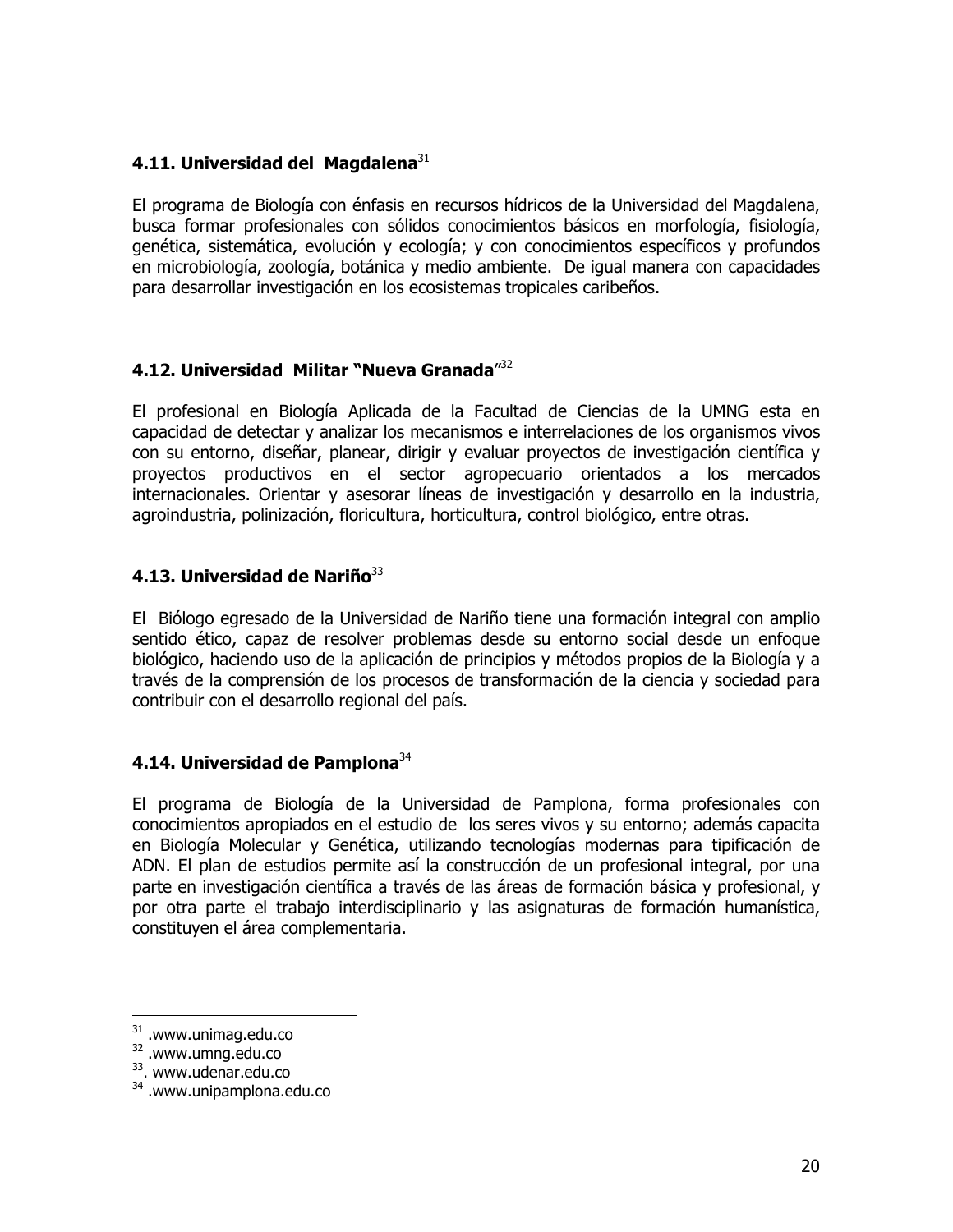### 4.11. Universidad del Magdalena[31]

El programa de Biología con énfasis en recursos hídricos de la Universidad del Magdalena, busca formar profesionales con sólidos conocimientos básicos en morfología, fisiología, genética, sistemática, evolución y ecología; y con conocimientos específicos y profundos en microbiología, zoología, botánica y medio ambiente. De igual manera con capacidades para desarrollar investigación en los ecosistemas tropicales caribeños.

### 4.12. Universidad Militar "Nueva Granada"[32]

El profesional en Biología Aplicada de la Facultad de Ciencias de la UMNG esta en capacidad de detectar y analizar los mecanismos e interrelaciones de los organismos vivos con su entorno, diseñar, planear, dirigir y evaluar proyectos de investigación científica y proyectos productivos en el sector agropecuario orientados a los mercados internacionales. Orientar y asesorar líneas de investigación y desarrollo en la industria, agroindustria, polinización, floricultura, horticultura, control biológico, entre otras.

### 4.13. Universidad de Nariño[33]

El Biólogo egresado de la Universidad de Nariño tiene una formación integral con amplio sentido ético, capaz de resolver problemas desde su entorno social desde un enfoque biológico, haciendo uso de la aplicación de principios y métodos propios de la Biología y a través de la comprensión de los procesos de transformación de la ciencia y sociedad para contribuir con el desarrollo regional del país.

### 4.14. Universidad de Pamplona[34]

El programa de Biología de la Universidad de Pamplona, forma profesionales con conocimientos apropiados en el estudio de los seres vivos y su entorno; además capacita en Biología Molecular y Genética, utilizando tecnologías modernas para tipificación de ADN. El plan de estudios permite así la construcción de un profesional integral, por una parte en investigación científica a través de las áreas de formación básica y profesional, y por otra parte el trabajo interdisciplinario y las asignaturas de formación humanística, constituyen el área complementaria.

---

[31] .www.unimag.edu.co
[32] .www.umng.edu.co
[33]. www.udenar.edu.co
[34] .www.unipamplona.edu.co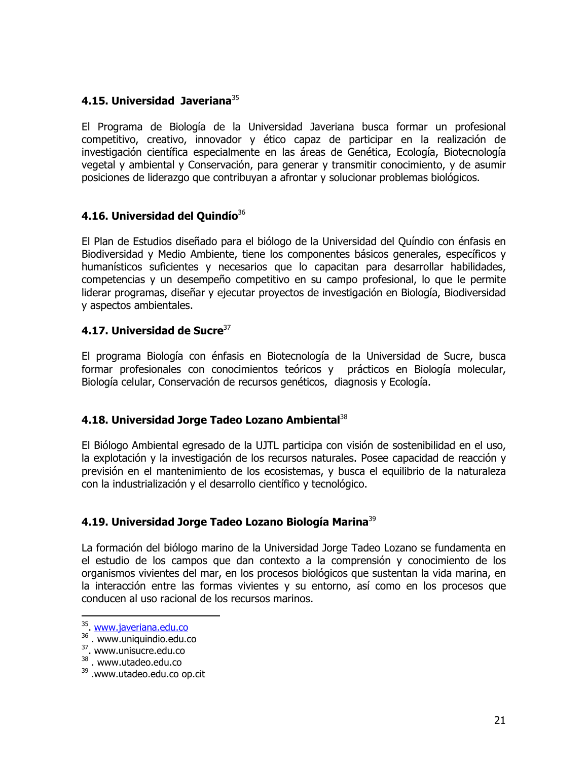### 4.15. Universidad Javeriana[35]

El Programa de Biología de la Universidad Javeriana busca formar un profesional competitivo, creativo, innovador y ético capaz de participar en la realización de investigación científica especialmente en las áreas de Genética, Ecología, Biotecnología vegetal y ambiental y Conservación, para generar y transmitir conocimiento, y de asumir posiciones de liderazgo que contribuyan a afrontar y solucionar problemas biológicos.

### 4.16. Universidad del Quindío[36]

El Plan de Estudios diseñado para el biólogo de la Universidad del Quíndio con énfasis en Biodiversidad y Medio Ambiente, tiene los componentes básicos generales, específicos y humanísticos suficientes y necesarios que lo capacitan para desarrollar habilidades, competencias y un desempeño competitivo en su campo profesional, lo que le permite liderar programas, diseñar y ejecutar proyectos de investigación en Biología, Biodiversidad y aspectos ambientales.

### 4.17. Universidad de Sucre[37]

El programa Biología con énfasis en Biotecnología de la Universidad de Sucre, busca formar profesionales con conocimientos teóricos y prácticos en Biología molecular, Biología celular, Conservación de recursos genéticos, diagnosis y Ecología.

### 4.18. Universidad Jorge Tadeo Lozano Ambiental[38]

El Biólogo Ambiental egresado de la UJTL participa con visión de sostenibilidad en el uso, la explotación y la investigación de los recursos naturales. Posee capacidad de reacción y previsión en el mantenimiento de los ecosistemas, y busca el equilibrio de la naturaleza con la industrialización y el desarrollo científico y tecnológico.

### 4.19. Universidad Jorge Tadeo Lozano Biología Marina[39]

La formación del biólogo marino de la Universidad Jorge Tadeo Lozano se fundamenta en el estudio de los campos que dan contexto a la comprensión y conocimiento de los organismos vivientes del mar, en los procesos biológicos que sustentan la vida marina, en la interacción entre las formas vivientes y su entorno, así como en los procesos que conducen al uso racional de los recursos marinos.

---

[35]. www.javeriana.edu.co
[36] . www.uniquindio.edu.co
[37]. www.unisucre.edu.co
[38] . www.utadeo.edu.co
[39] .www.utadeo.edu.co op.cit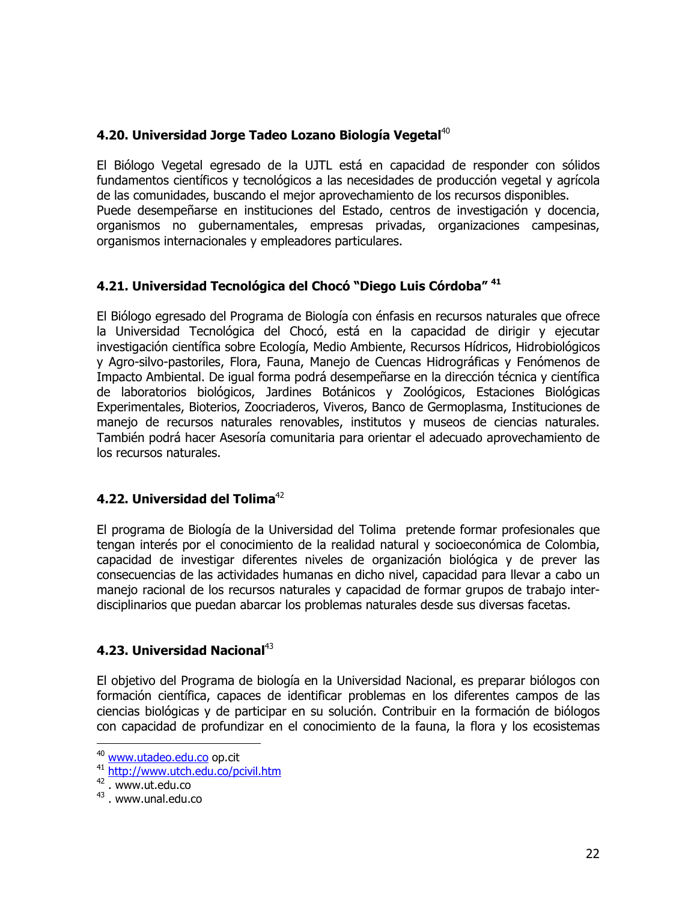### 4.20. Universidad Jorge Tadeo Lozano Biología Vegetal[40]

El Biólogo Vegetal egresado de la UJTL está en capacidad de responder con sólidos fundamentos científicos y tecnológicos a las necesidades de producción vegetal y agrícola de las comunidades, buscando el mejor aprovechamiento de los recursos disponibles.
Puede desempeñarse en instituciones del Estado, centros de investigación y docencia, organismos no gubernamentales, empresas privadas, organizaciones campesinas, organismos internacionales y empleadores particulares.

### 4.21. Universidad Tecnológica del Chocó "Diego Luis Córdoba" [41]

El Biólogo egresado del Programa de Biología con énfasis en recursos naturales que ofrece la Universidad Tecnológica del Chocó, está en la capacidad de dirigir y ejecutar investigación científica sobre Ecología, Medio Ambiente, Recursos Hídricos, Hidrobiológicos y Agro-silvo-pastoriles, Flora, Fauna, Manejo de Cuencas Hidrográficas y Fenómenos de Impacto Ambiental. De igual forma podrá desempeñarse en la dirección técnica y científica de laboratorios biológicos, Jardines Botánicos y Zoológicos, Estaciones Biológicas Experimentales, Bioterios, Zoocriaderos, Viveros, Banco de Germoplasma, Instituciones de manejo de recursos naturales renovables, institutos y museos de ciencias naturales. También podrá hacer Asesoría comunitaria para orientar el adecuado aprovechamiento de los recursos naturales.

### 4.22. Universidad del Tolima[42]

El programa de Biología de la Universidad del Tolima pretende formar profesionales que tengan interés por el conocimiento de la realidad natural y socioeconómica de Colombia, capacidad de investigar diferentes niveles de organización biológica y de prever las consecuencias de las actividades humanas en dicho nivel, capacidad para llevar a cabo un manejo racional de los recursos naturales y capacidad de formar grupos de trabajo inter-disciplinarios que puedan abarcar los problemas naturales desde sus diversas facetas.

### 4.23. Universidad Nacional[43]

El objetivo del Programa de biología en la Universidad Nacional, es preparar biólogos con formación científica, capaces de identificar problemas en los diferentes campos de las ciencias biológicas y de participar en su solución. Contribuir en la formación de biólogos con capacidad de profundizar en el conocimiento de la fauna, la flora y los ecosistemas

---

[40] www.utadeo.edu.co op.cit
[41] http://www.utch.edu.co/pcivil.htm
[42] . www.ut.edu.co
[43] . www.unal.edu.co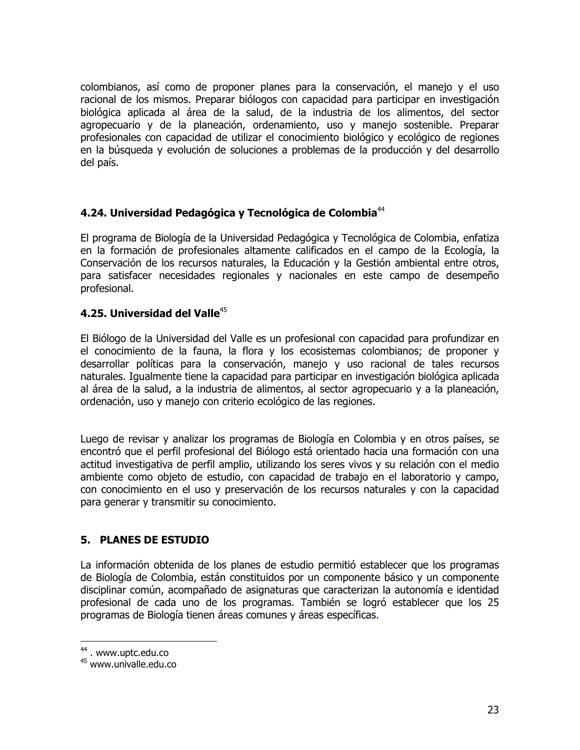colombianos, así como de proponer planes para la conservación, el manejo y el uso racional de los mismos. Preparar biólogos con capacidad para participar en investigación biológica aplicada al área de la salud, de la industria de los alimentos, del sector agropecuario y de la planeación, ordenamiento, uso y manejo sostenible. Preparar profesionales con capacidad de utilizar el conocimiento biológico y ecológico de regiones en la búsqueda y evolución de soluciones a problemas de la producción y del desarrollo del país.

### 4.24. Universidad Pedagógica y Tecnológica de Colombia[44]

El programa de Biología de la Universidad Pedagógica y Tecnológica de Colombia, enfatiza en la formación de profesionales altamente calificados en el campo de la Ecología, la Conservación de los recursos naturales, la Educación y la Gestión ambiental entre otros, para satisfacer necesidades regionales y nacionales en este campo de desempeño profesional.

### 4.25. Universidad del Valle[45]

El Biólogo de la Universidad del Valle es un profesional con capacidad para profundizar en el conocimiento de la fauna, la flora y los ecosistemas colombianos; de proponer y desarrollar políticas para la conservación, manejo y uso racional de tales recursos naturales. Igualmente tiene la capacidad para participar en investigación biológica aplicada al área de la salud, a la industria de alimentos, al sector agropecuario y a la planeación, ordenación, uso y manejo con criterio ecológico de las regiones.

Luego de revisar y analizar los programas de Biología en Colombia y en otros países, se encontró que el perfil profesional del Biólogo está orientado hacia una formación con una actitud investigativa de perfil amplio, utilizando los seres vivos y su relación con el medio ambiente como objeto de estudio, con capacidad de trabajo en el laboratorio y campo, con conocimiento en el uso y preservación de los recursos naturales y con la capacidad para generar y transmitir su conocimiento.

## 5. PLANES DE ESTUDIO

La información obtenida de los planes de estudio permitió establecer que los programas de Biología de Colombia, están constituidos por un componente básico y un componente disciplinar común, acompañado de asignaturas que caracterizan la autonomía e identidad profesional de cada uno de los programas. También se logró establecer que los 25 programas de Biología tienen áreas comunes y áreas específicas.

---

[44] . www.uptc.edu.co

[45] www.univalle.edu.co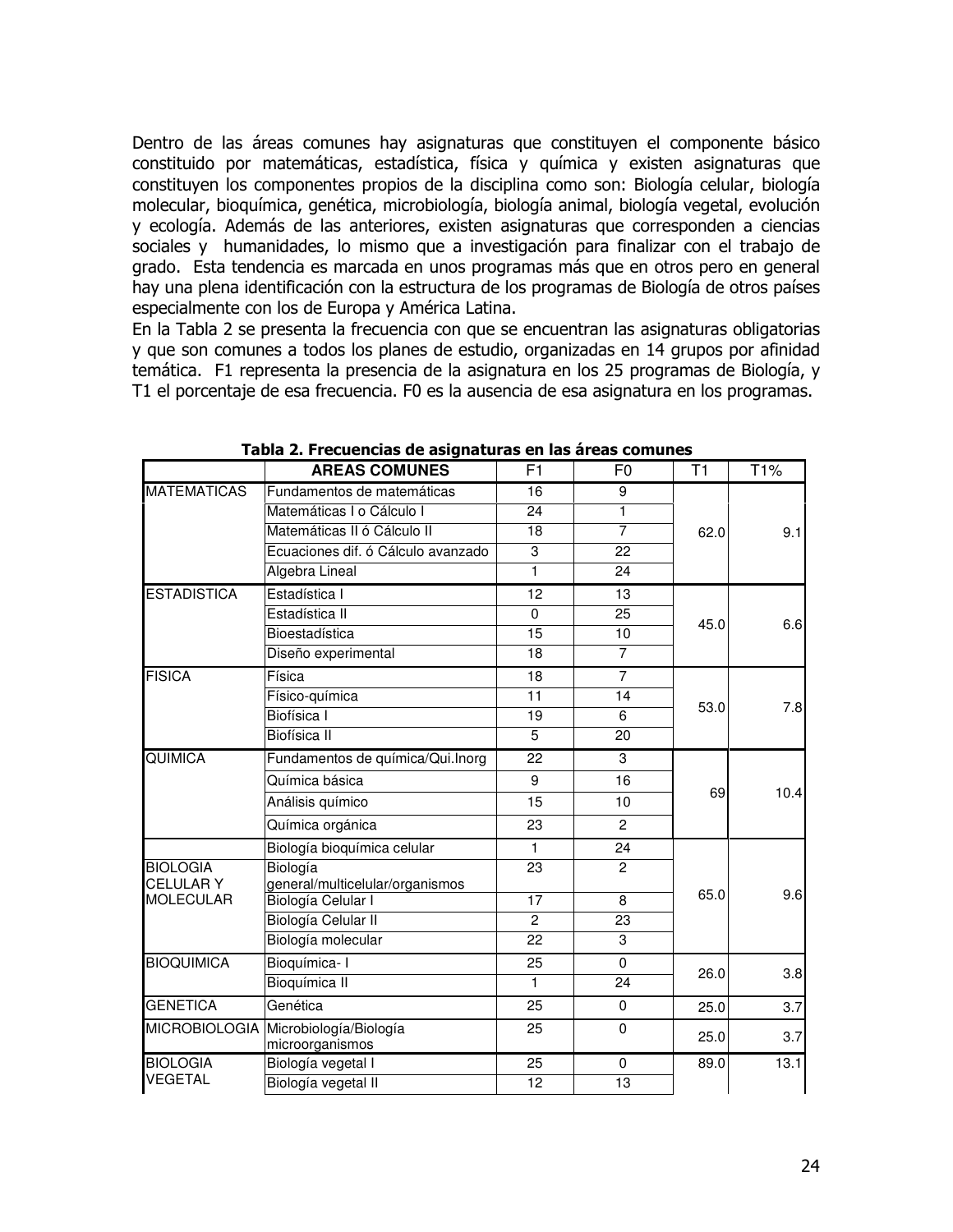Dentro de las áreas comunes hay asignaturas que constituyen el componente básico constituido por matemáticas, estadística, física y química y existen asignaturas que constituyen los componentes propios de la disciplina como son: Biología celular, biología molecular, bioquímica, genética, microbiología, biología animal, biología vegetal, evolución y ecología. Además de las anteriores, existen asignaturas que corresponden a ciencias sociales y humanidades, lo mismo que a investigación para finalizar con el trabajo de grado. Esta tendencia es marcada en unos programas más que en otros pero en general hay una plena identificación con la estructura de los programas de Biología de otros países especialmente con los de Europa y América Latina.

En la Tabla 2 se presenta la frecuencia con que se encuentran las asignaturas obligatorias y que son comunes a todos los planes de estudio, organizadas en 14 grupos por afinidad temática. F1 representa la presencia de la asignatura en los 25 programas de Biología, y T1 el porcentaje de esa frecuencia. F0 es la ausencia de esa asignatura en los programas.

**Tabla 2. Frecuencias de asignaturas en las áreas comunes**

| | AREAS COMUNES | F1 | F0 | T1 | T1% |
|---|---|---|---|---|---|
| MATEMATICAS | Fundamentos de matemáticas | 16 | 9 | 62.0 | 9.1 |
| | Matemáticas I o Cálculo I | 24 | 1 | | |
| | Matemáticas II ó Cálculo II | 18 | 7 | | |
| | Ecuaciones dif. ó Cálculo avanzado | 3 | 22 | | |
| | Algebra Lineal | 1 | 24 | | |
| ESTADISTICA | Estadística I | 12 | 13 | 45.0 | 6.6 |
| | Estadística II | 0 | 25 | | |
| | Bioestadística | 15 | 10 | | |
| | Diseño experimental | 18 | 7 | | |
| FISICA | Física | 18 | 7 | 53.0 | 7.8 |
| | Físico-química | 11 | 14 | | |
| | Biofísica I | 19 | 6 | | |
| | Biofísica II | 5 | 20 | | |
| QUIMICA | Fundamentos de química/Qui.Inorg | 22 | 3 | 69 | 10.4 |
| | Química básica | 9 | 16 | | |
| | Análisis químico | 15 | 10 | | |
| | Química orgánica | 23 | 2 | | |
| BIOLOGIA CELULAR Y MOLECULAR | Biología bioquímica celular | 1 | 24 | 65.0 | 9.6 |
| | Biología general/multicelular/organismos | 23 | 2 | | |
| | Biología Celular I | 17 | 8 | | |
| | Biología Celular II | 2 | 23 | | |
| | Biología molecular | 22 | 3 | | |
| BIOQUIMICA | Bioquímica- I | 25 | 0 | 26.0 | 3.8 |
| | Bioquímica II | 1 | 24 | | |
| GENETICA | Genética | 25 | 0 | 25.0 | 3.7 |
| MICROBIOLOGIA | Microbiología/Biología microorganismos | 25 | 0 | 25.0 | 3.7 |
| BIOLOGIA VEGETAL | Biología vegetal I | 25 | 0 | 89.0 | 13.1 |
| | Biología vegetal II | 12 | 13 | | |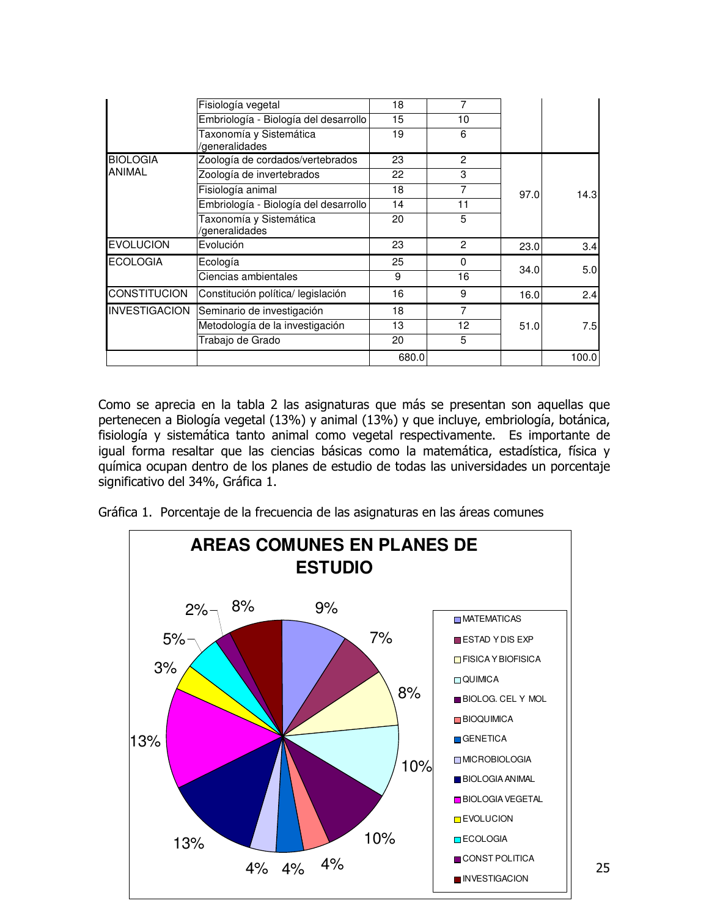| | Fisiología vegetal | 18 | 7 | | |
|---|---|---|---|---|---|
| | Embriología - Biología del desarrollo | 15 | 10 | | |
| | Taxonomía y Sistemática /generalidades | 19 | 6 | | |
| BIOLOGIA ANIMAL | Zoología de cordados/vertebrados | 23 | 2 | 97.0 | 14.3 |
| | Zoología de invertebrados | 22 | 3 | | |
| | Fisiología animal | 18 | 7 | | |
| | Embriología - Biología del desarrollo | 14 | 11 | | |
| | Taxonomía y Sistemática /generalidades | 20 | 5 | | |
| EVOLUCION | Evolución | 23 | 2 | 23.0 | 3.4 |
| ECOLOGIA | Ecología | 25 | 0 | 34.0 | 5.0 |
| | Ciencias ambientales | 9 | 16 | | |
| CONSTITUCION | Constitución política/ legislación | 16 | 9 | 16.0 | 2.4 |
| INVESTIGACION | Seminario de investigación | 18 | 7 | 51.0 | 7.5 |
| | Metodología de la investigación | 13 | 12 | | |
| | Trabajo de Grado | 20 | 5 | | |
| | | 680.0 | | | 100.0 |

Como se aprecia en la tabla 2 las asignaturas que más se presentan son aquellas que pertenecen a Biología vegetal (13%) y animal (13%) y que incluye, embriología, botánica, fisiología y sistemática tanto animal como vegetal respectivamente. Es importante de igual forma resaltar que las ciencias básicas como la matemática, estadística, física y química ocupan dentro de los planes de estudio de todas las universidades un porcentaje significativo del 34%, Gráfica 1.

Gráfica 1. Porcentaje de la frecuencia de las asignaturas en las áreas comunes

**AREAS COMUNES EN PLANES DE ESTUDIO**

| Área | % |
|---|---|
| MATEMATICAS | 9% |
| ESTAD Y DIS EXP | 7% |
| FISICA Y BIOFISICA | 8% |
| QUIMICA | 10% |
| BIOLOG. CEL Y MOL | 10% |
| BIOQUIMICA | 4% |
| GENETICA | 4% |
| MICROBIOLOGIA | 4% |
| BIOLOGIA ANIMAL | 13% |
| BIOLOGIA VEGETAL | 13% |
| EVOLUCION | 3% |
| ECOLOGIA | 5% |
| CONST POLITICA | 2% |
| INVESTIGACION | 8% |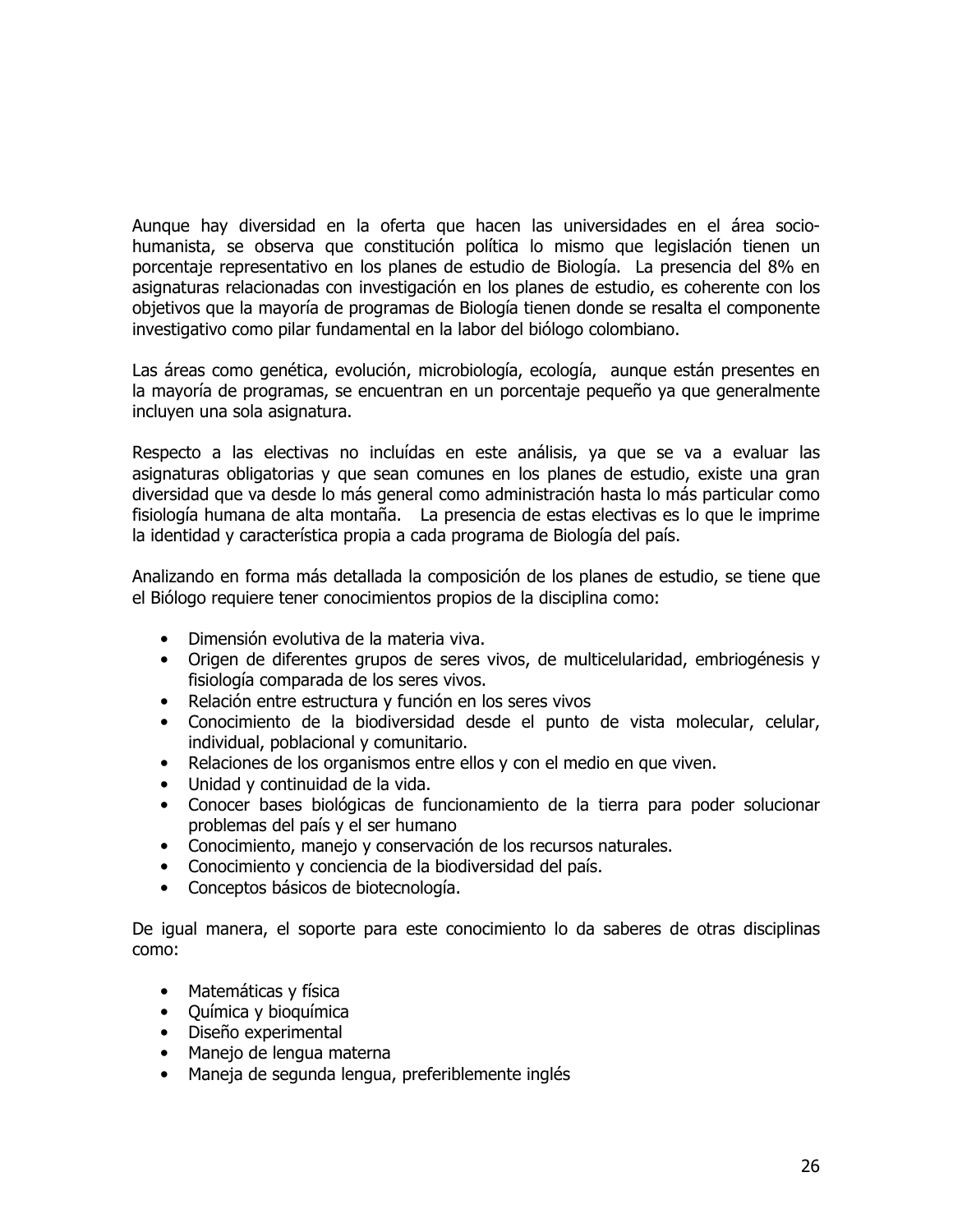Aunque hay diversidad en la oferta que hacen las universidades en el área socio-humanista, se observa que constitución política lo mismo que legislación tienen un porcentaje representativo en los planes de estudio de Biología. La presencia del 8% en asignaturas relacionadas con investigación en los planes de estudio, es coherente con los objetivos que la mayoría de programas de Biología tienen donde se resalta el componente investigativo como pilar fundamental en la labor del biólogo colombiano.

Las áreas como genética, evolución, microbiología, ecología, aunque están presentes en la mayoría de programas, se encuentran en un porcentaje pequeño ya que generalmente incluyen una sola asignatura.

Respecto a las electivas no incluídas en este análisis, ya que se va a evaluar las asignaturas obligatorias y que sean comunes en los planes de estudio, existe una gran diversidad que va desde lo más general como administración hasta lo más particular como fisiología humana de alta montaña. La presencia de estas electivas es lo que le imprime la identidad y característica propia a cada programa de Biología del país.

Analizando en forma más detallada la composición de los planes de estudio, se tiene que el Biólogo requiere tener conocimientos propios de la disciplina como:

- Dimensión evolutiva de la materia viva.
- Origen de diferentes grupos de seres vivos, de multicelularidad, embriogénesis y fisiología comparada de los seres vivos.
- Relación entre estructura y función en los seres vivos
- Conocimiento de la biodiversidad desde el punto de vista molecular, celular, individual, poblacional y comunitario.
- Relaciones de los organismos entre ellos y con el medio en que viven.
- Unidad y continuidad de la vida.
- Conocer bases biológicas de funcionamiento de la tierra para poder solucionar problemas del país y el ser humano
- Conocimiento, manejo y conservación de los recursos naturales.
- Conocimiento y conciencia de la biodiversidad del país.
- Conceptos básicos de biotecnología.

De igual manera, el soporte para este conocimiento lo da saberes de otras disciplinas como:

- Matemáticas y física
- Química y bioquímica
- Diseño experimental
- Manejo de lengua materna
- Maneja de segunda lengua, preferiblemente inglés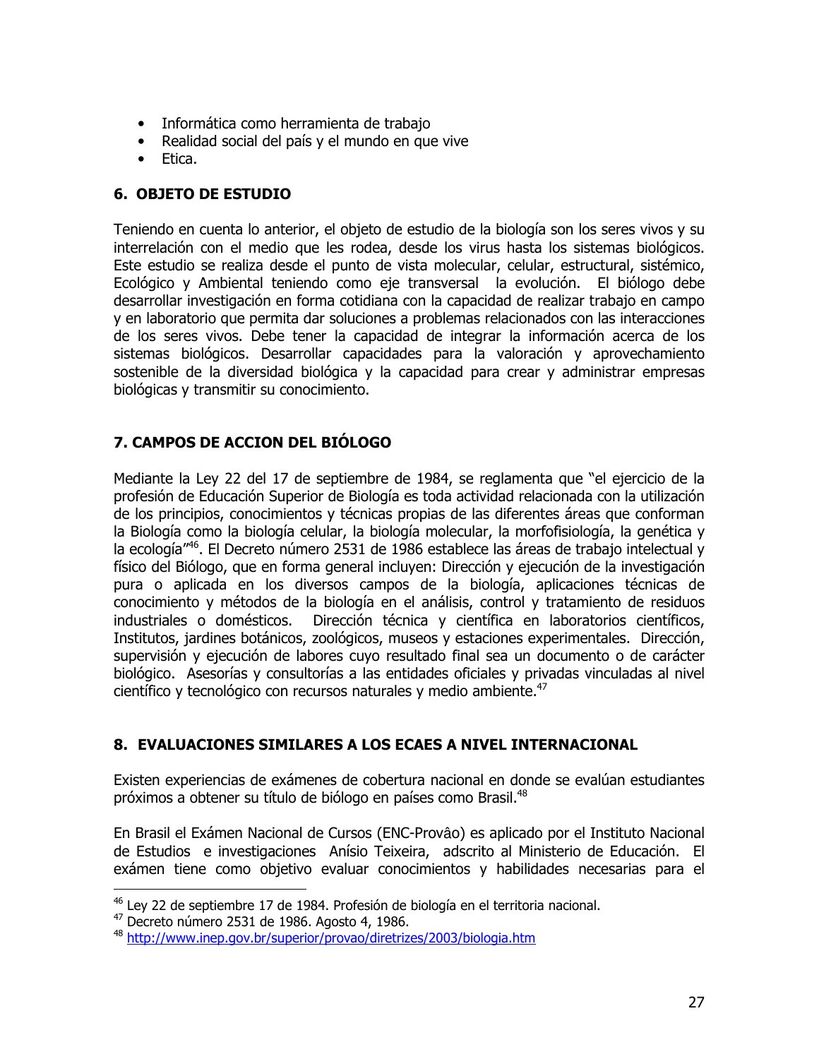- Informática como herramienta de trabajo
- Realidad social del país y el mundo en que vive
- Etica.

## 6. OBJETO DE ESTUDIO

Teniendo en cuenta lo anterior, el objeto de estudio de la biología son los seres vivos y su interrelación con el medio que les rodea, desde los virus hasta los sistemas biológicos. Este estudio se realiza desde el punto de vista molecular, celular, estructural, sistémico, Ecológico y Ambiental teniendo como eje transversal la evolución. El biólogo debe desarrollar investigación en forma cotidiana con la capacidad de realizar trabajo en campo y en laboratorio que permita dar soluciones a problemas relacionados con las interacciones de los seres vivos. Debe tener la capacidad de integrar la información acerca de los sistemas biológicos. Desarrollar capacidades para la valoración y aprovechamiento sostenible de la diversidad biológica y la capacidad para crear y administrar empresas biológicas y transmitir su conocimiento.

## 7. CAMPOS DE ACCION DEL BIÓLOGO

Mediante la Ley 22 del 17 de septiembre de 1984, se reglamenta que "el ejercicio de la profesión de Educación Superior de Biología es toda actividad relacionada con la utilización de los principios, conocimientos y técnicas propias de las diferentes áreas que conforman la Biología como la biología celular, la biología molecular, la morfofisiología, la genética y la ecología"[46]. El Decreto número 2531 de 1986 establece las áreas de trabajo intelectual y físico del Biólogo, que en forma general incluyen: Dirección y ejecución de la investigación pura o aplicada en los diversos campos de la biología, aplicaciones técnicas de conocimiento y métodos de la biología en el análisis, control y tratamiento de residuos industriales o domésticos. Dirección técnica y científica en laboratorios científicos, Institutos, jardines botánicos, zoológicos, museos y estaciones experimentales. Dirección, supervisión y ejecución de labores cuyo resultado final sea un documento o de carácter biológico. Asesorías y consultorías a las entidades oficiales y privadas vinculadas al nivel científico y tecnológico con recursos naturales y medio ambiente.[47]

## 8. EVALUACIONES SIMILARES A LOS ECAES A NIVEL INTERNACIONAL

Existen experiencias de exámenes de cobertura nacional en donde se evalúan estudiantes próximos a obtener su título de biólogo en países como Brasil.[48]

En Brasil el Exámen Nacional de Cursos (ENC-Provâo) es aplicado por el Instituto Nacional de Estudios e investigaciones Anísio Teixeira, adscrito al Ministerio de Educación. El exámen tiene como objetivo evaluar conocimientos y habilidades necesarias para el

---

[46] Ley 22 de septiembre 17 de 1984. Profesión de biología en el territoria nacional.

[47] Decreto número 2531 de 1986. Agosto 4, 1986.

[48] http://www.inep.gov.br/superior/provao/diretrizes/2003/biologia.htm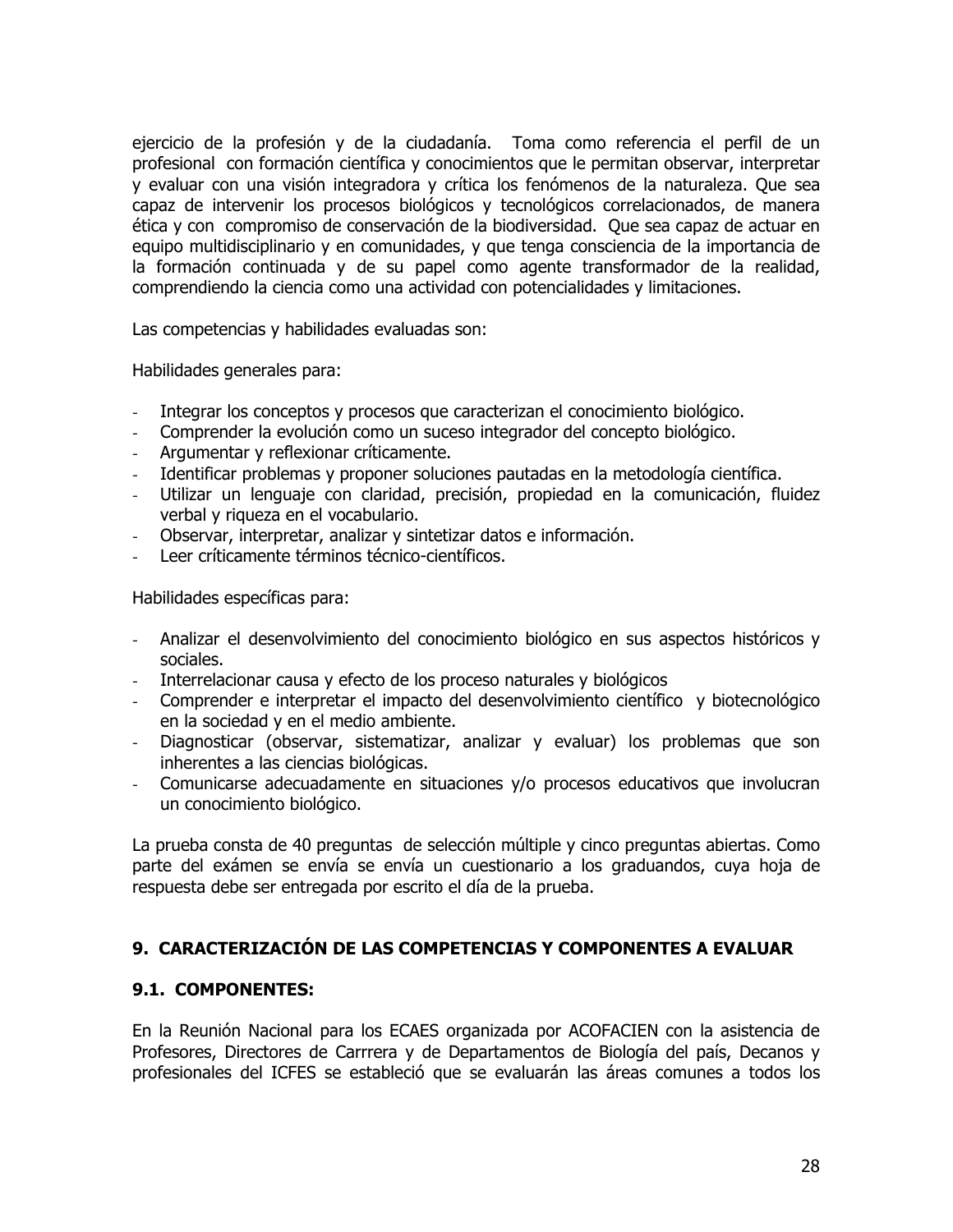ejercicio de la profesión y de la ciudadanía. Toma como referencia el perfil de un profesional con formación científica y conocimientos que le permitan observar, interpretar y evaluar con una visión integradora y crítica los fenómenos de la naturaleza. Que sea capaz de intervenir los procesos biológicos y tecnológicos correlacionados, de manera ética y con compromiso de conservación de la biodiversidad. Que sea capaz de actuar en equipo multidisciplinario y en comunidades, y que tenga consciencia de la importancia de la formación continuada y de su papel como agente transformador de la realidad, comprendiendo la ciencia como una actividad con potencialidades y limitaciones.

Las competencias y habilidades evaluadas son:

Habilidades generales para:

- Integrar los conceptos y procesos que caracterizan el conocimiento biológico.
- Comprender la evolución como un suceso integrador del concepto biológico.
- Argumentar y reflexionar críticamente.
- Identificar problemas y proponer soluciones pautadas en la metodología científica.
- Utilizar un lenguaje con claridad, precisión, propiedad en la comunicación, fluidez verbal y riqueza en el vocabulario.
- Observar, interpretar, analizar y sintetizar datos e información.
- Leer críticamente términos técnico-científicos.

Habilidades específicas para:

- Analizar el desenvolvimiento del conocimiento biológico en sus aspectos históricos y sociales.
- Interrelacionar causa y efecto de los proceso naturales y biológicos
- Comprender e interpretar el impacto del desenvolvimiento científico y biotecnológico en la sociedad y en el medio ambiente.
- Diagnosticar (observar, sistematizar, analizar y evaluar) los problemas que son inherentes a las ciencias biológicas.
- Comunicarse adecuadamente en situaciones y/o procesos educativos que involucran un conocimiento biológico.

La prueba consta de 40 preguntas de selección múltiple y cinco preguntas abiertas. Como parte del exámen se envía se envía un cuestionario a los graduandos, cuya hoja de respuesta debe ser entregada por escrito el día de la prueba.

## 9. CARACTERIZACIÓN DE LAS COMPETENCIAS Y COMPONENTES A EVALUAR

### 9.1. COMPONENTES:

En la Reunión Nacional para los ECAES organizada por ACOFACIEN con la asistencia de Profesores, Directores de Carrrera y de Departamentos de Biología del país, Decanos y profesionales del ICFES se estableció que se evaluarán las áreas comunes a todos los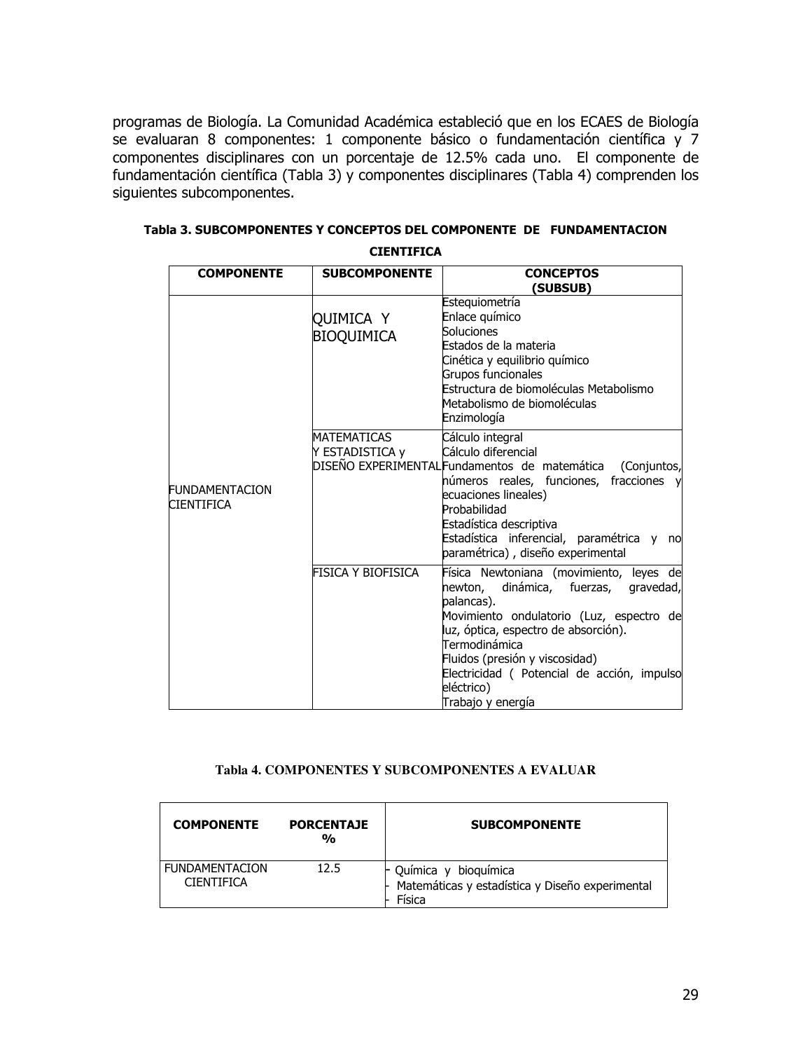programas de Biología. La Comunidad Académica estableció que en los ECAES de Biología se evaluaran 8 componentes: 1 componente básico o fundamentación científica y 7 componentes disciplinares con un porcentaje de 12.5% cada uno. El componente de fundamentación científica (Tabla 3) y componentes disciplinares (Tabla 4) comprenden los siguientes subcomponentes.

**Tabla 3. SUBCOMPONENTES Y CONCEPTOS DEL COMPONENTE DE FUNDAMENTACION CIENTIFICA**

| COMPONENTE | SUBCOMPONENTE | CONCEPTOS (SUBSUB) |
|---|---|---|
| FUNDAMENTACION CIENTIFICA | QUIMICA Y BIOQUIMICA | Estequiometría<br>Enlace químico<br>Soluciones<br>Estados de la materia<br>Cinética y equilibrio químico<br>Grupos funcionales<br>Estructura de biomoléculas Metabolismo<br>Metabolismo de biomoléculas<br>Enzimología |
| | MATEMATICAS Y ESTADISTICA y DISEÑO EXPERIMENTAL | Cálculo integral<br>Cálculo diferencial<br>Fundamentos de matemática (Conjuntos, números reales, funciones, fracciones y ecuaciones lineales)<br>Probabilidad<br>Estadística descriptiva<br>Estadística inferencial, paramétrica y no paramétrica) , diseño experimental |
| | FISICA Y BIOFISICA | Física Newtoniana (movimiento, leyes de newton, dinámica, fuerzas, gravedad, palancas).<br>Movimiento ondulatorio (Luz, espectro de luz, óptica, espectro de absorción).<br>Termodinámica<br>Fluidos (presión y viscosidad)<br>Electricidad ( Potencial de acción, impulso eléctrico)<br>Trabajo y energía |

**Tabla 4. COMPONENTES Y SUBCOMPONENTES A EVALUAR**

| COMPONENTE | PORCENTAJE % | SUBCOMPONENTE |
|---|---|---|
| FUNDAMENTACION CIENTIFICA | 12.5 | - Química y bioquímica<br>- Matemáticas y estadística y Diseño experimental<br>- Física |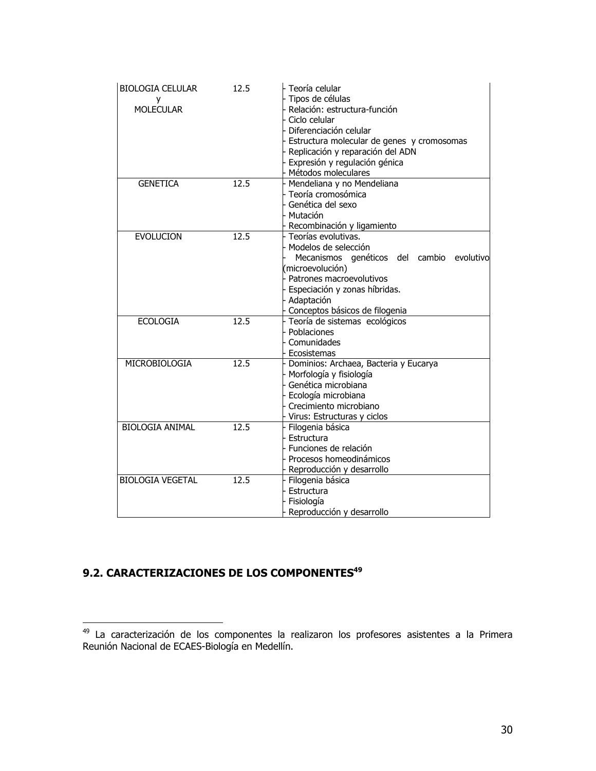| | | |
|---|---|---|
| BIOLOGIA CELULAR y MOLECULAR | 12.5 | - Teoría celular<br>- Tipos de células<br>- Relación: estructura-función<br>- Ciclo celular<br>- Diferenciación celular<br>- Estructura molecular de genes y cromosomas<br>- Replicación y reparación del ADN<br>- Expresión y regulación génica<br>- Métodos moleculares |
| GENETICA | 12.5 | - Mendeliana y no Mendeliana<br>- Teoría cromosómica<br>- Genética del sexo<br>- Mutación<br>- Recombinación y ligamiento |
| EVOLUCION | 12.5 | - Teorías evolutivas.<br>- Modelos de selección<br>- Mecanismos genéticos del cambio evolutivo (microevolución)<br>- Patrones macroevolutivos<br>- Especiación y zonas híbridas.<br>- Adaptación<br>- Conceptos básicos de filogenia |
| ECOLOGIA | 12.5 | - Teoría de sistemas ecológicos<br>- Poblaciones<br>- Comunidades<br>- Ecosistemas |
| MICROBIOLOGIA | 12.5 | - Dominios: Archaea, Bacteria y Eucarya<br>- Morfología y fisiología<br>- Genética microbiana<br>- Ecología microbiana<br>- Crecimiento microbiano<br>- Virus: Estructuras y ciclos |
| BIOLOGIA ANIMAL | 12.5 | - Filogenia básica<br>- Estructura<br>- Funciones de relación<br>- Procesos homeodinámicos<br>- Reproducción y desarrollo |
| BIOLOGIA VEGETAL | 12.5 | - Filogenia básica<br>- Estructura<br>- Fisiología<br>- Reproducción y desarrollo |

## 9.2. CARACTERIZACIONES DE LOS COMPONENTES[49]

[49] La caracterización de los componentes la realizaron los profesores asistentes a la Primera Reunión Nacional de ECAES-Biología en Medellín.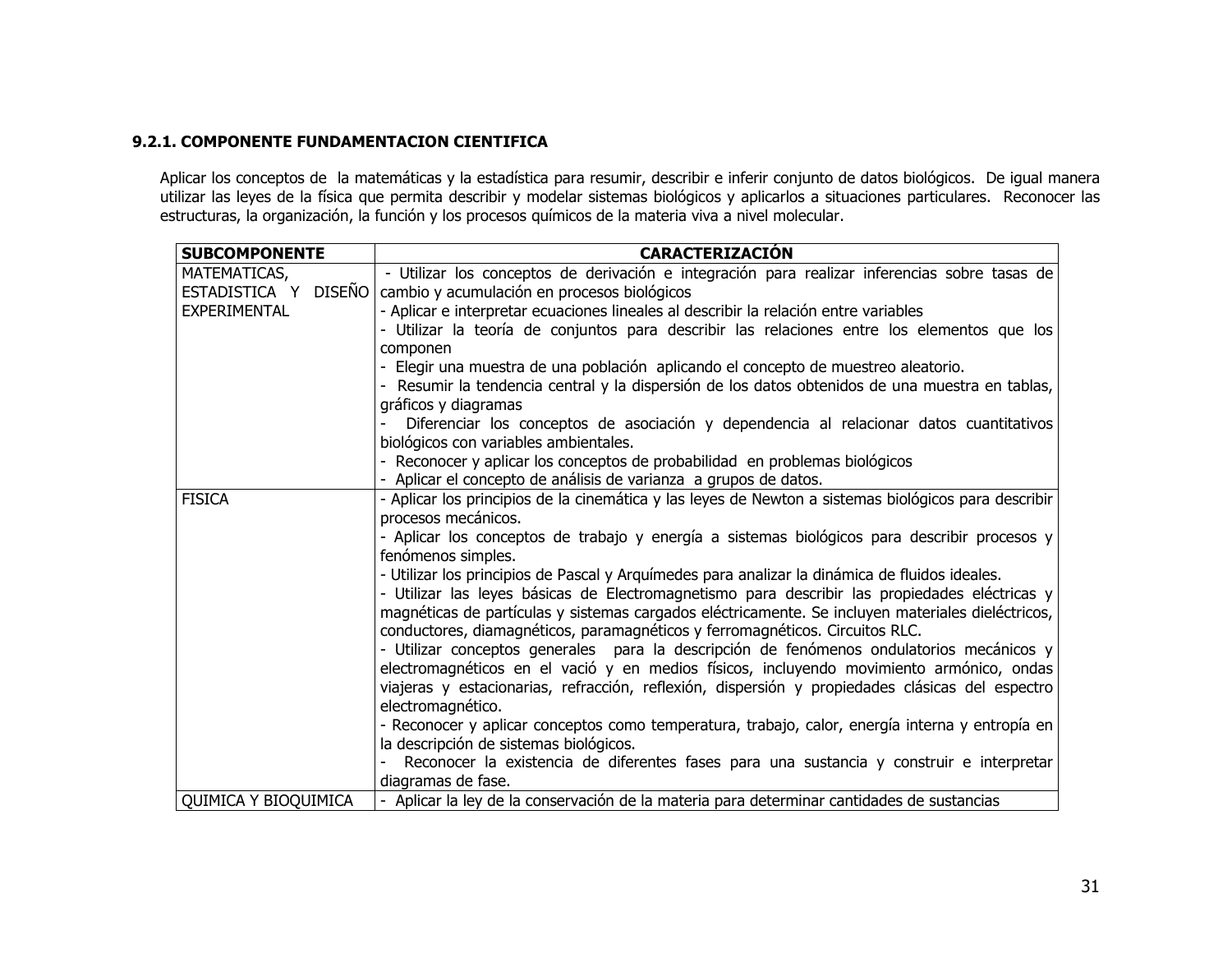### 9.2.1. COMPONENTE FUNDAMENTACION CIENTIFICA

Aplicar los conceptos de la matemáticas y la estadística para resumir, describir e inferir conjunto de datos biológicos. De igual manera utilizar las leyes de la física que permita describir y modelar sistemas biológicos y aplicarlos a situaciones particulares. Reconocer las estructuras, la organización, la función y los procesos químicos de la materia viva a nivel molecular.

| SUBCOMPONENTE | CARACTERIZACIÓN |
|---|---|
| MATEMATICAS, ESTADISTICA Y DISEÑO EXPERIMENTAL | - Utilizar los conceptos de derivación e integración para realizar inferencias sobre tasas de cambio y acumulación en procesos biológicos<br>- Aplicar e interpretar ecuaciones lineales al describir la relación entre variables<br>- Utilizar la teoría de conjuntos para describir las relaciones entre los elementos que los componen<br>- Elegir una muestra de una población aplicando el concepto de muestreo aleatorio.<br>- Resumir la tendencia central y la dispersión de los datos obtenidos de una muestra en tablas, gráficos y diagramas<br>- Diferenciar los conceptos de asociación y dependencia al relacionar datos cuantitativos biológicos con variables ambientales.<br>- Reconocer y aplicar los conceptos de probabilidad en problemas biológicos<br>- Aplicar el concepto de análisis de varianza a grupos de datos. |
| FISICA | - Aplicar los principios de la cinemática y las leyes de Newton a sistemas biológicos para describir procesos mecánicos.<br>- Aplicar los conceptos de trabajo y energía a sistemas biológicos para describir procesos y fenómenos simples.<br>- Utilizar los principios de Pascal y Arquímedes para analizar la dinámica de fluidos ideales.<br>- Utilizar las leyes básicas de Electromagnetismo para describir las propiedades eléctricas y magnéticas de partículas y sistemas cargados eléctricamente. Se incluyen materiales dieléctricos, conductores, diamagnéticos, paramagnéticos y ferromagnéticos. Circuitos RLC.<br>- Utilizar conceptos generales para la descripción de fenómenos ondulatorios mecánicos y electromagnéticos en el vació y en medios físicos, incluyendo movimiento armónico, ondas viajeras y estacionarias, refracción, reflexión, dispersión y propiedades clásicas del espectro electromagnético.<br>- Reconocer y aplicar conceptos como temperatura, trabajo, calor, energía interna y entropía en la descripción de sistemas biológicos.<br>- Reconocer la existencia de diferentes fases para una sustancia y construir e interpretar diagramas de fase. |
| QUIMICA Y BIOQUIMICA | - Aplicar la ley de la conservación de la materia para determinar cantidades de sustancias |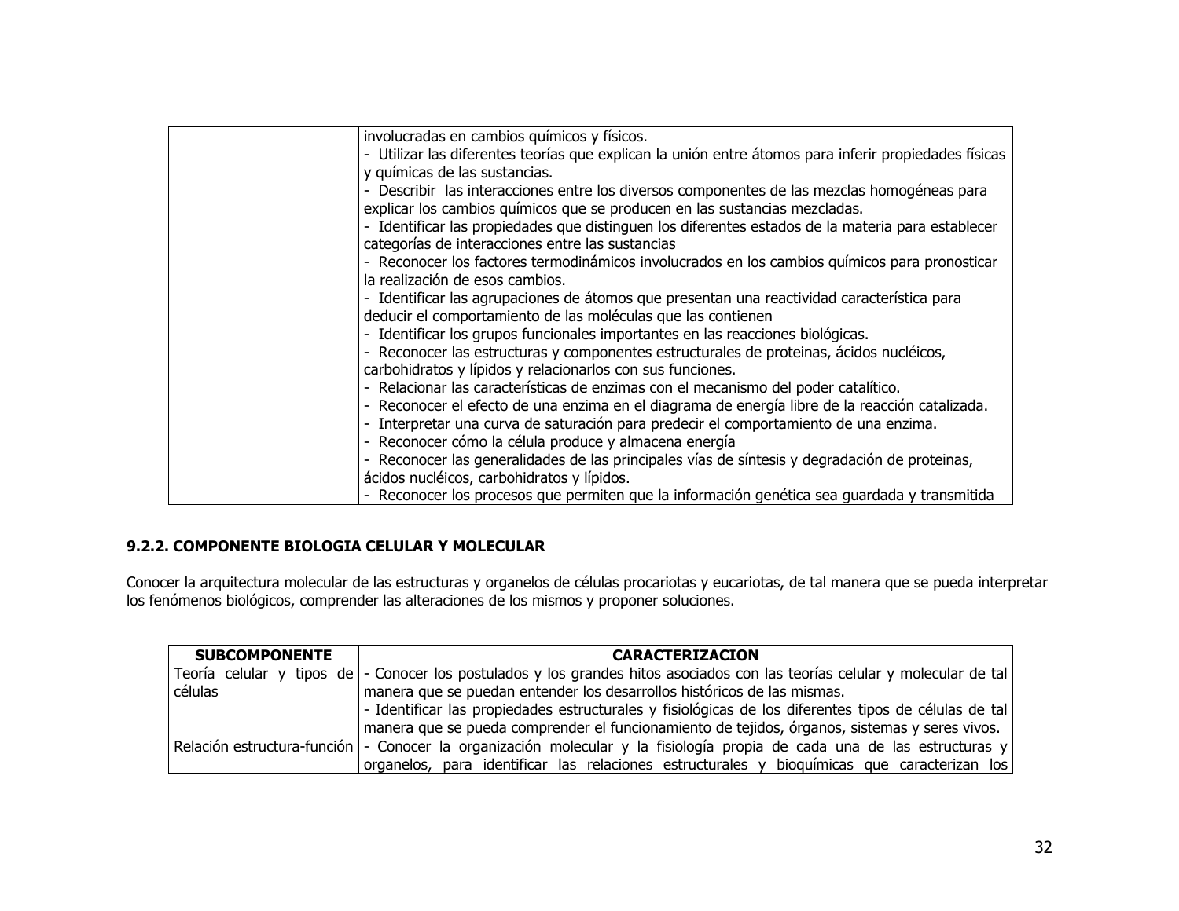|  |  |
|---|---|
|  | involucradas en cambios químicos y físicos.<br>- Utilizar las diferentes teorías que explican la unión entre átomos para inferir propiedades físicas y químicas de las sustancias.<br>- Describir las interacciones entre los diversos componentes de las mezclas homogéneas para explicar los cambios químicos que se producen en las sustancias mezcladas.<br>- Identificar las propiedades que distinguen los diferentes estados de la materia para establecer categorías de interacciones entre las sustancias<br>- Reconocer los factores termodinámicos involucrados en los cambios químicos para pronosticar la realización de esos cambios.<br>- Identificar las agrupaciones de átomos que presentan una reactividad característica para deducir el comportamiento de las moléculas que las contienen<br>- Identificar los grupos funcionales importantes en las reacciones biológicas.<br>- Reconocer las estructuras y componentes estructurales de proteinas, ácidos nucléicos, carbohidratos y lípidos y relacionarlos con sus funciones.<br>- Relacionar las características de enzimas con el mecanismo del poder catalítico.<br>- Reconocer el efecto de una enzima en el diagrama de energía libre de la reacción catalizada.<br>- Interpretar una curva de saturación para predecir el comportamiento de una enzima.<br>- Reconocer cómo la célula produce y almacena energía<br>- Reconocer las generalidades de las principales vías de síntesis y degradación de proteinas, ácidos nucléicos, carbohidratos y lípidos.<br>- Reconocer los procesos que permiten que la información genética sea guardada y transmitida |

### 9.2.2. COMPONENTE BIOLOGIA CELULAR Y MOLECULAR

Conocer la arquitectura molecular de las estructuras y organelos de células procariotas y eucariotas, de tal manera que se pueda interpretar los fenómenos biológicos, comprender las alteraciones de los mismos y proponer soluciones.

| SUBCOMPONENTE | CARACTERIZACION |
|---|---|
| Teoría celular y tipos de células | - Conocer los postulados y los grandes hitos asociados con las teorías celular y molecular de tal manera que se puedan entender los desarrollos históricos de las mismas.<br>- Identificar las propiedades estructurales y fisiológicas de los diferentes tipos de células de tal manera que se pueda comprender el funcionamiento de tejidos, órganos, sistemas y seres vivos. |
| Relación estructura-función | - Conocer la organización molecular y la fisiología propia de cada una de las estructuras y organelos, para identificar las relaciones estructurales y bioquímicas que caracterizan los |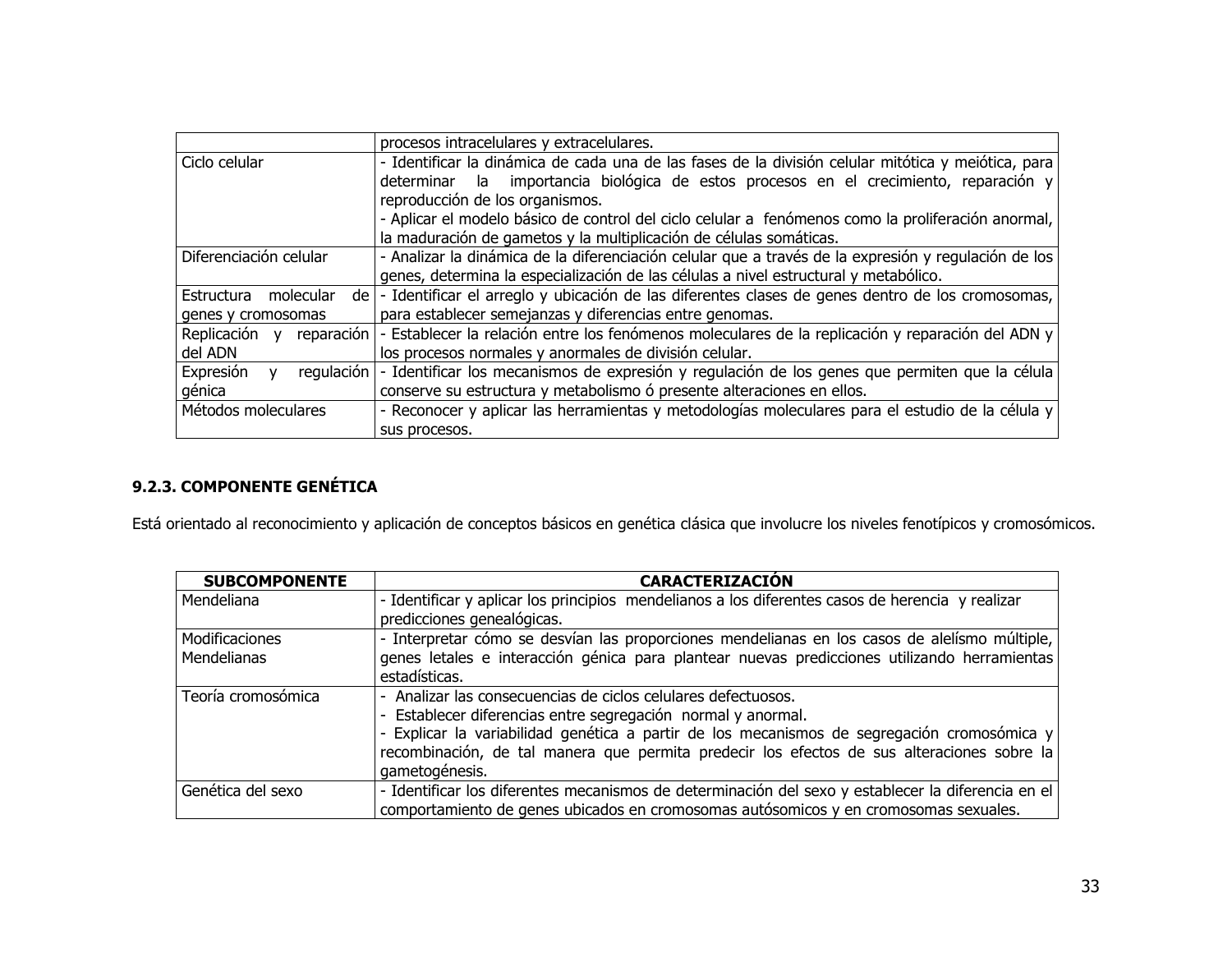| | |
|---|---|
| | procesos intracelulares y extracelulares. |
| Ciclo celular | - Identificar la dinámica de cada una de las fases de la división celular mitótica y meiótica, para determinar la importancia biológica de estos procesos en el crecimiento, reparación y reproducción de los organismos.<br>- Aplicar el modelo básico de control del ciclo celular a fenómenos como la proliferación anormal, la maduración de gametos y la multiplicación de células somáticas. |
| Diferenciación celular | - Analizar la dinámica de la diferenciación celular que a través de la expresión y regulación de los genes, determina la especialización de las células a nivel estructural y metabólico. |
| Estructura molecular de genes y cromosomas | - Identificar el arreglo y ubicación de las diferentes clases de genes dentro de los cromosomas, para establecer semejanzas y diferencias entre genomas. |
| Replicación y reparación del ADN | - Establecer la relación entre los fenómenos moleculares de la replicación y reparación del ADN y los procesos normales y anormales de división celular. |
| Expresión y regulación génica | - Identificar los mecanismos de expresión y regulación de los genes que permiten que la célula conserve su estructura y metabolismo ó presente alteraciones en ellos. |
| Métodos moleculares | - Reconocer y aplicar las herramientas y metodologías moleculares para el estudio de la célula y sus procesos. |

### 9.2.3. COMPONENTE GENÉTICA

Está orientado al reconocimiento y aplicación de conceptos básicos en genética clásica que involucre los niveles fenotípicos y cromosómicos.

| SUBCOMPONENTE | CARACTERIZACIÓN |
|---|---|
| Mendeliana | - Identificar y aplicar los principios mendelianos a los diferentes casos de herencia y realizar predicciones genealógicas. |
| Modificaciones Mendelianas | - Interpretar cómo se desvían las proporciones mendelianas en los casos de alelísmo múltiple, genes letales e interacción génica para plantear nuevas predicciones utilizando herramientas estadísticas. |
| Teoría cromosómica | - Analizar las consecuencias de ciclos celulares defectuosos.<br>- Establecer diferencias entre segregación normal y anormal.<br>- Explicar la variabilidad genética a partir de los mecanismos de segregación cromosómica y recombinación, de tal manera que permita predecir los efectos de sus alteraciones sobre la gametogénesis. |
| Genética del sexo | - Identificar los diferentes mecanismos de determinación del sexo y establecer la diferencia en el comportamiento de genes ubicados en cromosomas autósomicos y en cromosomas sexuales. |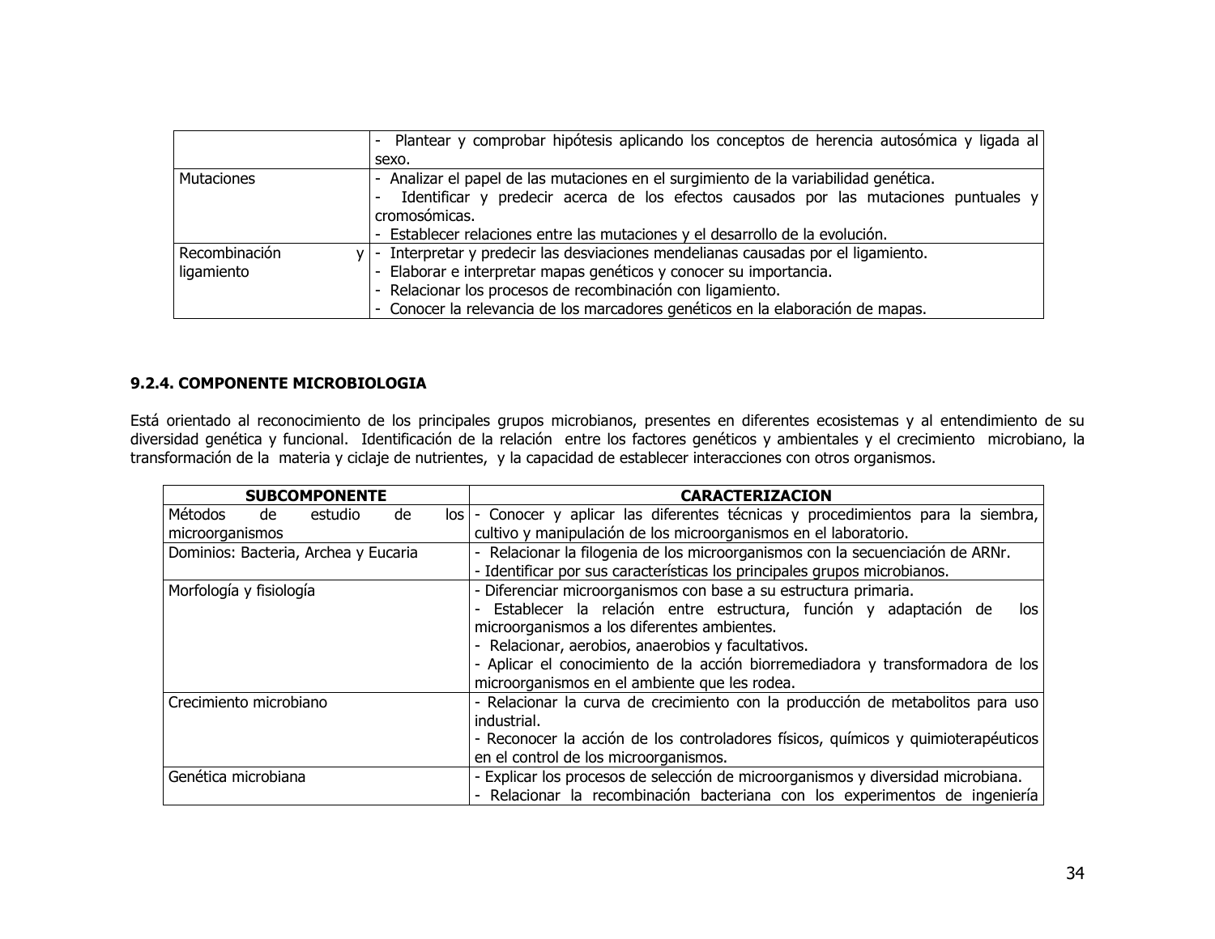| | |
|---|---|
| | - Plantear y comprobar hipótesis aplicando los conceptos de herencia autosómica y ligada al sexo. |
| Mutaciones | - Analizar el papel de las mutaciones en el surgimiento de la variabilidad genética.<br>- Identificar y predecir acerca de los efectos causados por las mutaciones puntuales y cromosómicas.<br>- Establecer relaciones entre las mutaciones y el desarrollo de la evolución. |
| Recombinación y ligamiento | - Interpretar y predecir las desviaciones mendelianas causadas por el ligamiento.<br>- Elaborar e interpretar mapas genéticos y conocer su importancia.<br>- Relacionar los procesos de recombinación con ligamiento.<br>- Conocer la relevancia de los marcadores genéticos en la elaboración de mapas. |

#### 9.2.4. COMPONENTE MICROBIOLOGIA

Está orientado al reconocimiento de los principales grupos microbianos, presentes en diferentes ecosistemas y al entendimiento de su diversidad genética y funcional. Identificación de la relación entre los factores genéticos y ambientales y el crecimiento microbiano, la transformación de la materia y ciclaje de nutrientes, y la capacidad de establecer interacciones con otros organismos.

| SUBCOMPONENTE | CARACTERIZACION |
|---|---|
| Métodos de estudio de los microorganismos | - Conocer y aplicar las diferentes técnicas y procedimientos para la siembra, cultivo y manipulación de los microorganismos en el laboratorio. |
| Dominios: Bacteria, Archea y Eucaria | - Relacionar la filogenia de los microorganismos con la secuenciación de ARNr.<br>- Identificar por sus características los principales grupos microbianos. |
| Morfología y fisiología | - Diferenciar microorganismos con base a su estructura primaria.<br>- Establecer la relación entre estructura, función y adaptación de los microorganismos a los diferentes ambientes.<br>- Relacionar, aerobios, anaerobios y facultativos.<br>- Aplicar el conocimiento de la acción biorremediadora y transformadora de los microorganismos en el ambiente que les rodea. |
| Crecimiento microbiano | - Relacionar la curva de crecimiento con la producción de metabolitos para uso industrial.<br>- Reconocer la acción de los controladores físicos, químicos y quimioterapéuticos en el control de los microorganismos. |
| Genética microbiana | - Explicar los procesos de selección de microorganismos y diversidad microbiana.<br>- Relacionar la recombinación bacteriana con los experimentos de ingeniería |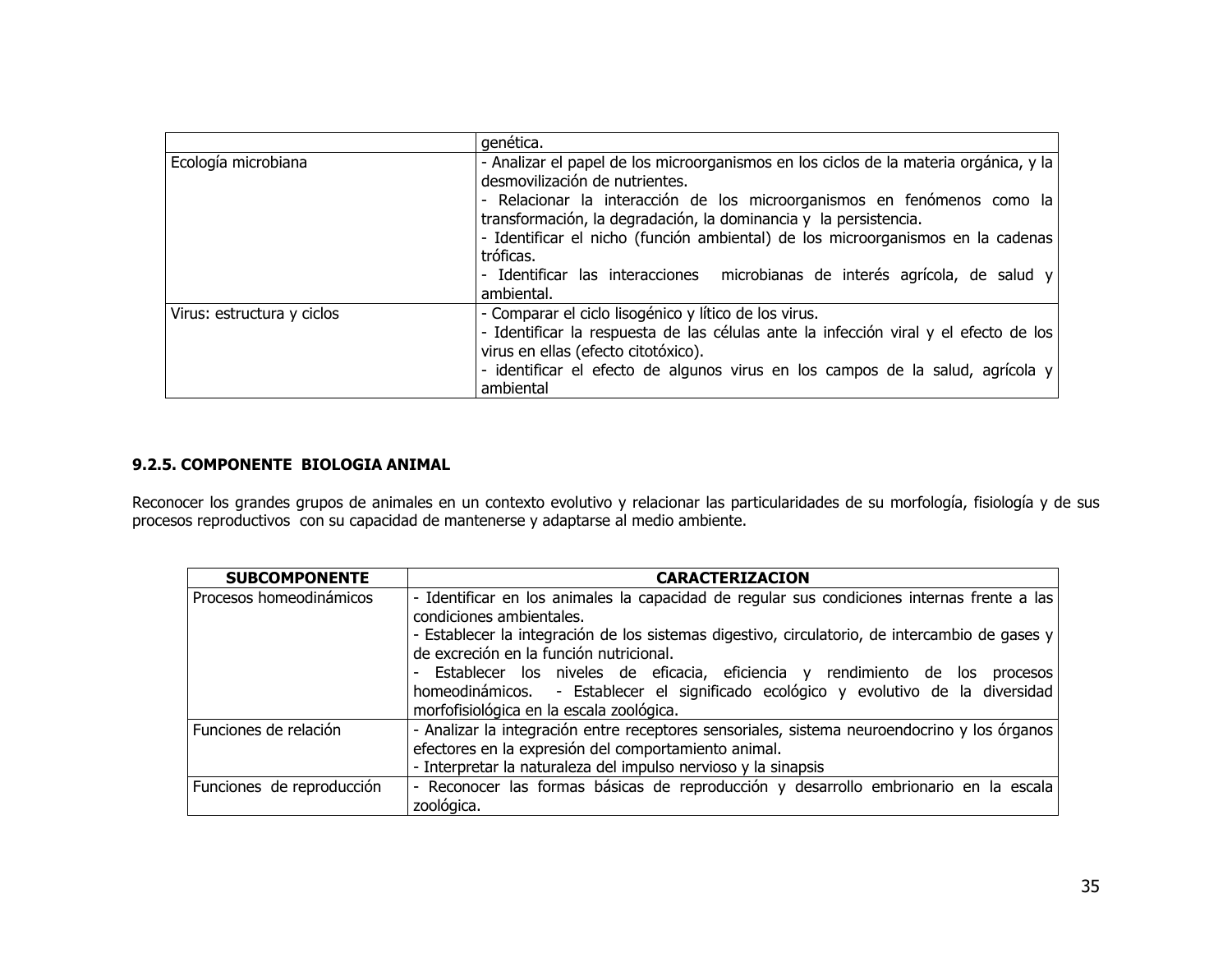| | |
|---|---|
| | genética. |
| Ecología microbiana | - Analizar el papel de los microorganismos en los ciclos de la materia orgánica, y la desmovilización de nutrientes.<br>- Relacionar la interacción de los microorganismos en fenómenos como la transformación, la degradación, la dominancia y la persistencia.<br>- Identificar el nicho (función ambiental) de los microorganismos en la cadenas tróficas.<br>- Identificar las interacciones microbianas de interés agrícola, de salud y ambiental. |
| Virus: estructura y ciclos | - Comparar el ciclo lisogénico y lítico de los virus.<br>- Identificar la respuesta de las células ante la infección viral y el efecto de los virus en ellas (efecto citotóxico).<br>- identificar el efecto de algunos virus en los campos de la salud, agrícola y ambiental |

### 9.2.5. COMPONENTE BIOLOGIA ANIMAL

Reconocer los grandes grupos de animales en un contexto evolutivo y relacionar las particularidades de su morfología, fisiología y de sus procesos reproductivos con su capacidad de mantenerse y adaptarse al medio ambiente.

| SUBCOMPONENTE | CARACTERIZACION |
|---|---|
| Procesos homeodinámicos | - Identificar en los animales la capacidad de regular sus condiciones internas frente a las condiciones ambientales.<br>- Establecer la integración de los sistemas digestivo, circulatorio, de intercambio de gases y de excreción en la función nutricional.<br>- Establecer los niveles de eficacia, eficiencia y rendimiento de los procesos homeodinámicos. - Establecer el significado ecológico y evolutivo de la diversidad morfofisiológica en la escala zoológica. |
| Funciones de relación | - Analizar la integración entre receptores sensoriales, sistema neuroendocrino y los órganos efectores en la expresión del comportamiento animal.<br>- Interpretar la naturaleza del impulso nervioso y la sinapsis |
| Funciones de reproducción | - Reconocer las formas básicas de reproducción y desarrollo embrionario en la escala zoológica. |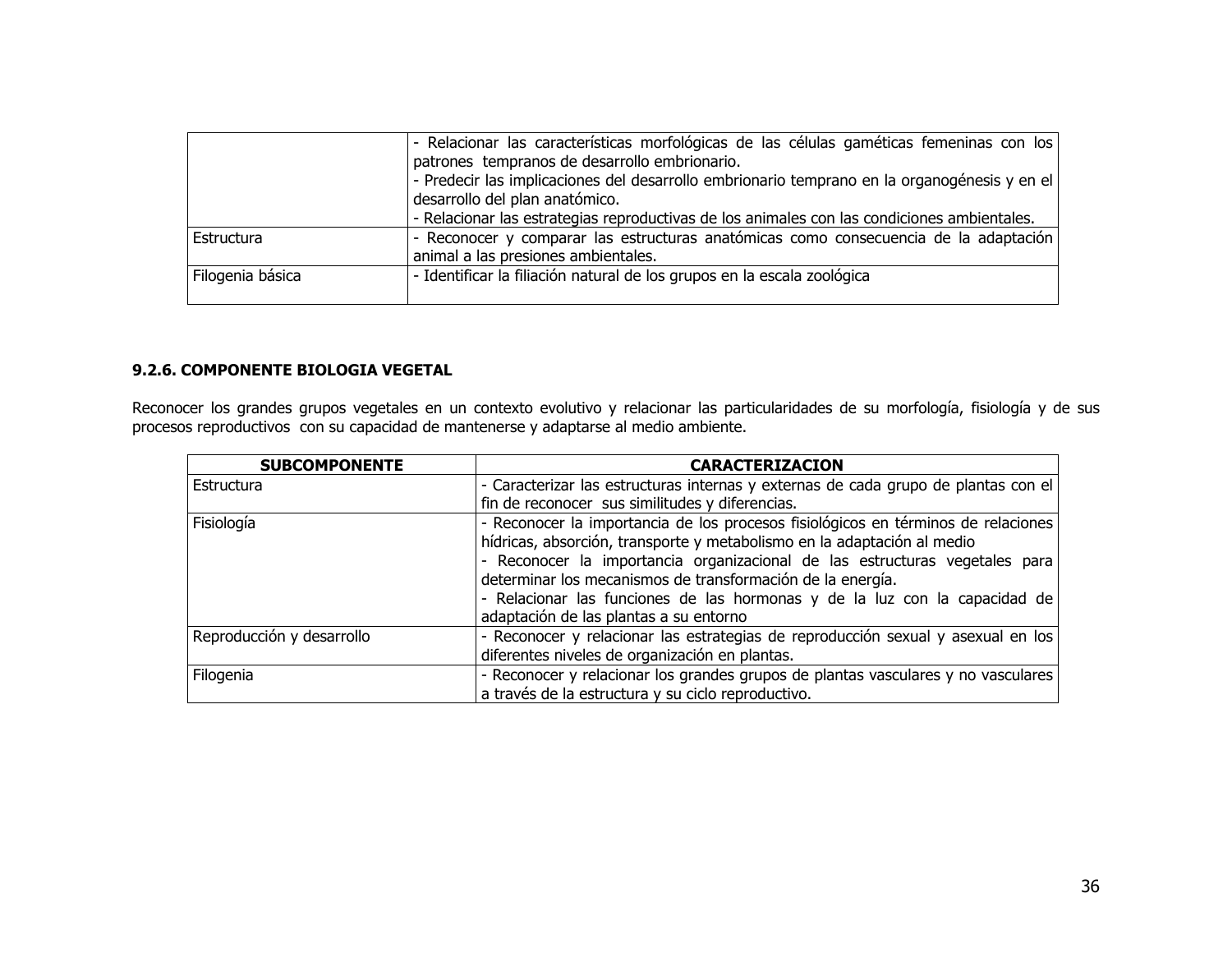| | |
|---|---|
| | - Relacionar las características morfológicas de las células gaméticas femeninas con los patrones tempranos de desarrollo embrionario.<br>- Predecir las implicaciones del desarrollo embrionario temprano en la organogénesis y en el desarrollo del plan anatómico.<br>- Relacionar las estrategias reproductivas de los animales con las condiciones ambientales. |
| Estructura | - Reconocer y comparar las estructuras anatómicas como consecuencia de la adaptación animal a las presiones ambientales. |
| Filogenia básica | - Identificar la filiación natural de los grupos en la escala zoológica |

### 9.2.6. COMPONENTE BIOLOGIA VEGETAL

Reconocer los grandes grupos vegetales en un contexto evolutivo y relacionar las particularidades de su morfología, fisiología y de sus procesos reproductivos con su capacidad de mantenerse y adaptarse al medio ambiente.

| SUBCOMPONENTE | CARACTERIZACION |
|---|---|
| Estructura | - Caracterizar las estructuras internas y externas de cada grupo de plantas con el fin de reconocer sus similitudes y diferencias. |
| Fisiología | - Reconocer la importancia de los procesos fisiológicos en términos de relaciones hídricas, absorción, transporte y metabolismo en la adaptación al medio<br>- Reconocer la importancia organizacional de las estructuras vegetales para determinar los mecanismos de transformación de la energía.<br>- Relacionar las funciones de las hormonas y de la luz con la capacidad de adaptación de las plantas a su entorno |
| Reproducción y desarrollo | - Reconocer y relacionar las estrategias de reproducción sexual y asexual en los diferentes niveles de organización en plantas. |
| Filogenia | - Reconocer y relacionar los grandes grupos de plantas vasculares y no vasculares a través de la estructura y su ciclo reproductivo. |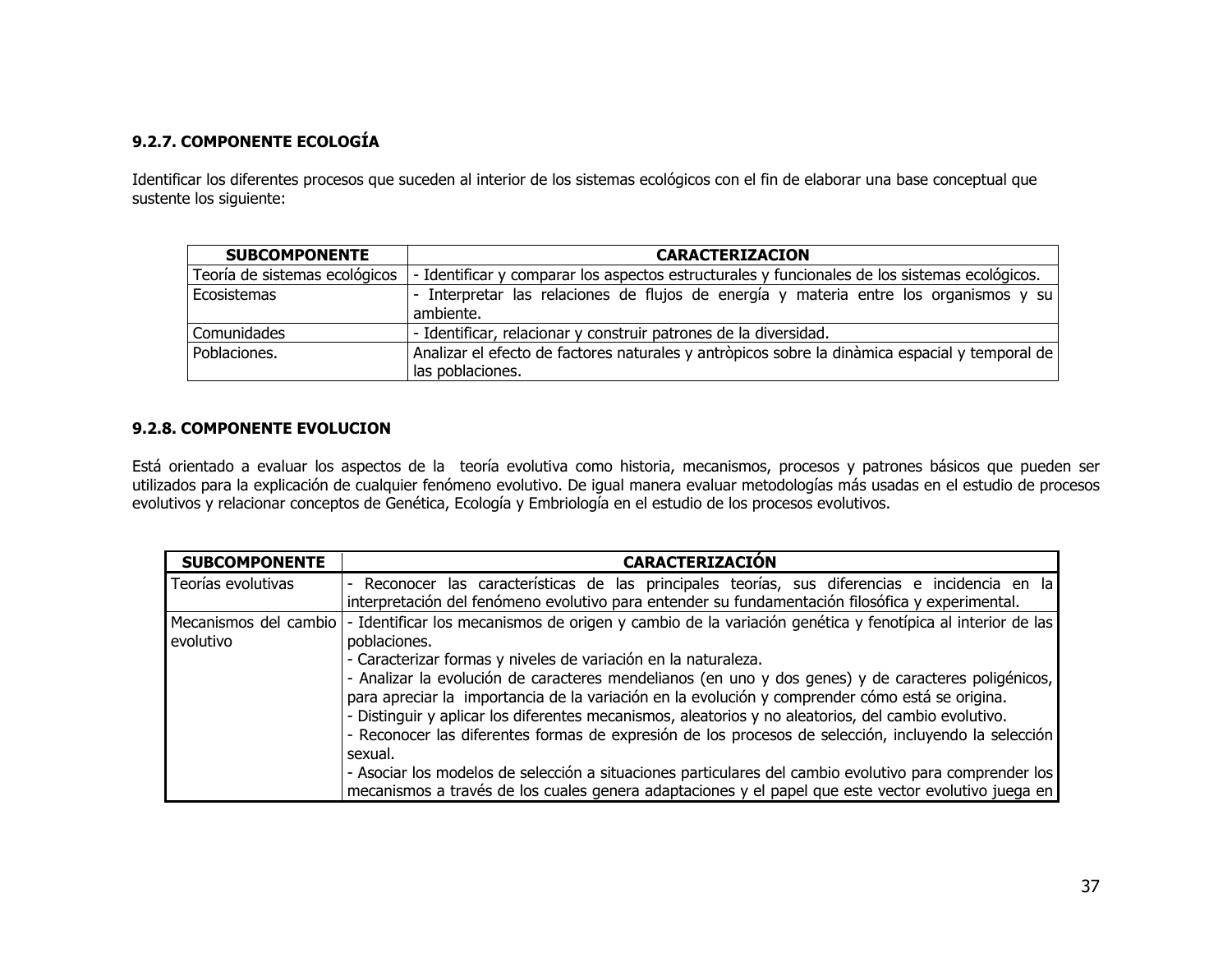### 9.2.7. COMPONENTE ECOLOGÍA

Identificar los diferentes procesos que suceden al interior de los sistemas ecológicos con el fin de elaborar una base conceptual que sustente los siguiente:

| SUBCOMPONENTE | CARACTERIZACION |
|---|---|
| Teoría de sistemas ecológicos | - Identificar y comparar los aspectos estructurales y funcionales de los sistemas ecológicos. |
| Ecosistemas | - Interpretar las relaciones de flujos de energía y materia entre los organismos y su ambiente. |
| Comunidades | - Identificar, relacionar y construir patrones de la diversidad. |
| Poblaciones. | Analizar el efecto de factores naturales y antròpicos sobre la dinàmica espacial y temporal de las poblaciones. |

### 9.2.8. COMPONENTE EVOLUCION

Está orientado a evaluar los aspectos de la teoría evolutiva como historia, mecanismos, procesos y patrones básicos que pueden ser utilizados para la explicación de cualquier fenómeno evolutivo. De igual manera evaluar metodologías más usadas en el estudio de procesos evolutivos y relacionar conceptos de Genética, Ecología y Embriología en el estudio de los procesos evolutivos.

| SUBCOMPONENTE | CARACTERIZACIÓN |
|---|---|
| Teorías evolutivas | - Reconocer las características de las principales teorías, sus diferencias e incidencia en la interpretación del fenómeno evolutivo para entender su fundamentación filosófica y experimental. |
| Mecanismos del cambio evolutivo | - Identificar los mecanismos de origen y cambio de la variación genética y fenotípica al interior de las poblaciones.<br>- Caracterizar formas y niveles de variación en la naturaleza.<br>- Analizar la evolución de caracteres mendelianos (en uno y dos genes) y de caracteres poligénicos, para apreciar la importancia de la variación en la evolución y comprender cómo está se origina.<br>- Distinguir y aplicar los diferentes mecanismos, aleatorios y no aleatorios, del cambio evolutivo.<br>- Reconocer las diferentes formas de expresión de los procesos de selección, incluyendo la selección sexual.<br>- Asociar los modelos de selección a situaciones particulares del cambio evolutivo para comprender los mecanismos a través de los cuales genera adaptaciones y el papel que este vector evolutivo juega en |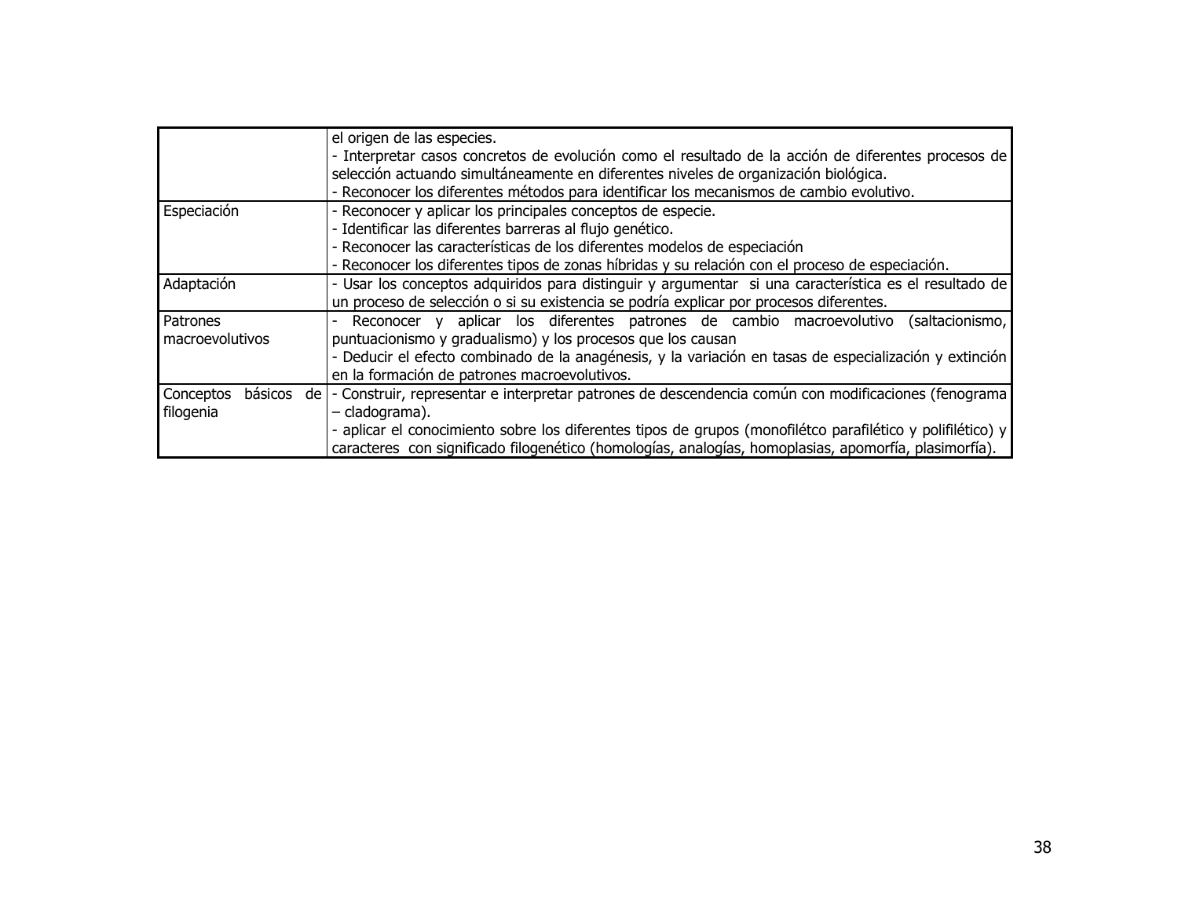| | |
|---|---|
| | el origen de las especies.<br>- Interpretar casos concretos de evolución como el resultado de la acción de diferentes procesos de selección actuando simultáneamente en diferentes niveles de organización biológica.<br>- Reconocer los diferentes métodos para identificar los mecanismos de cambio evolutivo. |
| Especiación | - Reconocer y aplicar los principales conceptos de especie.<br>- Identificar las diferentes barreras al flujo genético.<br>- Reconocer las características de los diferentes modelos de especiación<br>- Reconocer los diferentes tipos de zonas híbridas y su relación con el proceso de especiación. |
| Adaptación | - Usar los conceptos adquiridos para distinguir y argumentar si una característica es el resultado de un proceso de selección o si su existencia se podría explicar por procesos diferentes. |
| Patrones macroevolutivos | - Reconocer y aplicar los diferentes patrones de cambio macroevolutivo (saltacionismo, puntuacionismo y gradualismo) y los procesos que los causan<br>- Deducir el efecto combinado de la anagénesis, y la variación en tasas de especialización y extinción en la formación de patrones macroevolutivos. |
| Conceptos básicos de filogenia | - Construir, representar e interpretar patrones de descendencia común con modificaciones (fenograma – cladograma).<br>- aplicar el conocimiento sobre los diferentes tipos de grupos (monofilétco parafilético y polifilético) y caracteres con significado filogenético (homologías, analogías, homoplasias, apomorfía, plasimorfía). |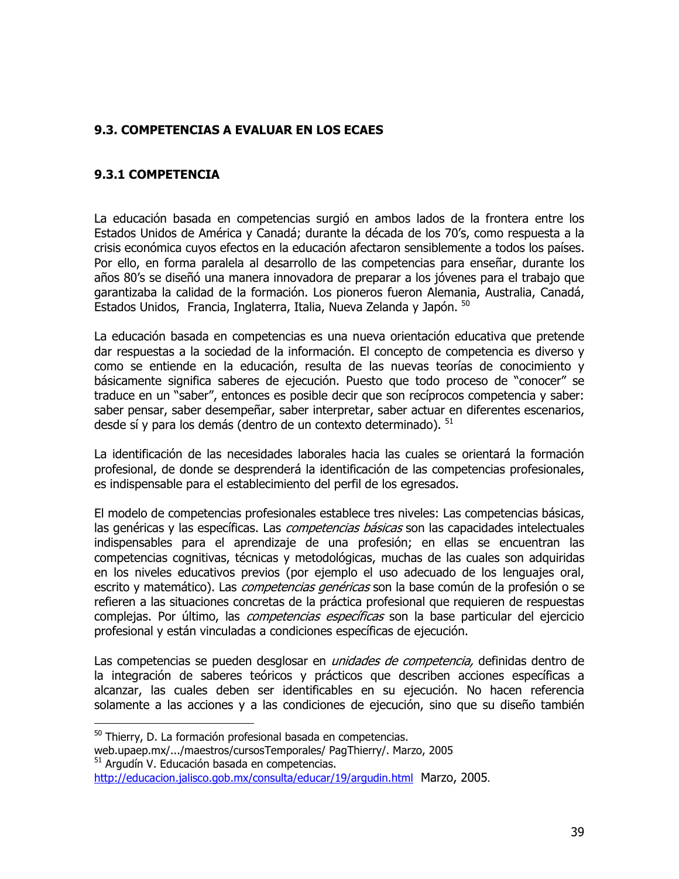## 9.3. COMPETENCIAS A EVALUAR EN LOS ECAES

### 9.3.1 COMPETENCIA

La educación basada en competencias surgió en ambos lados de la frontera entre los Estados Unidos de América y Canadá; durante la década de los 70's, como respuesta a la crisis económica cuyos efectos en la educación afectaron sensiblemente a todos los países. Por ello, en forma paralela al desarrollo de las competencias para enseñar, durante los años 80's se diseñó una manera innovadora de preparar a los jóvenes para el trabajo que garantizaba la calidad de la formación. Los pioneros fueron Alemania, Australia, Canadá, Estados Unidos, Francia, Inglaterra, Italia, Nueva Zelanda y Japón. [50]

La educación basada en competencias es una nueva orientación educativa que pretende dar respuestas a la sociedad de la información. El concepto de competencia es diverso y como se entiende en la educación, resulta de las nuevas teorías de conocimiento y básicamente significa saberes de ejecución. Puesto que todo proceso de "conocer" se traduce en un "saber", entonces es posible decir que son recíprocos competencia y saber: saber pensar, saber desempeñar, saber interpretar, saber actuar en diferentes escenarios, desde sí y para los demás (dentro de un contexto determinado). [51]

La identificación de las necesidades laborales hacia las cuales se orientará la formación profesional, de donde se desprenderá la identificación de las competencias profesionales, es indispensable para el establecimiento del perfil de los egresados.

El modelo de competencias profesionales establece tres niveles: Las competencias básicas, las genéricas y las específicas. Las *competencias básicas* son las capacidades intelectuales indispensables para el aprendizaje de una profesión; en ellas se encuentran las competencias cognitivas, técnicas y metodológicas, muchas de las cuales son adquiridas en los niveles educativos previos (por ejemplo el uso adecuado de los lenguajes oral, escrito y matemático). Las *competencias genéricas* son la base común de la profesión o se refieren a las situaciones concretas de la práctica profesional que requieren de respuestas complejas. Por último, las *competencias específicas* son la base particular del ejercicio profesional y están vinculadas a condiciones específicas de ejecución.

Las competencias se pueden desglosar en *unidades de competencia,* definidas dentro de la integración de saberes teóricos y prácticos que describen acciones específicas a alcanzar, las cuales deben ser identificables en su ejecución. No hacen referencia solamente a las acciones y a las condiciones de ejecución, sino que su diseño también

---

[50] Thierry, D. La formación profesional basada en competencias. web.upaep.mx/.../maestros/cursosTemporales/ PagThierry/. Marzo, 2005

[51] Argudín V. Educación basada en competencias. http://educacion.jalisco.gob.mx/consulta/educar/19/argudin.html Marzo, 2005.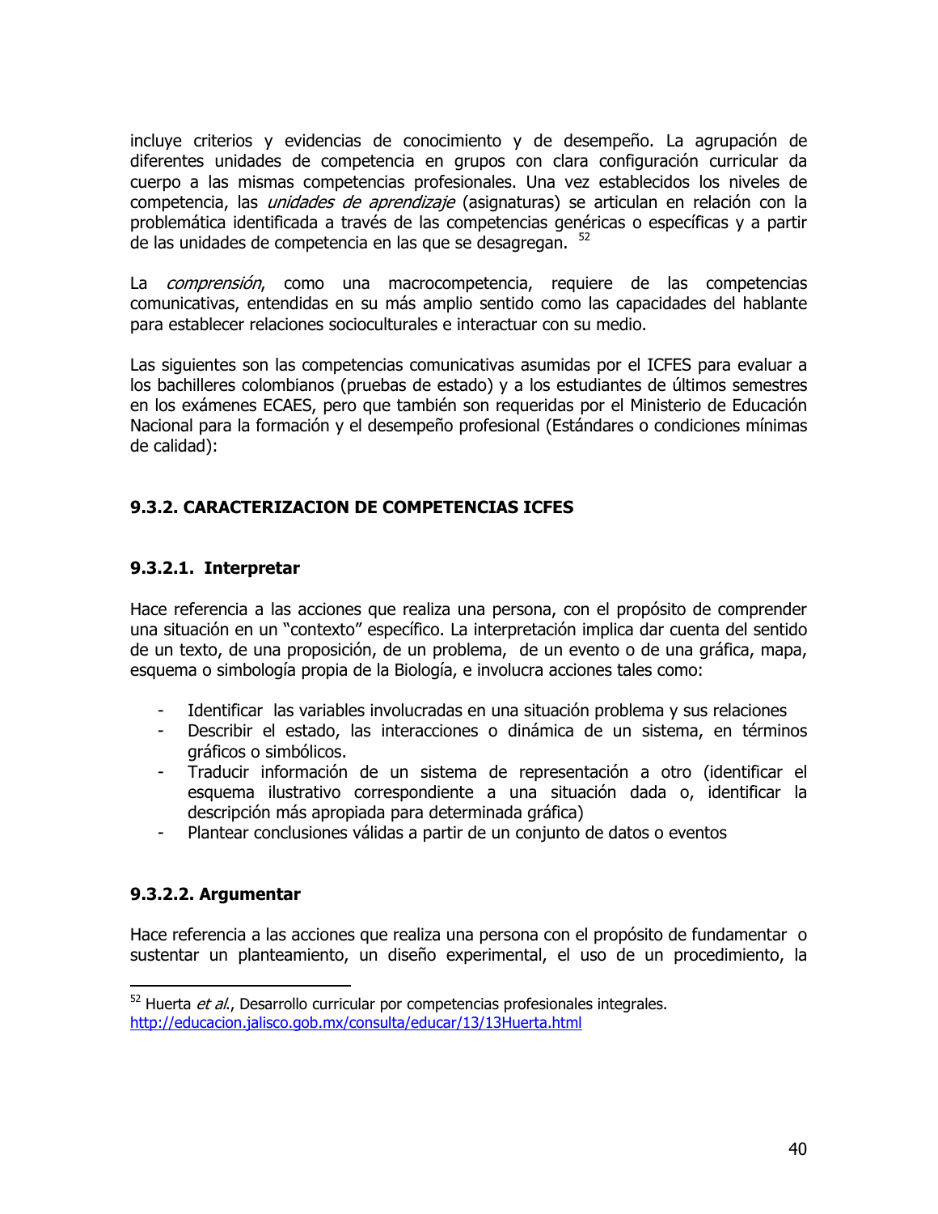incluye criterios y evidencias de conocimiento y de desempeño. La agrupación de diferentes unidades de competencia en grupos con clara configuración curricular da cuerpo a las mismas competencias profesionales. Una vez establecidos los niveles de competencia, las *unidades de aprendizaje* (asignaturas) se articulan en relación con la problemática identificada a través de las competencias genéricas o específicas y a partir de las unidades de competencia en las que se desagregan. [52]

La *comprensión*, como una macrocompetencia, requiere de las competencias comunicativas, entendidas en su más amplio sentido como las capacidades del hablante para establecer relaciones socioculturales e interactuar con su medio.

Las siguientes son las competencias comunicativas asumidas por el ICFES para evaluar a los bachilleres colombianos (pruebas de estado) y a los estudiantes de últimos semestres en los exámenes ECAES, pero que también son requeridas por el Ministerio de Educación Nacional para la formación y el desempeño profesional (Estándares o condiciones mínimas de calidad):

### 9.3.2. CARACTERIZACION DE COMPETENCIAS ICFES

#### 9.3.2.1. Interpretar

Hace referencia a las acciones que realiza una persona, con el propósito de comprender una situación en un "contexto" específico. La interpretación implica dar cuenta del sentido de un texto, de una proposición, de un problema, de un evento o de una gráfica, mapa, esquema o simbología propia de la Biología, e involucra acciones tales como:

- Identificar las variables involucradas en una situación problema y sus relaciones
- Describir el estado, las interacciones o dinámica de un sistema, en términos gráficos o simbólicos.
- Traducir información de un sistema de representación a otro (identificar el esquema ilustrativo correspondiente a una situación dada o, identificar la descripción más apropiada para determinada gráfica)
- Plantear conclusiones válidas a partir de un conjunto de datos o eventos

#### 9.3.2.2. Argumentar

Hace referencia a las acciones que realiza una persona con el propósito de fundamentar o sustentar un planteamiento, un diseño experimental, el uso de un procedimiento, la

---

[52] Huerta *et al.*, Desarrollo curricular por competencias profesionales integrales. http://educacion.jalisco.gob.mx/consulta/educar/13/13Huerta.html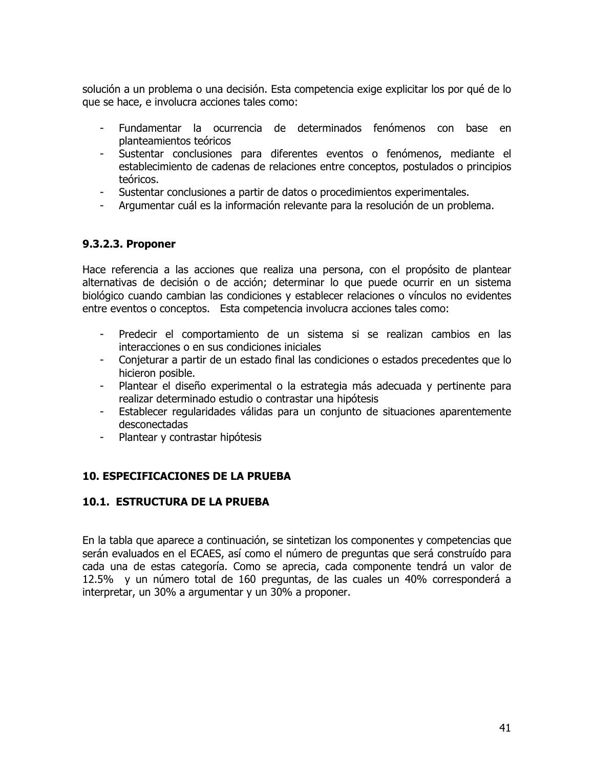solución a un problema o una decisión. Esta competencia exige explicitar los por qué de lo que se hace, e involucra acciones tales como:

- Fundamentar la ocurrencia de determinados fenómenos con base en planteamientos teóricos
- Sustentar conclusiones para diferentes eventos o fenómenos, mediante el establecimiento de cadenas de relaciones entre conceptos, postulados o principios teóricos.
- Sustentar conclusiones a partir de datos o procedimientos experimentales.
- Argumentar cuál es la información relevante para la resolución de un problema.

#### 9.3.2.3. Proponer

Hace referencia a las acciones que realiza una persona, con el propósito de plantear alternativas de decisión o de acción; determinar lo que puede ocurrir en un sistema biológico cuando cambian las condiciones y establecer relaciones o vínculos no evidentes entre eventos o conceptos. Esta competencia involucra acciones tales como:

- Predecir el comportamiento de un sistema si se realizan cambios en las interacciones o en sus condiciones iniciales
- Conjeturar a partir de un estado final las condiciones o estados precedentes que lo hicieron posible.
- Plantear el diseño experimental o la estrategia más adecuada y pertinente para realizar determinado estudio o contrastar una hipótesis
- Establecer regularidades válidas para un conjunto de situaciones aparentemente desconectadas
- Plantear y contrastar hipótesis

## 10. ESPECIFICACIONES DE LA PRUEBA

### 10.1. ESTRUCTURA DE LA PRUEBA

En la tabla que aparece a continuación, se sintetizan los componentes y competencias que serán evaluados en el ECAES, así como el número de preguntas que será construído para cada una de estas categoría. Como se aprecia, cada componente tendrá un valor de 12.5% y un número total de 160 preguntas, de las cuales un 40% corresponderá a interpretar, un 30% a argumentar y un 30% a proponer.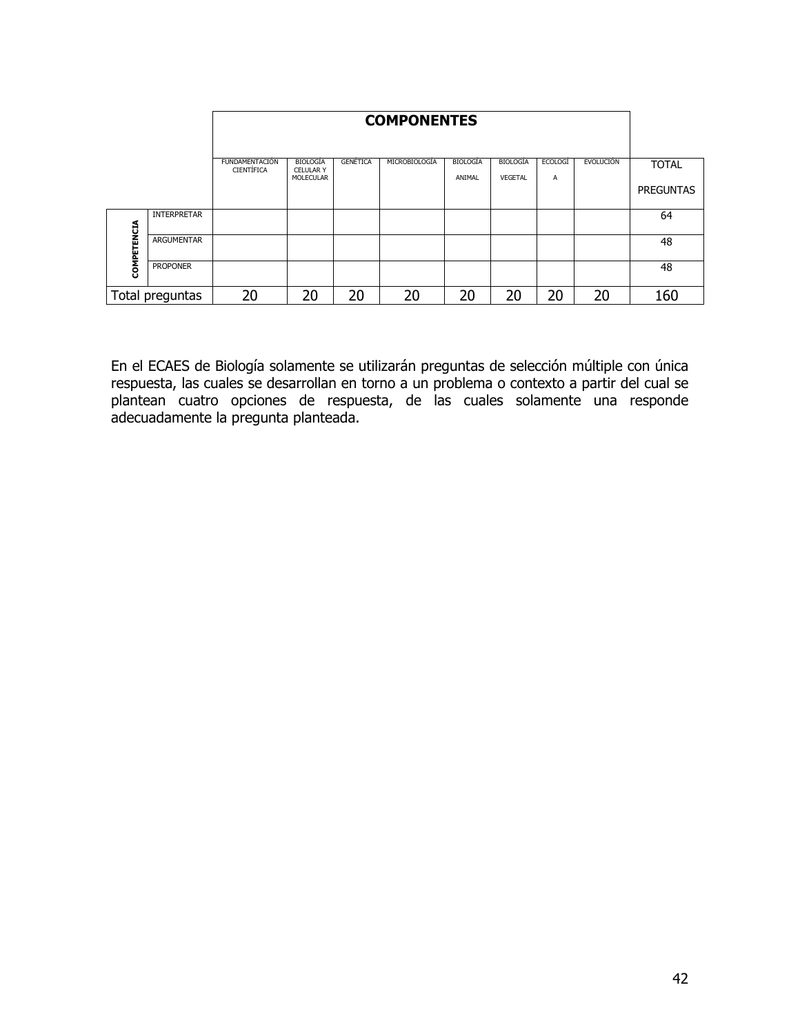| | | COMPONENTES | | | | | | | | |
|---|---|---|---|---|---|---|---|---|---|---|
| | | FUNDAMENTACIÓN CIENTÍFICA | BIOLOGÍA CELULAR Y MOLECULAR | GENÉTICA | MICROBIOLOGÍA | BIOLOGÍA ANIMAL | BIOLOGÍA VEGETAL | ECOLOGÍA | EVOLUCIÓN | TOTAL PREGUNTAS |
| COMPETENCIA | INTERPRETAR | | | | | | | | | 64 |
| | ARGUMENTAR | | | | | | | | | 48 |
| | PROPONER | | | | | | | | | 48 |
| Total preguntas | | 20 | 20 | 20 | 20 | 20 | 20 | 20 | 20 | 160 |

En el ECAES de Biología solamente se utilizarán preguntas de selección múltiple con única respuesta, las cuales se desarrollan en torno a un problema o contexto a partir del cual se plantean cuatro opciones de respuesta, de las cuales solamente una responde adecuadamente la pregunta planteada.